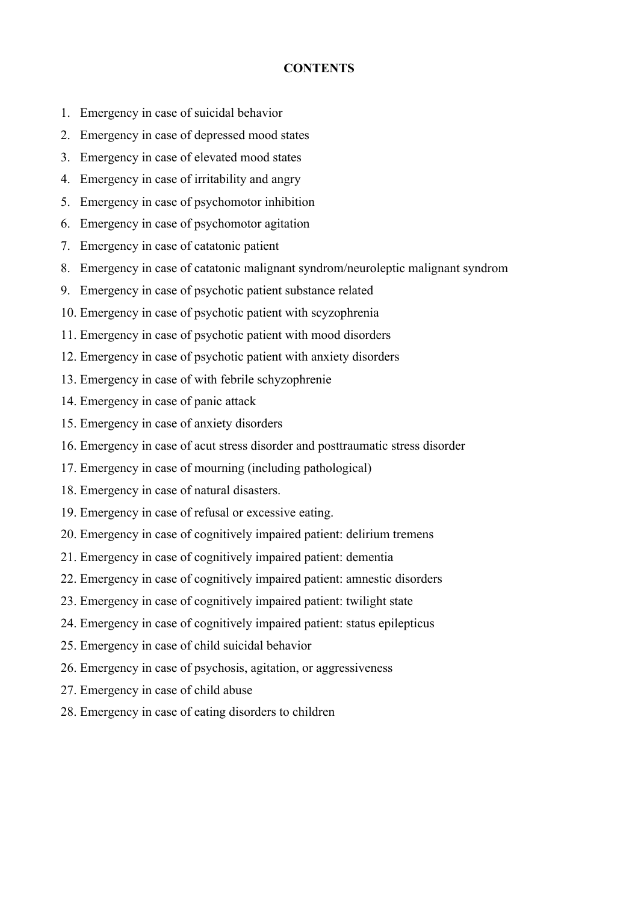**CONTENTS**

1. Emergency in case of suicidal behavior
2. Emergency in case of depressed mood states
3. Emergency in case of elevated mood states
4. Emergency in case of irritability and angry
5. Emergency in case of psychomotor inhibition
6. Emergency in case of psychomotor agitation
7. Emergency in case of catatonic patient
8. Emergency in case of catatonic malignant syndrom/neuroleptic malignant syndrom
9. Emergency in case of psychotic patient substance related
10. Emergency in case of psychotic patient with scyzophrenia
11. Emergency in case of psychotic patient with mood disorders
12. Emergency in case of psychotic patient with anxiety disorders
13. Emergency in case of with febrile schyzophrenie
14. Emergency in case of panic attack
15. Emergency in case of anxiety disorders
16. Emergency in case of acut stress disorder and posttraumatic stress disorder
17. Emergency in case of mourning (including pathological)
18. Emergency in case of natural disasters.
19. Emergency in case of refusal or excessive eating.
20. Emergency in case of cognitively impaired patient: delirium tremens
21. Emergency in case of cognitively impaired patient: dementia
22. Emergency in case of cognitively impaired patient: amnestic disorders
23. Emergency in case of cognitively impaired patient: twilight state
24. Emergency in case of cognitively impaired patient: status epilepticus
25. Emergency in case of child suicidal behavior
26. Emergency in case of psychosis, agitation, or aggressiveness
27. Emergency in case of child abuse
28. Emergency in case of eating disorders to children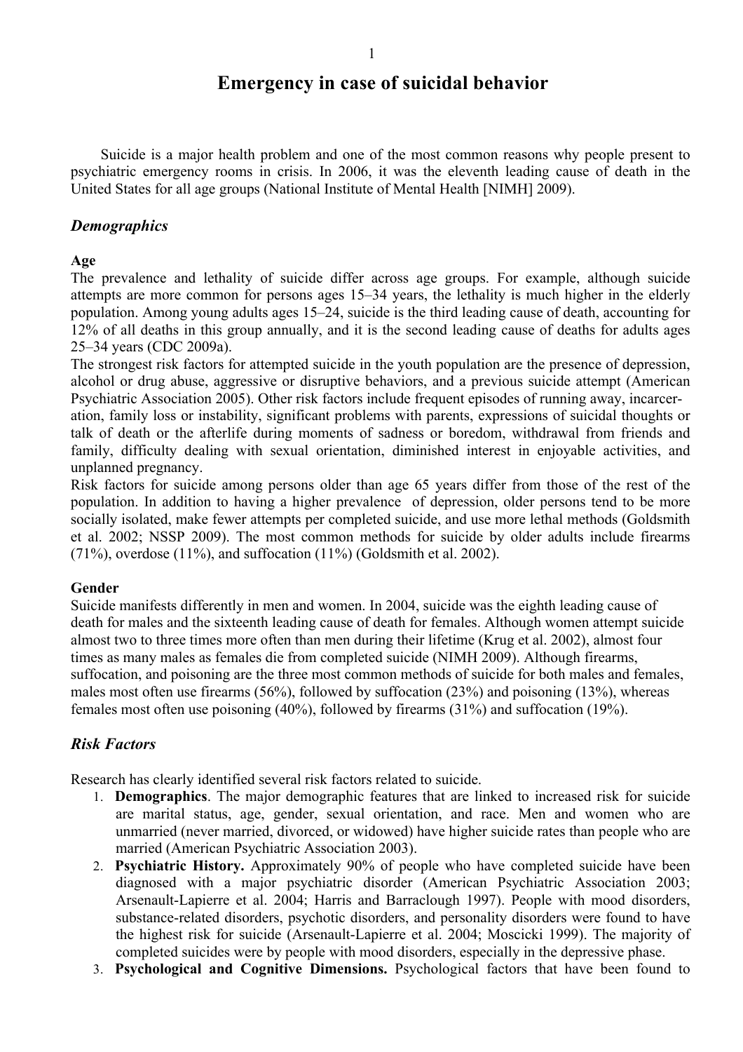# Emergency in case of suicidal behavior

Suicide is a major health problem and one of the most common reasons why people present to psychiatric emergency rooms in crisis. In 2006, it was the eleventh leading cause of death in the United States for all age groups (National Institute of Mental Health [NIMH] 2009).

## *Demographics*

### Age

The prevalence and lethality of suicide differ across age groups. For example, although suicide attempts are more common for persons ages 15–34 years, the lethality is much higher in the elderly population. Among young adults ages 15–24, suicide is the third leading cause of death, accounting for 12% of all deaths in this group annually, and it is the second leading cause of deaths for adults ages 25–34 years (CDC 2009a).

The strongest risk factors for attempted suicide in the youth population are the presence of depression, alcohol or drug abuse, aggressive or disruptive behaviors, and a previous suicide attempt (American Psychiatric Association 2005). Other risk factors include frequent episodes of running away, incarceration, family loss or instability, significant problems with parents, expressions of suicidal thoughts or talk of death or the afterlife during moments of sadness or boredom, withdrawal from friends and family, difficulty dealing with sexual orientation, diminished interest in enjoyable activities, and unplanned pregnancy.

Risk factors for suicide among persons older than age 65 years differ from those of the rest of the population. In addition to having a higher prevalence of depression, older persons tend to be more socially isolated, make fewer attempts per completed suicide, and use more lethal methods (Goldsmith et al. 2002; NSSP 2009). The most common methods for suicide by older adults include firearms (71%), overdose (11%), and suffocation (11%) (Goldsmith et al. 2002).

### Gender

Suicide manifests differently in men and women. In 2004, suicide was the eighth leading cause of death for males and the sixteenth leading cause of death for females. Although women attempt suicide almost two to three times more often than men during their lifetime (Krug et al. 2002), almost four times as many males as females die from completed suicide (NIMH 2009). Although firearms, suffocation, and poisoning are the three most common methods of suicide for both males and females, males most often use firearms (56%), followed by suffocation (23%) and poisoning (13%), whereas females most often use poisoning (40%), followed by firearms (31%) and suffocation (19%).

## *Risk Factors*

Research has clearly identified several risk factors related to suicide.

1. **Demographics**. The major demographic features that are linked to increased risk for suicide are marital status, age, gender, sexual orientation, and race. Men and women who are unmarried (never married, divorced, or widowed) have higher suicide rates than people who are married (American Psychiatric Association 2003).
2. **Psychiatric History.** Approximately 90% of people who have completed suicide have been diagnosed with a major psychiatric disorder (American Psychiatric Association 2003; Arsenault-Lapierre et al. 2004; Harris and Barraclough 1997). People with mood disorders, substance-related disorders, psychotic disorders, and personality disorders were found to have the highest risk for suicide (Arsenault-Lapierre et al. 2004; Moscicki 1999). The majority of completed suicides were by people with mood disorders, especially in the depressive phase.
3. **Psychological and Cognitive Dimensions.** Psychological factors that have been found to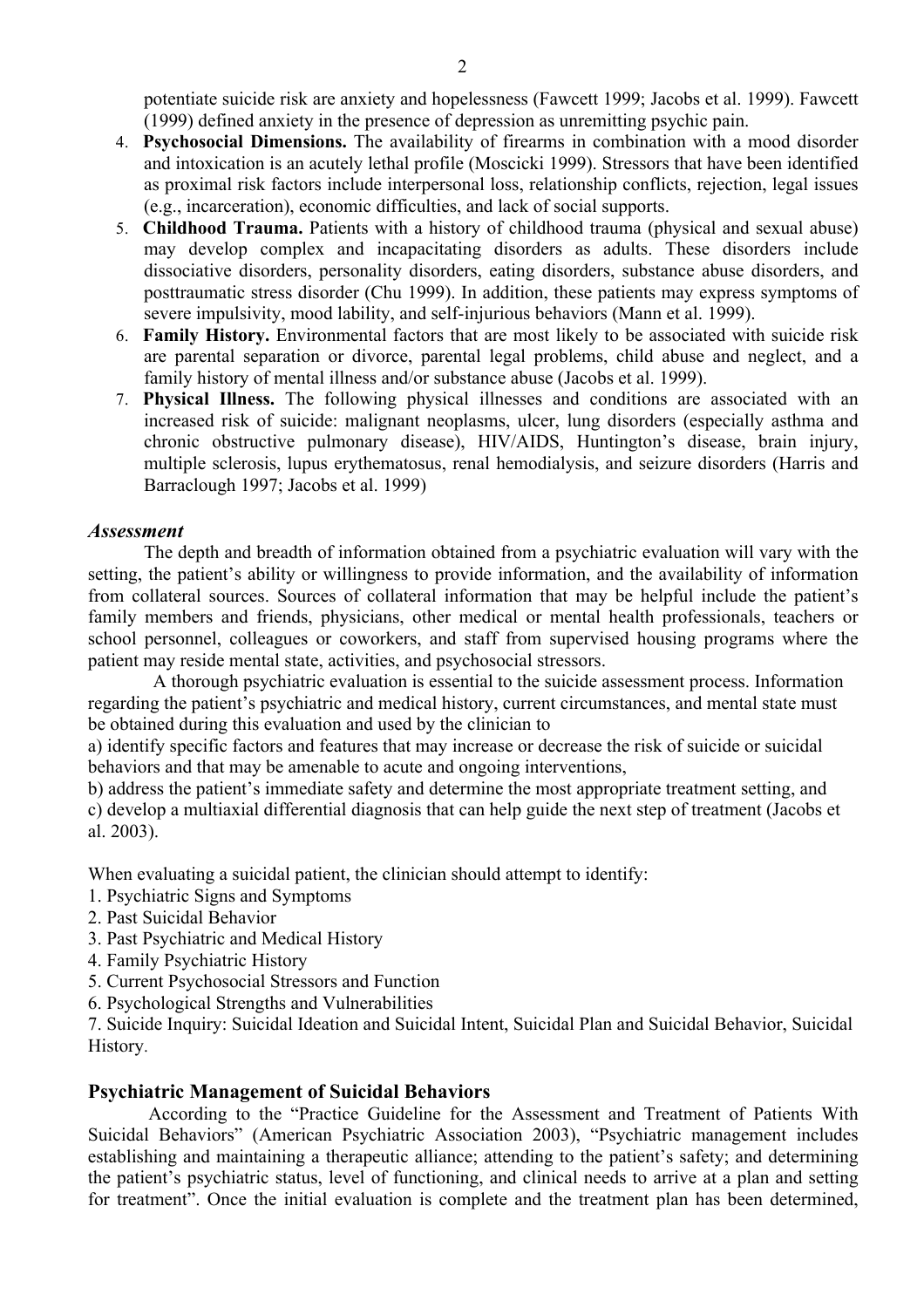potentiate suicide risk are anxiety and hopelessness (Fawcett 1999; Jacobs et al. 1999). Fawcett (1999) defined anxiety in the presence of depression as unremitting psychic pain.

4. **Psychosocial Dimensions.** The availability of firearms in combination with a mood disorder and intoxication is an acutely lethal profile (Moscicki 1999). Stressors that have been identified as proximal risk factors include interpersonal loss, relationship conflicts, rejection, legal issues (e.g., incarceration), economic difficulties, and lack of social supports.
5. **Childhood Trauma.** Patients with a history of childhood trauma (physical and sexual abuse) may develop complex and incapacitating disorders as adults. These disorders include dissociative disorders, personality disorders, eating disorders, substance abuse disorders, and posttraumatic stress disorder (Chu 1999). In addition, these patients may express symptoms of severe impulsivity, mood lability, and self-injurious behaviors (Mann et al. 1999).
6. **Family History.** Environmental factors that are most likely to be associated with suicide risk are parental separation or divorce, parental legal problems, child abuse and neglect, and a family history of mental illness and/or substance abuse (Jacobs et al. 1999).
7. **Physical Illness.** The following physical illnesses and conditions are associated with an increased risk of suicide: malignant neoplasms, ulcer, lung disorders (especially asthma and chronic obstructive pulmonary disease), HIV/AIDS, Huntington's disease, brain injury, multiple sclerosis, lupus erythematosus, renal hemodialysis, and seizure disorders (Harris and Barraclough 1997; Jacobs et al. 1999)

### *Assessment*

The depth and breadth of information obtained from a psychiatric evaluation will vary with the setting, the patient's ability or willingness to provide information, and the availability of information from collateral sources. Sources of collateral information that may be helpful include the patient's family members and friends, physicians, other medical or mental health professionals, teachers or school personnel, colleagues or coworkers, and staff from supervised housing programs where the patient may reside mental state, activities, and psychosocial stressors.

A thorough psychiatric evaluation is essential to the suicide assessment process. Information regarding the patient's psychiatric and medical history, current circumstances, and mental state must be obtained during this evaluation and used by the clinician to

a) identify specific factors and features that may increase or decrease the risk of suicide or suicidal behaviors and that may be amenable to acute and ongoing interventions,

b) address the patient's immediate safety and determine the most appropriate treatment setting, and

c) develop a multiaxial differential diagnosis that can help guide the next step of treatment (Jacobs et al. 2003).

When evaluating a suicidal patient, the clinician should attempt to identify:

1. Psychiatric Signs and Symptoms
2. Past Suicidal Behavior
3. Past Psychiatric and Medical History
4. Family Psychiatric History
5. Current Psychosocial Stressors and Function
6. Psychological Strengths and Vulnerabilities
7. Suicide Inquiry: Suicidal Ideation and Suicidal Intent, Suicidal Plan and Suicidal Behavior, Suicidal History.

## Psychiatric Management of Suicidal Behaviors

According to the "Practice Guideline for the Assessment and Treatment of Patients With Suicidal Behaviors" (American Psychiatric Association 2003), "Psychiatric management includes establishing and maintaining a therapeutic alliance; attending to the patient's safety; and determining the patient's psychiatric status, level of functioning, and clinical needs to arrive at a plan and setting for treatment". Once the initial evaluation is complete and the treatment plan has been determined,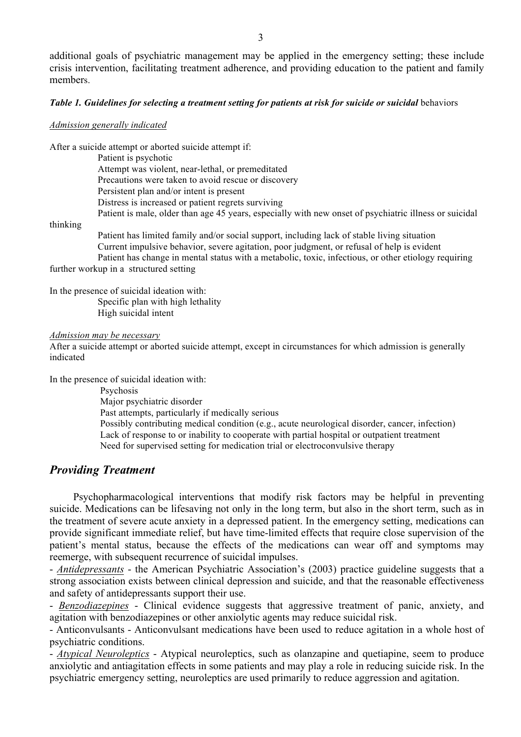additional goals of psychiatric management may be applied in the emergency setting; these include crisis intervention, facilitating treatment adherence, and providing education to the patient and family members.

***Table 1. Guidelines for selecting a treatment setting for patients at risk for suicide or suicidal*** behaviors

*Admission generally indicated*

After a suicide attempt or aborted suicide attempt if:

- Patient is psychotic
- Attempt was violent, near-lethal, or premeditated
- Precautions were taken to avoid rescue or discovery
- Persistent plan and/or intent is present
- Distress is increased or patient regrets surviving
- Patient is male, older than age 45 years, especially with new onset of psychiatric illness or suicidal thinking
- Patient has limited family and/or social support, including lack of stable living situation
- Current impulsive behavior, severe agitation, poor judgment, or refusal of help is evident
- Patient has change in mental status with a metabolic, toxic, infectious, or other etiology requiring further workup in a structured setting

In the presence of suicidal ideation with:

- Specific plan with high lethality
- High suicidal intent

*Admission may be necessary*

After a suicide attempt or aborted suicide attempt, except in circumstances for which admission is generally indicated

In the presence of suicidal ideation with:

- Psychosis
- Major psychiatric disorder
- Past attempts, particularly if medically serious
- Possibly contributing medical condition (e.g., acute neurological disorder, cancer, infection)
- Lack of response to or inability to cooperate with partial hospital or outpatient treatment
- Need for supervised setting for medication trial or electroconvulsive therapy

## *Providing Treatment*

Psychopharmacological interventions that modify risk factors may be helpful in preventing suicide. Medications can be lifesaving not only in the long term, but also in the short term, such as in the treatment of severe acute anxiety in a depressed patient. In the emergency setting, medications can provide significant immediate relief, but have time-limited effects that require close supervision of the patient's mental status, because the effects of the medications can wear off and symptoms may reemerge, with subsequent recurrence of suicidal impulses.

- *Antidepressants* - the American Psychiatric Association's (2003) practice guideline suggests that a strong association exists between clinical depression and suicide, and that the reasonable effectiveness and safety of antidepressants support their use.
- *Benzodiazepines* - Clinical evidence suggests that aggressive treatment of panic, anxiety, and agitation with benzodiazepines or other anxiolytic agents may reduce suicidal risk.
- Anticonvulsants - Anticonvulsant medications have been used to reduce agitation in a whole host of psychiatric conditions.
- *Atypical Neuroleptics* - Atypical neuroleptics, such as olanzapine and quetiapine, seem to produce anxiolytic and antiagitation effects in some patients and may play a role in reducing suicide risk. In the psychiatric emergency setting, neuroleptics are used primarily to reduce aggression and agitation.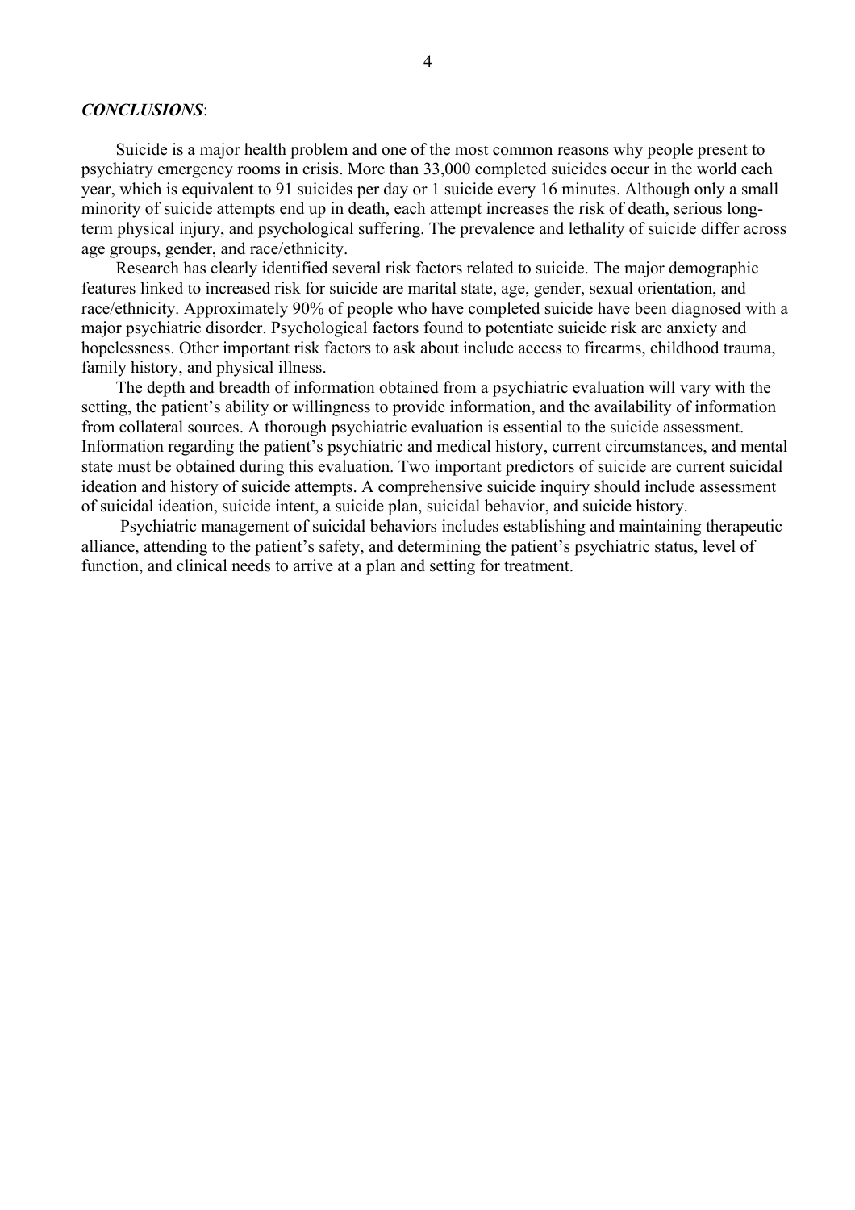***CONCLUSIONS***:

Suicide is a major health problem and one of the most common reasons why people present to psychiatry emergency rooms in crisis. More than 33,000 completed suicides occur in the world each year, which is equivalent to 91 suicides per day or 1 suicide every 16 minutes. Although only a small minority of suicide attempts end up in death, each attempt increases the risk of death, serious long-term physical injury, and psychological suffering. The prevalence and lethality of suicide differ across age groups, gender, and race/ethnicity.

Research has clearly identified several risk factors related to suicide. The major demographic features linked to increased risk for suicide are marital state, age, gender, sexual orientation, and race/ethnicity. Approximately 90% of people who have completed suicide have been diagnosed with a major psychiatric disorder. Psychological factors found to potentiate suicide risk are anxiety and hopelessness. Other important risk factors to ask about include access to firearms, childhood trauma, family history, and physical illness.

The depth and breadth of information obtained from a psychiatric evaluation will vary with the setting, the patient's ability or willingness to provide information, and the availability of information from collateral sources. A thorough psychiatric evaluation is essential to the suicide assessment. Information regarding the patient's psychiatric and medical history, current circumstances, and mental state must be obtained during this evaluation. Two important predictors of suicide are current suicidal ideation and history of suicide attempts. A comprehensive suicide inquiry should include assessment of suicidal ideation, suicide intent, a suicide plan, suicidal behavior, and suicide history.

Psychiatric management of suicidal behaviors includes establishing and maintaining therapeutic alliance, attending to the patient's safety, and determining the patient's psychiatric status, level of function, and clinical needs to arrive at a plan and setting for treatment.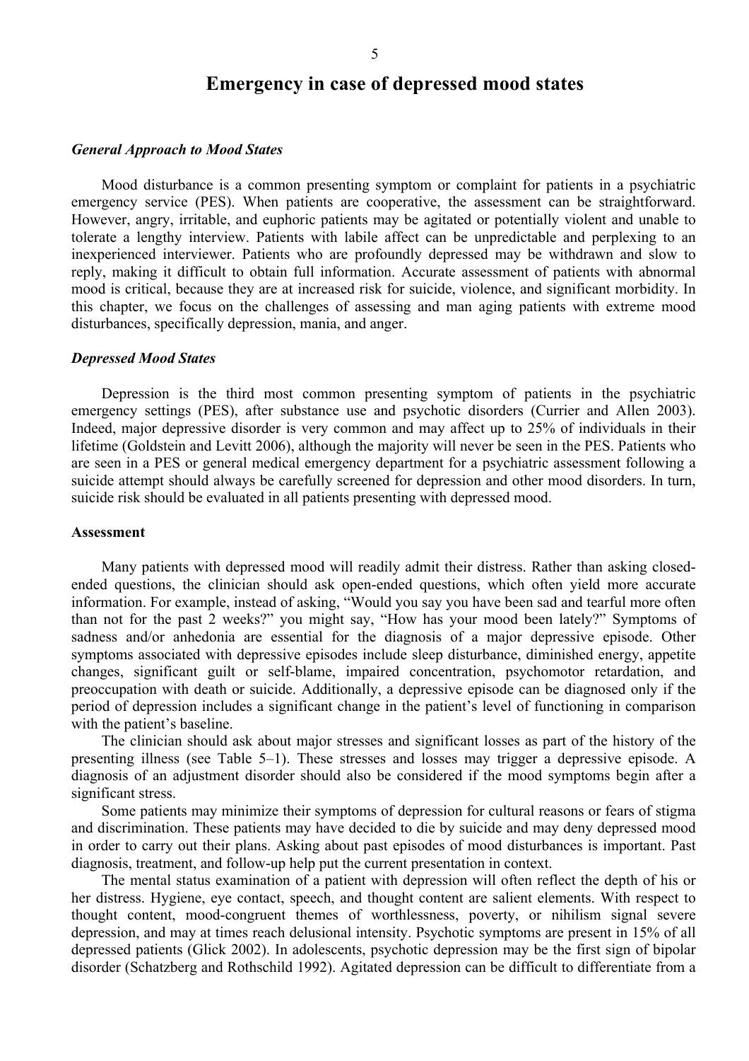# Emergency in case of depressed mood states

### *General Approach to Mood States*

Mood disturbance is a common presenting symptom or complaint for patients in a psychiatric emergency service (PES). When patients are cooperative, the assessment can be straightforward. However, angry, irritable, and euphoric patients may be agitated or potentially violent and unable to tolerate a lengthy interview. Patients with labile affect can be unpredictable and perplexing to an inexperienced interviewer. Patients who are profoundly depressed may be withdrawn and slow to reply, making it difficult to obtain full information. Accurate assessment of patients with abnormal mood is critical, because they are at increased risk for suicide, violence, and significant morbidity. In this chapter, we focus on the challenges of assessing and man aging patients with extreme mood disturbances, specifically depression, mania, and anger.

### *Depressed Mood States*

Depression is the third most common presenting symptom of patients in the psychiatric emergency settings (PES), after substance use and psychotic disorders (Currier and Allen 2003). Indeed, major depressive disorder is very common and may affect up to 25% of individuals in their lifetime (Goldstein and Levitt 2006), although the majority will never be seen in the PES. Patients who are seen in a PES or general medical emergency department for a psychiatric assessment following a suicide attempt should always be carefully screened for depression and other mood disorders. In turn, suicide risk should be evaluated in all patients presenting with depressed mood.

#### Assessment

Many patients with depressed mood will readily admit their distress. Rather than asking closed-ended questions, the clinician should ask open-ended questions, which often yield more accurate information. For example, instead of asking, "Would you say you have been sad and tearful more often than not for the past 2 weeks?" you might say, "How has your mood been lately?" Symptoms of sadness and/or anhedonia are essential for the diagnosis of a major depressive episode. Other symptoms associated with depressive episodes include sleep disturbance, diminished energy, appetite changes, significant guilt or self-blame, impaired concentration, psychomotor retardation, and preoccupation with death or suicide. Additionally, a depressive episode can be diagnosed only if the period of depression includes a significant change in the patient's level of functioning in comparison with the patient's baseline.

The clinician should ask about major stresses and significant losses as part of the history of the presenting illness (see Table 5–1). These stresses and losses may trigger a depressive episode. A diagnosis of an adjustment disorder should also be considered if the mood symptoms begin after a significant stress.

Some patients may minimize their symptoms of depression for cultural reasons or fears of stigma and discrimination. These patients may have decided to die by suicide and may deny depressed mood in order to carry out their plans. Asking about past episodes of mood disturbances is important. Past diagnosis, treatment, and follow-up help put the current presentation in context.

The mental status examination of a patient with depression will often reflect the depth of his or her distress. Hygiene, eye contact, speech, and thought content are salient elements. With respect to thought content, mood-congruent themes of worthlessness, poverty, or nihilism signal severe depression, and may at times reach delusional intensity. Psychotic symptoms are present in 15% of all depressed patients (Glick 2002). In adolescents, psychotic depression may be the first sign of bipolar disorder (Schatzberg and Rothschild 1992). Agitated depression can be difficult to differentiate from a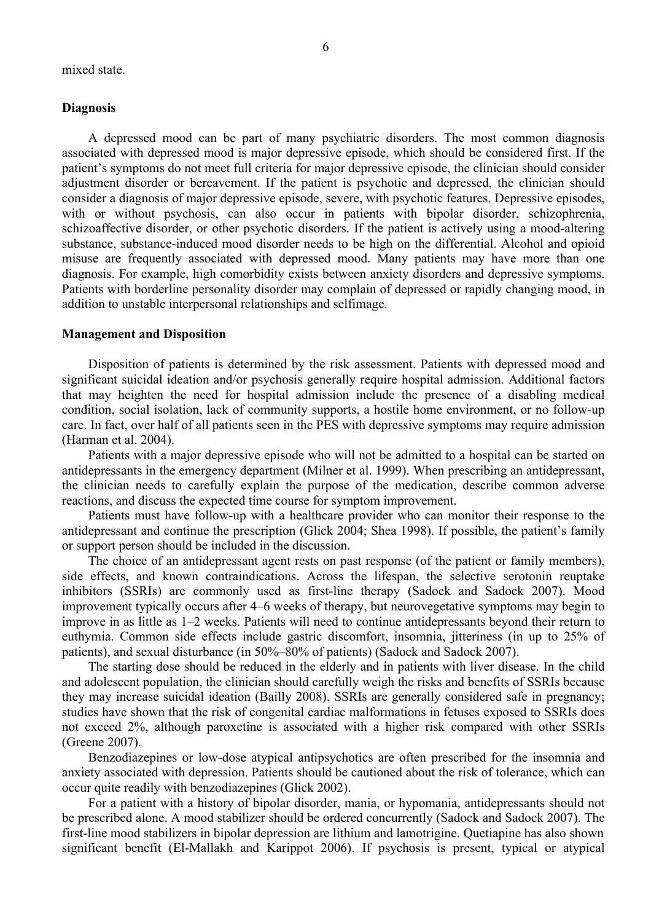mixed state.

**Diagnosis**

A depressed mood can be part of many psychiatric disorders. The most common diagnosis associated with depressed mood is major depressive episode, which should be considered first. If the patient's symptoms do not meet full criteria for major depressive episode, the clinician should consider adjustment disorder or bereavement. If the patient is psychotic and depressed, the clinician should consider a diagnosis of major depressive episode, severe, with psychotic features. Depressive episodes, with or without psychosis, can also occur in patients with bipolar disorder, schizophrenia, schizoaffective disorder, or other psychotic disorders. If the patient is actively using a mood-altering substance, substance-induced mood disorder needs to be high on the differential. Alcohol and opioid misuse are frequently associated with depressed mood. Many patients may have more than one diagnosis. For example, high comorbidity exists between anxiety disorders and depressive symptoms. Patients with borderline personality disorder may complain of depressed or rapidly changing mood, in addition to unstable interpersonal relationships and selfimage.

**Management and Disposition**

Disposition of patients is determined by the risk assessment. Patients with depressed mood and significant suicidal ideation and/or psychosis generally require hospital admission. Additional factors that may heighten the need for hospital admission include the presence of a disabling medical condition, social isolation, lack of community supports, a hostile home environment, or no follow-up care. In fact, over half of all patients seen in the PES with depressive symptoms may require admission (Harman et al. 2004).

Patients with a major depressive episode who will not be admitted to a hospital can be started on antidepressants in the emergency department (Milner et al. 1999). When prescribing an antidepressant, the clinician needs to carefully explain the purpose of the medication, describe common adverse reactions, and discuss the expected time course for symptom improvement.

Patients must have follow-up with a healthcare provider who can monitor their response to the antidepressant and continue the prescription (Glick 2004; Shea 1998). If possible, the patient's family or support person should be included in the discussion.

The choice of an antidepressant agent rests on past response (of the patient or family members), side effects, and known contraindications. Across the lifespan, the selective serotonin reuptake inhibitors (SSRIs) are commonly used as first-line therapy (Sadock and Sadock 2007). Mood improvement typically occurs after 4–6 weeks of therapy, but neurovegetative symptoms may begin to improve in as little as 1–2 weeks. Patients will need to continue antidepressants beyond their return to euthymia. Common side effects include gastric discomfort, insomnia, jitteriness (in up to 25% of patients), and sexual disturbance (in 50%–80% of patients) (Sadock and Sadock 2007).

The starting dose should be reduced in the elderly and in patients with liver disease. In the child and adolescent population, the clinician should carefully weigh the risks and benefits of SSRIs because they may increase suicidal ideation (Bailly 2008). SSRIs are generally considered safe in pregnancy; studies have shown that the risk of congenital cardiac malformations in fetuses exposed to SSRIs does not exceed 2%, although paroxetine is associated with a higher risk compared with other SSRIs (Greene 2007).

Benzodiazepines or low-dose atypical antipsychotics are often prescribed for the insomnia and anxiety associated with depression. Patients should be cautioned about the risk of tolerance, which can occur quite readily with benzodiazepines (Glick 2002).

For a patient with a history of bipolar disorder, mania, or hypomania, antidepressants should not be prescribed alone. A mood stabilizer should be ordered concurrently (Sadock and Sadock 2007). The first-line mood stabilizers in bipolar depression are lithium and lamotrigine. Quetiapine has also shown significant benefit (El-Mallakh and Karippot 2006). If psychosis is present, typical or atypical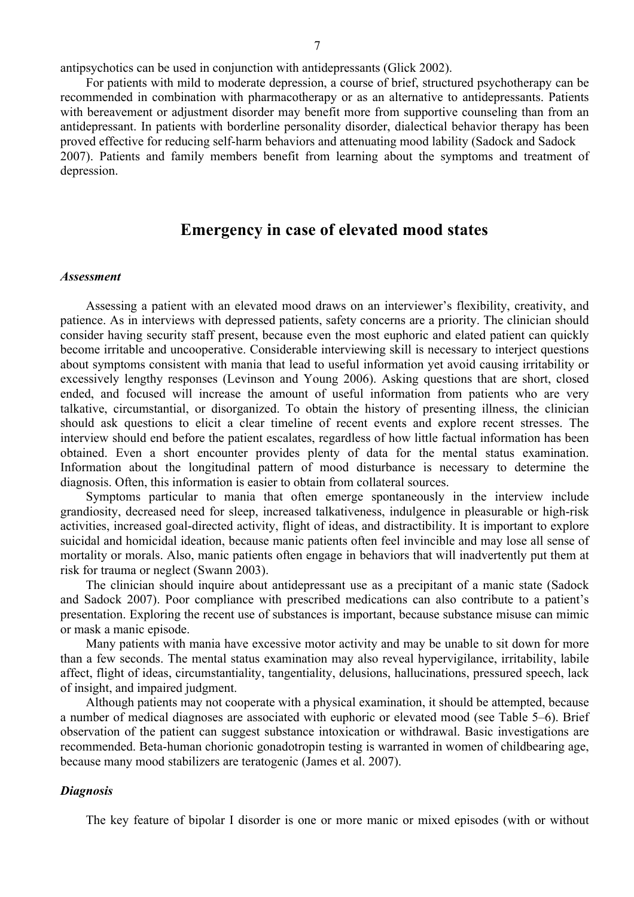antipsychotics can be used in conjunction with antidepressants (Glick 2002).

For patients with mild to moderate depression, a course of brief, structured psychotherapy can be recommended in combination with pharmacotherapy or as an alternative to antidepressants. Patients with bereavement or adjustment disorder may benefit more from supportive counseling than from an antidepressant. In patients with borderline personality disorder, dialectical behavior therapy has been proved effective for reducing self-harm behaviors and attenuating mood lability (Sadock and Sadock 2007). Patients and family members benefit from learning about the symptoms and treatment of depression.

## Emergency in case of elevated mood states

### *Assessment*

Assessing a patient with an elevated mood draws on an interviewer's flexibility, creativity, and patience. As in interviews with depressed patients, safety concerns are a priority. The clinician should consider having security staff present, because even the most euphoric and elated patient can quickly become irritable and uncooperative. Considerable interviewing skill is necessary to interject questions about symptoms consistent with mania that lead to useful information yet avoid causing irritability or excessively lengthy responses (Levinson and Young 2006). Asking questions that are short, closed ended, and focused will increase the amount of useful information from patients who are very talkative, circumstantial, or disorganized. To obtain the history of presenting illness, the clinician should ask questions to elicit a clear timeline of recent events and explore recent stresses. The interview should end before the patient escalates, regardless of how little factual information has been obtained. Even a short encounter provides plenty of data for the mental status examination. Information about the longitudinal pattern of mood disturbance is necessary to determine the diagnosis. Often, this information is easier to obtain from collateral sources.

Symptoms particular to mania that often emerge spontaneously in the interview include grandiosity, decreased need for sleep, increased talkativeness, indulgence in pleasurable or high-risk activities, increased goal-directed activity, flight of ideas, and distractibility. It is important to explore suicidal and homicidal ideation, because manic patients often feel invincible and may lose all sense of mortality or morals. Also, manic patients often engage in behaviors that will inadvertently put them at risk for trauma or neglect (Swann 2003).

The clinician should inquire about antidepressant use as a precipitant of a manic state (Sadock and Sadock 2007). Poor compliance with prescribed medications can also contribute to a patient's presentation. Exploring the recent use of substances is important, because substance misuse can mimic or mask a manic episode.

Many patients with mania have excessive motor activity and may be unable to sit down for more than a few seconds. The mental status examination may also reveal hypervigilance, irritability, labile affect, flight of ideas, circumstantiality, tangentiality, delusions, hallucinations, pressured speech, lack of insight, and impaired judgment.

Although patients may not cooperate with a physical examination, it should be attempted, because a number of medical diagnoses are associated with euphoric or elevated mood (see Table 5–6). Brief observation of the patient can suggest substance intoxication or withdrawal. Basic investigations are recommended. Beta-human chorionic gonadotropin testing is warranted in women of childbearing age, because many mood stabilizers are teratogenic (James et al. 2007).

### *Diagnosis*

The key feature of bipolar I disorder is one or more manic or mixed episodes (with or without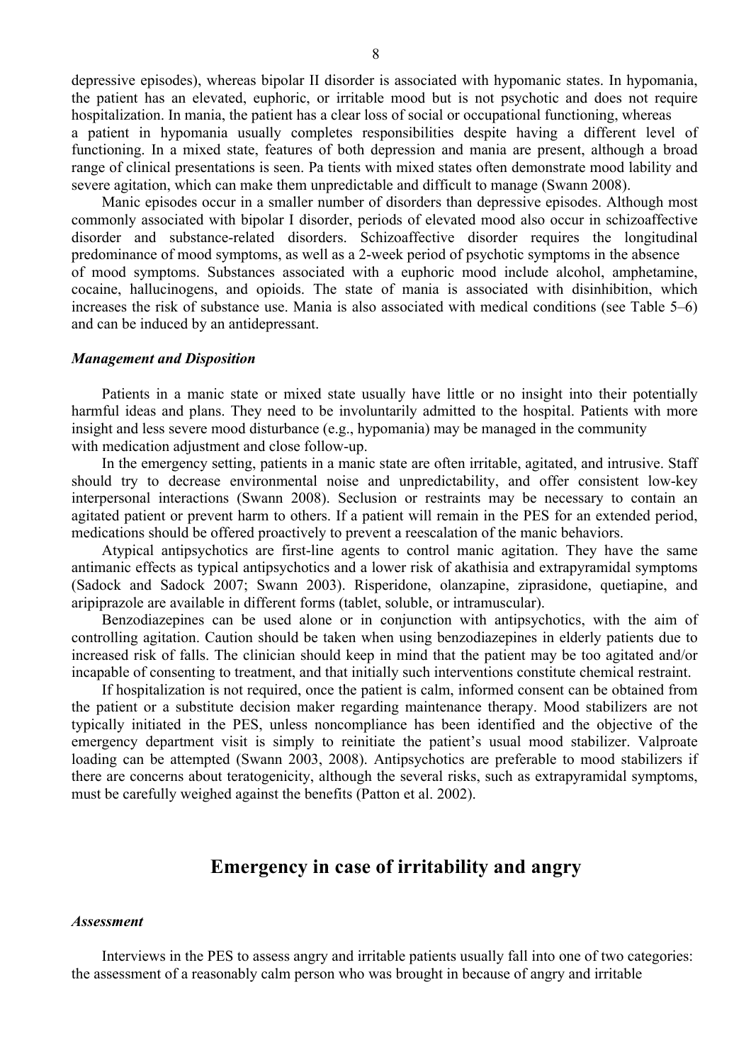depressive episodes), whereas bipolar II disorder is associated with hypomanic states. In hypomania, the patient has an elevated, euphoric, or irritable mood but is not psychotic and does not require hospitalization. In mania, the patient has a clear loss of social or occupational functioning, whereas a patient in hypomania usually completes responsibilities despite having a different level of functioning. In a mixed state, features of both depression and mania are present, although a broad range of clinical presentations is seen. Pa tients with mixed states often demonstrate mood lability and severe agitation, which can make them unpredictable and difficult to manage (Swann 2008).

Manic episodes occur in a smaller number of disorders than depressive episodes. Although most commonly associated with bipolar I disorder, periods of elevated mood also occur in schizoaffective disorder and substance-related disorders. Schizoaffective disorder requires the longitudinal predominance of mood symptoms, as well as a 2-week period of psychotic symptoms in the absence of mood symptoms. Substances associated with a euphoric mood include alcohol, amphetamine, cocaine, hallucinogens, and opioids. The state of mania is associated with disinhibition, which increases the risk of substance use. Mania is also associated with medical conditions (see Table 5–6) and can be induced by an antidepressant.

### *Management and Disposition*

Patients in a manic state or mixed state usually have little or no insight into their potentially harmful ideas and plans. They need to be involuntarily admitted to the hospital. Patients with more insight and less severe mood disturbance (e.g., hypomania) may be managed in the community with medication adjustment and close follow-up.

In the emergency setting, patients in a manic state are often irritable, agitated, and intrusive. Staff should try to decrease environmental noise and unpredictability, and offer consistent low-key interpersonal interactions (Swann 2008). Seclusion or restraints may be necessary to contain an agitated patient or prevent harm to others. If a patient will remain in the PES for an extended period, medications should be offered proactively to prevent a reescalation of the manic behaviors.

Atypical antipsychotics are first-line agents to control manic agitation. They have the same antimanic effects as typical antipsychotics and a lower risk of akathisia and extrapyramidal symptoms (Sadock and Sadock 2007; Swann 2003). Risperidone, olanzapine, ziprasidone, quetiapine, and aripiprazole are available in different forms (tablet, soluble, or intramuscular).

Benzodiazepines can be used alone or in conjunction with antipsychotics, with the aim of controlling agitation. Caution should be taken when using benzodiazepines in elderly patients due to increased risk of falls. The clinician should keep in mind that the patient may be too agitated and/or incapable of consenting to treatment, and that initially such interventions constitute chemical restraint.

If hospitalization is not required, once the patient is calm, informed consent can be obtained from the patient or a substitute decision maker regarding maintenance therapy. Mood stabilizers are not typically initiated in the PES, unless noncompliance has been identified and the objective of the emergency department visit is simply to reinitiate the patient's usual mood stabilizer. Valproate loading can be attempted (Swann 2003, 2008). Antipsychotics are preferable to mood stabilizers if there are concerns about teratogenicity, although the several risks, such as extrapyramidal symptoms, must be carefully weighed against the benefits (Patton et al. 2002).

## Emergency in case of irritability and angry

### *Assessment*

Interviews in the PES to assess angry and irritable patients usually fall into one of two categories: the assessment of a reasonably calm person who was brought in because of angry and irritable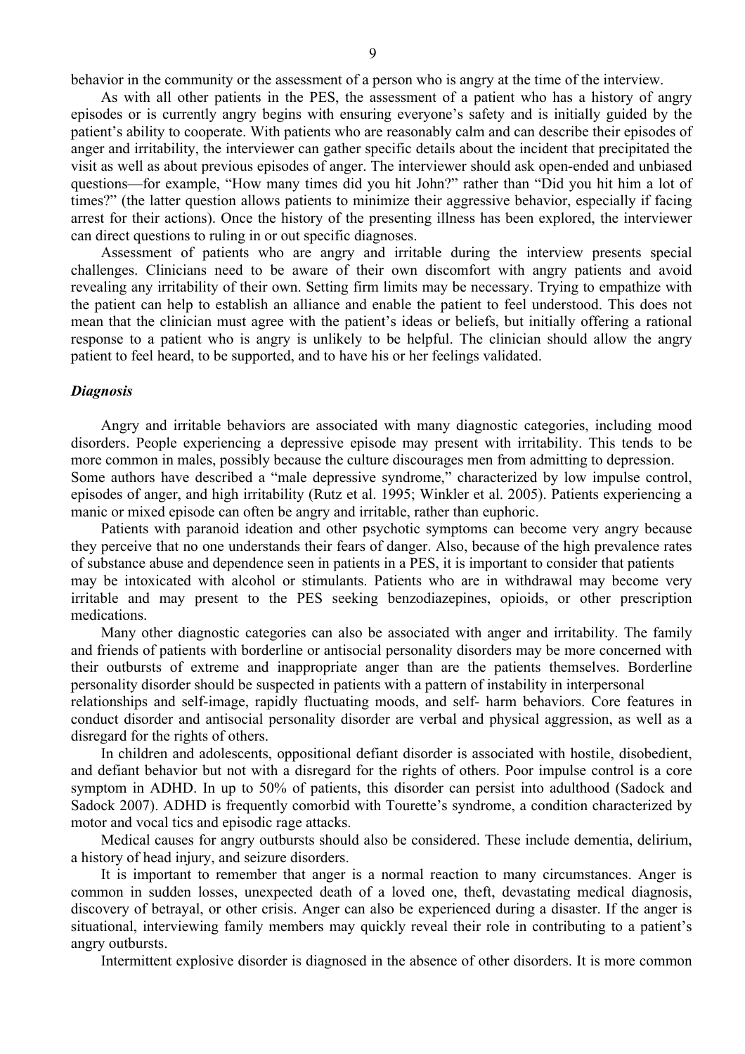behavior in the community or the assessment of a person who is angry at the time of the interview.

As with all other patients in the PES, the assessment of a patient who has a history of angry episodes or is currently angry begins with ensuring everyone's safety and is initially guided by the patient's ability to cooperate. With patients who are reasonably calm and can describe their episodes of anger and irritability, the interviewer can gather specific details about the incident that precipitated the visit as well as about previous episodes of anger. The interviewer should ask open-ended and unbiased questions—for example, "How many times did you hit John?" rather than "Did you hit him a lot of times?" (the latter question allows patients to minimize their aggressive behavior, especially if facing arrest for their actions). Once the history of the presenting illness has been explored, the interviewer can direct questions to ruling in or out specific diagnoses.

Assessment of patients who are angry and irritable during the interview presents special challenges. Clinicians need to be aware of their own discomfort with angry patients and avoid revealing any irritability of their own. Setting firm limits may be necessary. Trying to empathize with the patient can help to establish an alliance and enable the patient to feel understood. This does not mean that the clinician must agree with the patient's ideas or beliefs, but initially offering a rational response to a patient who is angry is unlikely to be helpful. The clinician should allow the angry patient to feel heard, to be supported, and to have his or her feelings validated.

### *Diagnosis*

Angry and irritable behaviors are associated with many diagnostic categories, including mood disorders. People experiencing a depressive episode may present with irritability. This tends to be more common in males, possibly because the culture discourages men from admitting to depression. Some authors have described a "male depressive syndrome," characterized by low impulse control, episodes of anger, and high irritability (Rutz et al. 1995; Winkler et al. 2005). Patients experiencing a manic or mixed episode can often be angry and irritable, rather than euphoric.

Patients with paranoid ideation and other psychotic symptoms can become very angry because they perceive that no one understands their fears of danger. Also, because of the high prevalence rates of substance abuse and dependence seen in patients in a PES, it is important to consider that patients may be intoxicated with alcohol or stimulants. Patients who are in withdrawal may become very irritable and may present to the PES seeking benzodiazepines, opioids, or other prescription medications.

Many other diagnostic categories can also be associated with anger and irritability. The family and friends of patients with borderline or antisocial personality disorders may be more concerned with their outbursts of extreme and inappropriate anger than are the patients themselves. Borderline personality disorder should be suspected in patients with a pattern of instability in interpersonal relationships and self-image, rapidly fluctuating moods, and self- harm behaviors. Core features in conduct disorder and antisocial personality disorder are verbal and physical aggression, as well as a disregard for the rights of others.

In children and adolescents, oppositional defiant disorder is associated with hostile, disobedient, and defiant behavior but not with a disregard for the rights of others. Poor impulse control is a core symptom in ADHD. In up to 50% of patients, this disorder can persist into adulthood (Sadock and Sadock 2007). ADHD is frequently comorbid with Tourette's syndrome, a condition characterized by motor and vocal tics and episodic rage attacks.

Medical causes for angry outbursts should also be considered. These include dementia, delirium, a history of head injury, and seizure disorders.

It is important to remember that anger is a normal reaction to many circumstances. Anger is common in sudden losses, unexpected death of a loved one, theft, devastating medical diagnosis, discovery of betrayal, or other crisis. Anger can also be experienced during a disaster. If the anger is situational, interviewing family members may quickly reveal their role in contributing to a patient's angry outbursts.

Intermittent explosive disorder is diagnosed in the absence of other disorders. It is more common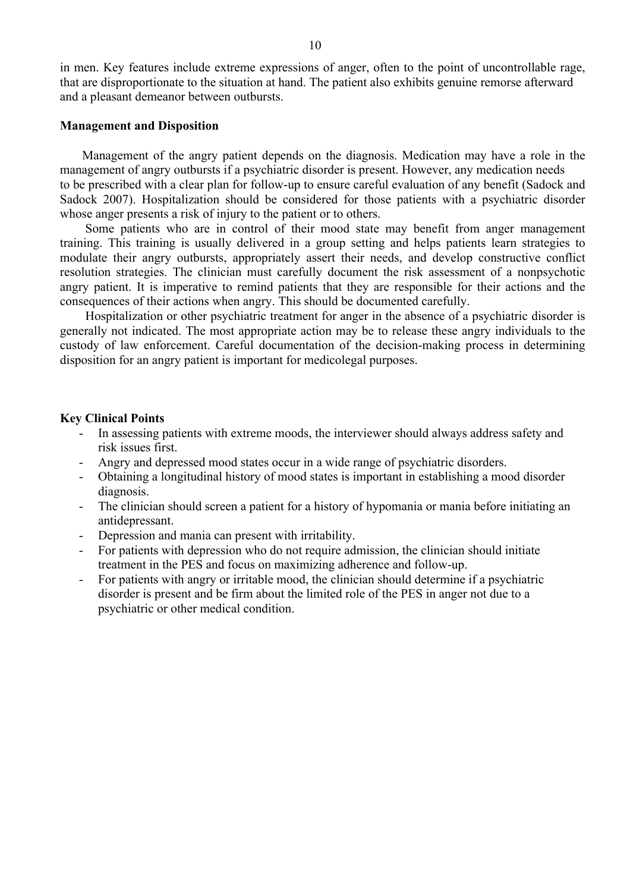in men. Key features include extreme expressions of anger, often to the point of uncontrollable rage, that are disproportionate to the situation at hand. The patient also exhibits genuine remorse afterward and a pleasant demeanor between outbursts.

**Management and Disposition**

Management of the angry patient depends on the diagnosis. Medication may have a role in the management of angry outbursts if a psychiatric disorder is present. However, any medication needs to be prescribed with a clear plan for follow-up to ensure careful evaluation of any benefit (Sadock and Sadock 2007). Hospitalization should be considered for those patients with a psychiatric disorder whose anger presents a risk of injury to the patient or to others.

Some patients who are in control of their mood state may benefit from anger management training. This training is usually delivered in a group setting and helps patients learn strategies to modulate their angry outbursts, appropriately assert their needs, and develop constructive conflict resolution strategies. The clinician must carefully document the risk assessment of a nonpsychotic angry patient. It is imperative to remind patients that they are responsible for their actions and the consequences of their actions when angry. This should be documented carefully.

Hospitalization or other psychiatric treatment for anger in the absence of a psychiatric disorder is generally not indicated. The most appropriate action may be to release these angry individuals to the custody of law enforcement. Careful documentation of the decision-making process in determining disposition for an angry patient is important for medicolegal purposes.

**Key Clinical Points**

- In assessing patients with extreme moods, the interviewer should always address safety and risk issues first.
- Angry and depressed mood states occur in a wide range of psychiatric disorders.
- Obtaining a longitudinal history of mood states is important in establishing a mood disorder diagnosis.
- The clinician should screen a patient for a history of hypomania or mania before initiating an antidepressant.
- Depression and mania can present with irritability.
- For patients with depression who do not require admission, the clinician should initiate treatment in the PES and focus on maximizing adherence and follow-up.
- For patients with angry or irritable mood, the clinician should determine if a psychiatric disorder is present and be firm about the limited role of the PES in anger not due to a psychiatric or other medical condition.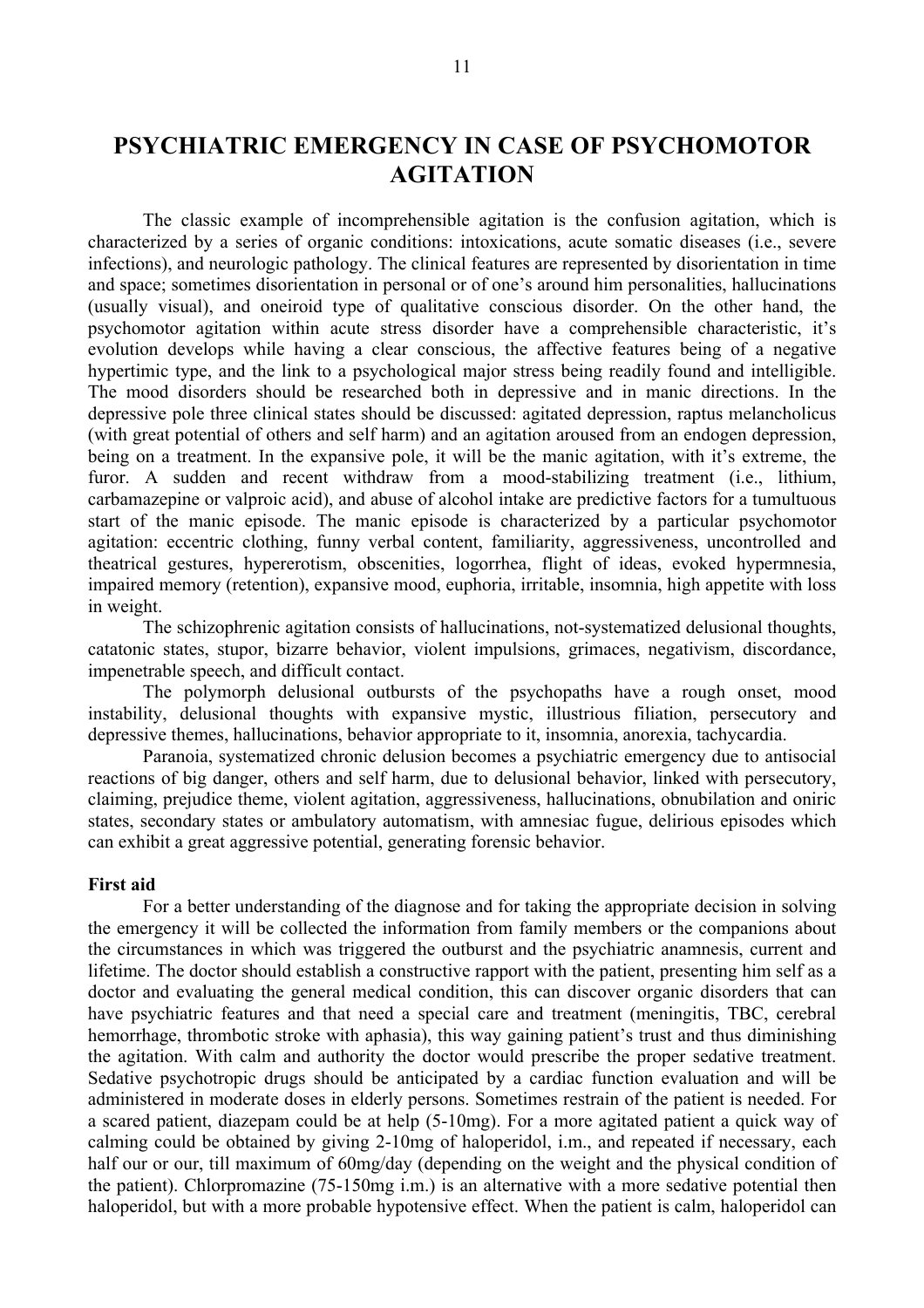# PSYCHIATRIC EMERGENCY IN CASE OF PSYCHOMOTOR AGITATION

The classic example of incomprehensible agitation is the confusion agitation, which is characterized by a series of organic conditions: intoxications, acute somatic diseases (i.e., severe infections), and neurologic pathology. The clinical features are represented by disorientation in time and space; sometimes disorientation in personal or of one's around him personalities, hallucinations (usually visual), and oneiroid type of qualitative conscious disorder. On the other hand, the psychomotor agitation within acute stress disorder have a comprehensible characteristic, it's evolution develops while having a clear conscious, the affective features being of a negative hypertimic type, and the link to a psychological major stress being readily found and intelligible. The mood disorders should be researched both in depressive and in manic directions. In the depressive pole three clinical states should be discussed: agitated depression, raptus melancholicus (with great potential of others and self harm) and an agitation aroused from an endogen depression, being on a treatment. In the expansive pole, it will be the manic agitation, with it's extreme, the furor. A sudden and recent withdraw from a mood-stabilizing treatment (i.e., lithium, carbamazepine or valproic acid), and abuse of alcohol intake are predictive factors for a tumultuous start of the manic episode. The manic episode is characterized by a particular psychomotor agitation: eccentric clothing, funny verbal content, familiarity, aggressiveness, uncontrolled and theatrical gestures, hypererotism, obscenities, logorrhea, flight of ideas, evoked hypermnesia, impaired memory (retention), expansive mood, euphoria, irritable, insomnia, high appetite with loss in weight.

The schizophrenic agitation consists of hallucinations, not-systematized delusional thoughts, catatonic states, stupor, bizarre behavior, violent impulsions, grimaces, negativism, discordance, impenetrable speech, and difficult contact.

The polymorph delusional outbursts of the psychopaths have a rough onset, mood instability, delusional thoughts with expansive mystic, illustrious filiation, persecutory and depressive themes, hallucinations, behavior appropriate to it, insomnia, anorexia, tachycardia.

Paranoia, systematized chronic delusion becomes a psychiatric emergency due to antisocial reactions of big danger, others and self harm, due to delusional behavior, linked with persecutory, claiming, prejudice theme, violent agitation, aggressiveness, hallucinations, obnubilation and oniric states, secondary states or ambulatory automatism, with amnesiac fugue, delirious episodes which can exhibit a great aggressive potential, generating forensic behavior.

**First aid**

For a better understanding of the diagnose and for taking the appropriate decision in solving the emergency it will be collected the information from family members or the companions about the circumstances in which was triggered the outburst and the psychiatric anamnesis, current and lifetime. The doctor should establish a constructive rapport with the patient, presenting him self as a doctor and evaluating the general medical condition, this can discover organic disorders that can have psychiatric features and that need a special care and treatment (meningitis, TBC, cerebral hemorrhage, thrombotic stroke with aphasia), this way gaining patient's trust and thus diminishing the agitation. With calm and authority the doctor would prescribe the proper sedative treatment. Sedative psychotropic drugs should be anticipated by a cardiac function evaluation and will be administered in moderate doses in elderly persons. Sometimes restrain of the patient is needed. For a scared patient, diazepam could be at help (5-10mg). For a more agitated patient a quick way of calming could be obtained by giving 2-10mg of haloperidol, i.m., and repeated if necessary, each half our or our, till maximum of 60mg/day (depending on the weight and the physical condition of the patient). Chlorpromazine (75-150mg i.m.) is an alternative with a more sedative potential then haloperidol, but with a more probable hypotensive effect. When the patient is calm, haloperidol can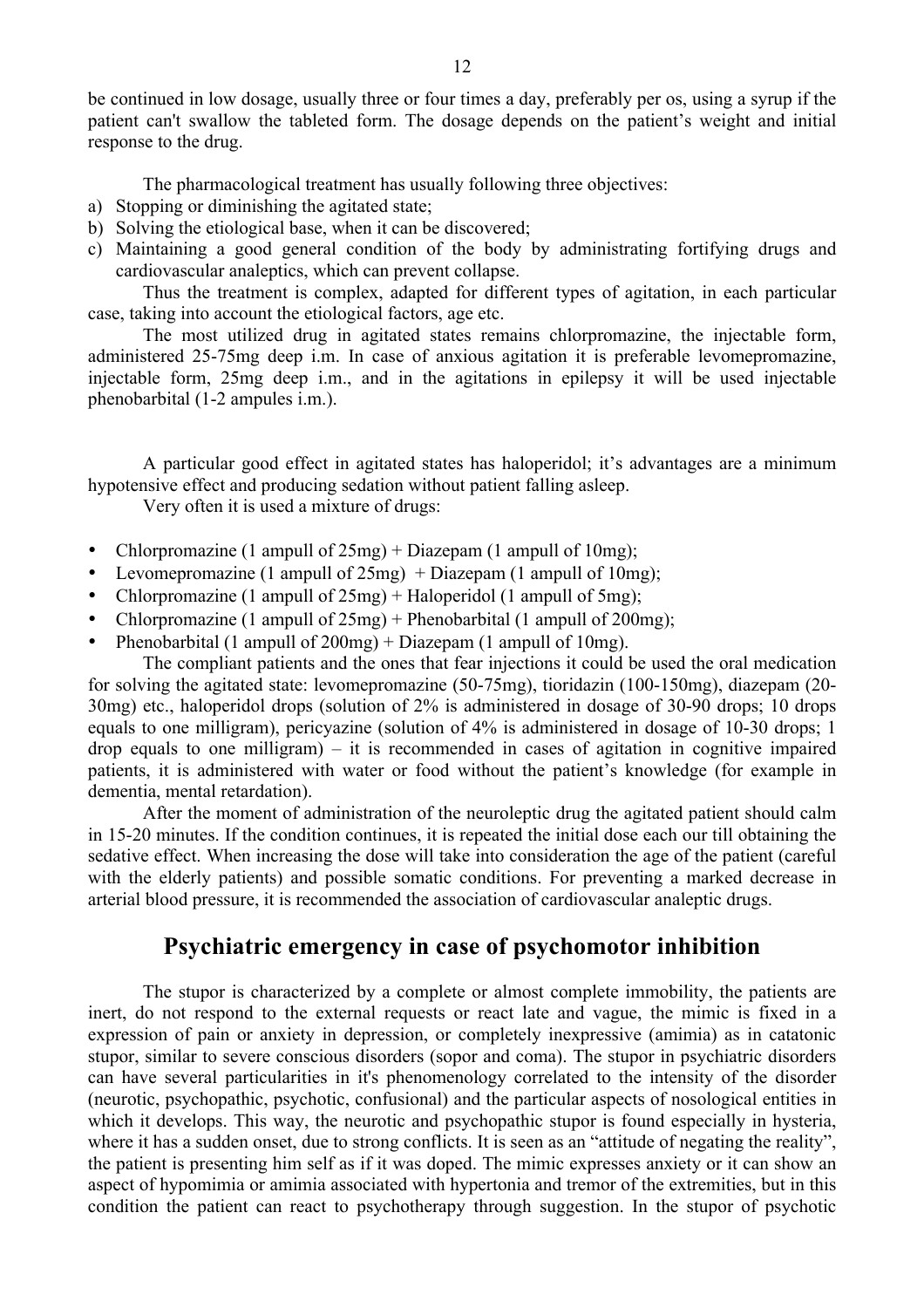be continued in low dosage, usually three or four times a day, preferably per os, using a syrup if the patient can't swallow the tableted form. The dosage depends on the patient's weight and initial response to the drug.

The pharmacological treatment has usually following three objectives:

a) Stopping or diminishing the agitated state;
b) Solving the etiological base, when it can be discovered;
c) Maintaining a good general condition of the body by administrating fortifying drugs and cardiovascular analeptics, which can prevent collapse.

Thus the treatment is complex, adapted for different types of agitation, in each particular case, taking into account the etiological factors, age etc.

The most utilized drug in agitated states remains chlorpromazine, the injectable form, administered 25-75mg deep i.m. In case of anxious agitation it is preferable levomepromazine, injectable form, 25mg deep i.m., and in the agitations in epilepsy it will be used injectable phenobarbital (1-2 ampules i.m.).

A particular good effect in agitated states has haloperidol; it's advantages are a minimum hypotensive effect and producing sedation without patient falling asleep.

Very often it is used a mixture of drugs:

- Chlorpromazine (1 ampull of 25mg) + Diazepam (1 ampull of 10mg);
- Levomepromazine (1 ampull of 25mg) + Diazepam (1 ampull of 10mg);
- Chlorpromazine (1 ampull of 25mg) + Haloperidol (1 ampull of 5mg);
- Chlorpromazine (1 ampull of 25mg) + Phenobarbital (1 ampull of 200mg);
- Phenobarbital (1 ampull of 200mg) + Diazepam (1 ampull of 10mg).

The compliant patients and the ones that fear injections it could be used the oral medication for solving the agitated state: levomepromazine (50-75mg), tioridazin (100-150mg), diazepam (20-30mg) etc., haloperidol drops (solution of 2% is administered in dosage of 30-90 drops; 10 drops equals to one milligram), pericyazine (solution of 4% is administered in dosage of 10-30 drops; 1 drop equals to one milligram) – it is recommended in cases of agitation in cognitive impaired patients, it is administered with water or food without the patient's knowledge (for example in dementia, mental retardation).

After the moment of administration of the neuroleptic drug the agitated patient should calm in 15-20 minutes. If the condition continues, it is repeated the initial dose each our till obtaining the sedative effect. When increasing the dose will take into consideration the age of the patient (careful with the elderly patients) and possible somatic conditions. For preventing a marked decrease in arterial blood pressure, it is recommended the association of cardiovascular analeptic drugs.

## Psychiatric emergency in case of psychomotor inhibition

The stupor is characterized by a complete or almost complete immobility, the patients are inert, do not respond to the external requests or react late and vague, the mimic is fixed in a expression of pain or anxiety in depression, or completely inexpressive (amimia) as in catatonic stupor, similar to severe conscious disorders (sopor and coma). The stupor in psychiatric disorders can have several particularities in it's phenomenology correlated to the intensity of the disorder (neurotic, psychopathic, psychotic, confusional) and the particular aspects of nosological entities in which it develops. This way, the neurotic and psychopathic stupor is found especially in hysteria, where it has a sudden onset, due to strong conflicts. It is seen as an "attitude of negating the reality", the patient is presenting him self as if it was doped. The mimic expresses anxiety or it can show an aspect of hypomimia or amimia associated with hypertonia and tremor of the extremities, but in this condition the patient can react to psychotherapy through suggestion. In the stupor of psychotic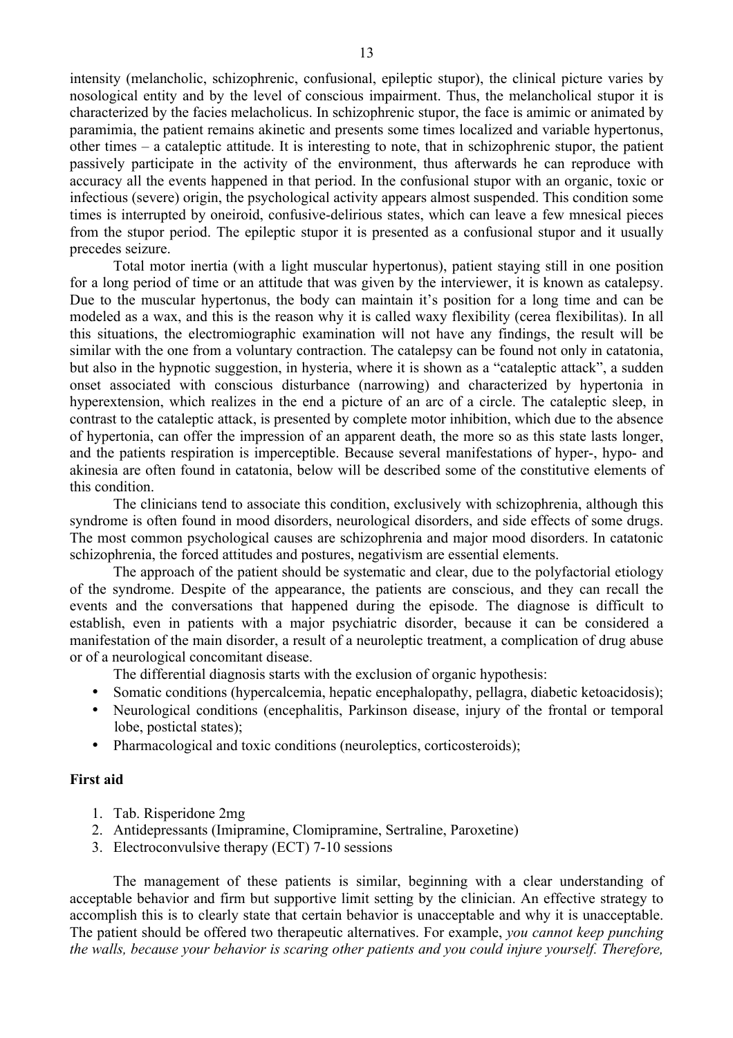intensity (melancholic, schizophrenic, confusional, epileptic stupor), the clinical picture varies by nosological entity and by the level of conscious impairment. Thus, the melancholical stupor it is characterized by the facies melacholicus. In schizophrenic stupor, the face is amimic or animated by paramimia, the patient remains akinetic and presents some times localized and variable hypertonus, other times – a cataleptic attitude. It is interesting to note, that in schizophrenic stupor, the patient passively participate in the activity of the environment, thus afterwards he can reproduce with accuracy all the events happened in that period. In the confusional stupor with an organic, toxic or infectious (severe) origin, the psychological activity appears almost suspended. This condition some times is interrupted by oneiroid, confusive-delirious states, which can leave a few mnesical pieces from the stupor period. The epileptic stupor it is presented as a confusional stupor and it usually precedes seizure.

Total motor inertia (with a light muscular hypertonus), patient staying still in one position for a long period of time or an attitude that was given by the interviewer, it is known as catalepsy. Due to the muscular hypertonus, the body can maintain it's position for a long time and can be modeled as a wax, and this is the reason why it is called waxy flexibility (cerea flexibilitas). In all this situations, the electromiographic examination will not have any findings, the result will be similar with the one from a voluntary contraction. The catalepsy can be found not only in catatonia, but also in the hypnotic suggestion, in hysteria, where it is shown as a "cataleptic attack", a sudden onset associated with conscious disturbance (narrowing) and characterized by hypertonia in hyperextension, which realizes in the end a picture of an arc of a circle. The cataleptic sleep, in contrast to the cataleptic attack, is presented by complete motor inhibition, which due to the absence of hypertonia, can offer the impression of an apparent death, the more so as this state lasts longer, and the patients respiration is imperceptible. Because several manifestations of hyper-, hypo- and akinesia are often found in catatonia, below will be described some of the constitutive elements of this condition.

The clinicians tend to associate this condition, exclusively with schizophrenia, although this syndrome is often found in mood disorders, neurological disorders, and side effects of some drugs. The most common psychological causes are schizophrenia and major mood disorders. In catatonic schizophrenia, the forced attitudes and postures, negativism are essential elements.

The approach of the patient should be systematic and clear, due to the polyfactorial etiology of the syndrome. Despite of the appearance, the patients are conscious, and they can recall the events and the conversations that happened during the episode. The diagnose is difficult to establish, even in patients with a major psychiatric disorder, because it can be considered a manifestation of the main disorder, a result of a neuroleptic treatment, a complication of drug abuse or of a neurological concomitant disease.

The differential diagnosis starts with the exclusion of organic hypothesis:

- Somatic conditions (hypercalcemia, hepatic encephalopathy, pellagra, diabetic ketoacidosis);
- Neurological conditions (encephalitis, Parkinson disease, injury of the frontal or temporal lobe, postictal states);
- Pharmacological and toxic conditions (neuroleptics, corticosteroids);

**First aid**

1. Tab. Risperidone 2mg
2. Antidepressants (Imipramine, Clomipramine, Sertraline, Paroxetine)
3. Electroconvulsive therapy (ECT) 7-10 sessions

The management of these patients is similar, beginning with a clear understanding of acceptable behavior and firm but supportive limit setting by the clinician. An effective strategy to accomplish this is to clearly state that certain behavior is unacceptable and why it is unacceptable. The patient should be offered two therapeutic alternatives. For example, *you cannot keep punching the walls, because your behavior is scaring other patients and you could injure yourself. Therefore,*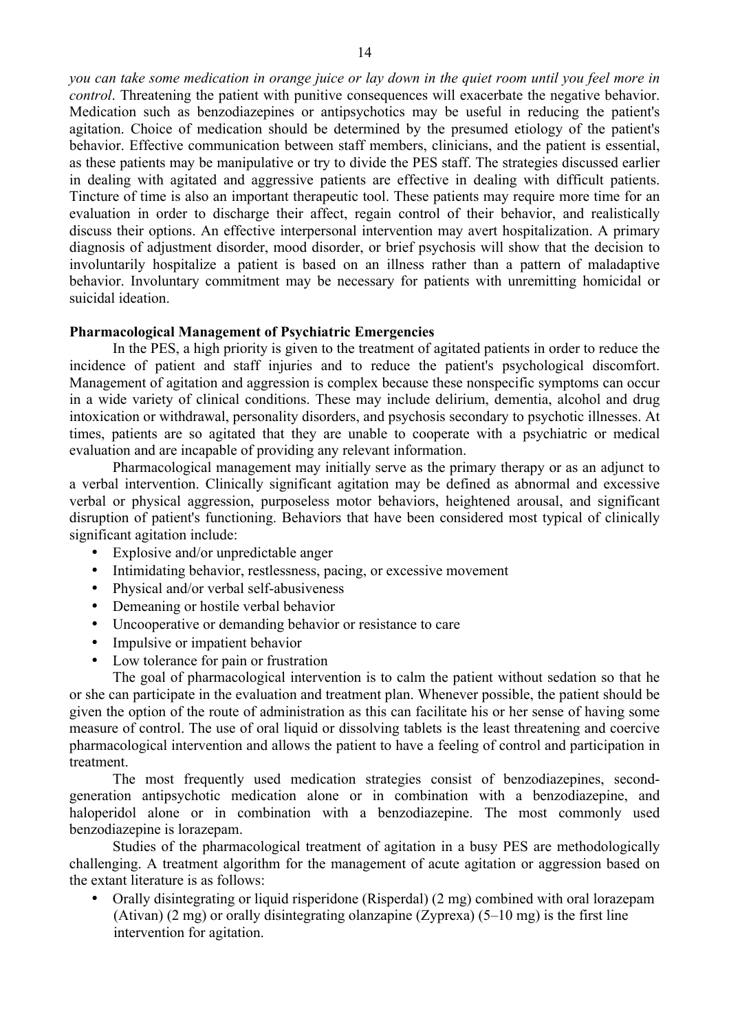*you can take some medication in orange juice or lay down in the quiet room until you feel more in control*. Threatening the patient with punitive consequences will exacerbate the negative behavior. Medication such as benzodiazepines or antipsychotics may be useful in reducing the patient's agitation. Choice of medication should be determined by the presumed etiology of the patient's behavior. Effective communication between staff members, clinicians, and the patient is essential, as these patients may be manipulative or try to divide the PES staff. The strategies discussed earlier in dealing with agitated and aggressive patients are effective in dealing with difficult patients. Tincture of time is also an important therapeutic tool. These patients may require more time for an evaluation in order to discharge their affect, regain control of their behavior, and realistically discuss their options. An effective interpersonal intervention may avert hospitalization. A primary diagnosis of adjustment disorder, mood disorder, or brief psychosis will show that the decision to involuntarily hospitalize a patient is based on an illness rather than a pattern of maladaptive behavior. Involuntary commitment may be necessary for patients with unremitting homicidal or suicidal ideation.

**Pharmacological Management of Psychiatric Emergencies**

In the PES, a high priority is given to the treatment of agitated patients in order to reduce the incidence of patient and staff injuries and to reduce the patient's psychological discomfort. Management of agitation and aggression is complex because these nonspecific symptoms can occur in a wide variety of clinical conditions. These may include delirium, dementia, alcohol and drug intoxication or withdrawal, personality disorders, and psychosis secondary to psychotic illnesses. At times, patients are so agitated that they are unable to cooperate with a psychiatric or medical evaluation and are incapable of providing any relevant information.

Pharmacological management may initially serve as the primary therapy or as an adjunct to a verbal intervention. Clinically significant agitation may be defined as abnormal and excessive verbal or physical aggression, purposeless motor behaviors, heightened arousal, and significant disruption of patient's functioning. Behaviors that have been considered most typical of clinically significant agitation include:

- Explosive and/or unpredictable anger
- Intimidating behavior, restlessness, pacing, or excessive movement
- Physical and/or verbal self-abusiveness
- Demeaning or hostile verbal behavior
- Uncooperative or demanding behavior or resistance to care
- Impulsive or impatient behavior
- Low tolerance for pain or frustration

The goal of pharmacological intervention is to calm the patient without sedation so that he or she can participate in the evaluation and treatment plan. Whenever possible, the patient should be given the option of the route of administration as this can facilitate his or her sense of having some measure of control. The use of oral liquid or dissolving tablets is the least threatening and coercive pharmacological intervention and allows the patient to have a feeling of control and participation in treatment.

The most frequently used medication strategies consist of benzodiazepines, second-generation antipsychotic medication alone or in combination with a benzodiazepine, and haloperidol alone or in combination with a benzodiazepine. The most commonly used benzodiazepine is lorazepam.

Studies of the pharmacological treatment of agitation in a busy PES are methodologically challenging. A treatment algorithm for the management of acute agitation or aggression based on the extant literature is as follows:

- Orally disintegrating or liquid risperidone (Risperdal) (2 mg) combined with oral lorazepam (Ativan) (2 mg) or orally disintegrating olanzapine (Zyprexa) (5–10 mg) is the first line intervention for agitation.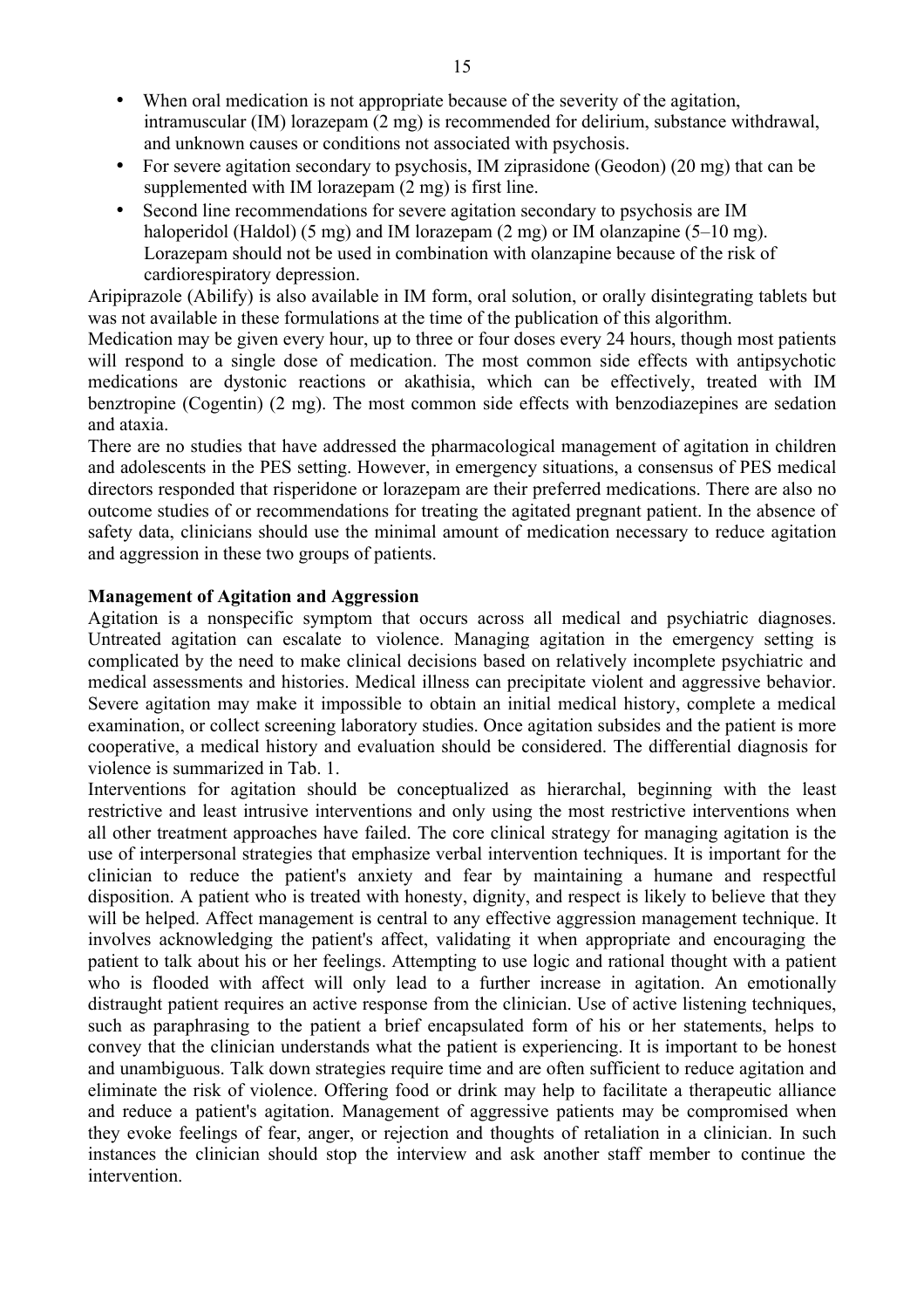- When oral medication is not appropriate because of the severity of the agitation, intramuscular (IM) lorazepam (2 mg) is recommended for delirium, substance withdrawal, and unknown causes or conditions not associated with psychosis.
- For severe agitation secondary to psychosis, IM ziprasidone (Geodon) (20 mg) that can be supplemented with IM lorazepam (2 mg) is first line.
- Second line recommendations for severe agitation secondary to psychosis are IM haloperidol (Haldol) (5 mg) and IM lorazepam (2 mg) or IM olanzapine (5–10 mg). Lorazepam should not be used in combination with olanzapine because of the risk of cardiorespiratory depression.

Aripiprazole (Abilify) is also available in IM form, oral solution, or orally disintegrating tablets but was not available in these formulations at the time of the publication of this algorithm.

Medication may be given every hour, up to three or four doses every 24 hours, though most patients will respond to a single dose of medication. The most common side effects with antipsychotic medications are dystonic reactions or akathisia, which can be effectively, treated with IM benztropine (Cogentin) (2 mg). The most common side effects with benzodiazepines are sedation and ataxia.

There are no studies that have addressed the pharmacological management of agitation in children and adolescents in the PES setting. However, in emergency situations, a consensus of PES medical directors responded that risperidone or lorazepam are their preferred medications. There are also no outcome studies of or recommendations for treating the agitated pregnant patient. In the absence of safety data, clinicians should use the minimal amount of medication necessary to reduce agitation and aggression in these two groups of patients.

**Management of Agitation and Aggression**

Agitation is a nonspecific symptom that occurs across all medical and psychiatric diagnoses. Untreated agitation can escalate to violence. Managing agitation in the emergency setting is complicated by the need to make clinical decisions based on relatively incomplete psychiatric and medical assessments and histories. Medical illness can precipitate violent and aggressive behavior. Severe agitation may make it impossible to obtain an initial medical history, complete a medical examination, or collect screening laboratory studies. Once agitation subsides and the patient is more cooperative, a medical history and evaluation should be considered. The differential diagnosis for violence is summarized in Tab. 1.

Interventions for agitation should be conceptualized as hierarchal, beginning with the least restrictive and least intrusive interventions and only using the most restrictive interventions when all other treatment approaches have failed. The core clinical strategy for managing agitation is the use of interpersonal strategies that emphasize verbal intervention techniques. It is important for the clinician to reduce the patient's anxiety and fear by maintaining a humane and respectful disposition. A patient who is treated with honesty, dignity, and respect is likely to believe that they will be helped. Affect management is central to any effective aggression management technique. It involves acknowledging the patient's affect, validating it when appropriate and encouraging the patient to talk about his or her feelings. Attempting to use logic and rational thought with a patient who is flooded with affect will only lead to a further increase in agitation. An emotionally distraught patient requires an active response from the clinician. Use of active listening techniques, such as paraphrasing to the patient a brief encapsulated form of his or her statements, helps to convey that the clinician understands what the patient is experiencing. It is important to be honest and unambiguous. Talk down strategies require time and are often sufficient to reduce agitation and eliminate the risk of violence. Offering food or drink may help to facilitate a therapeutic alliance and reduce a patient's agitation. Management of aggressive patients may be compromised when they evoke feelings of fear, anger, or rejection and thoughts of retaliation in a clinician. In such instances the clinician should stop the interview and ask another staff member to continue the intervention.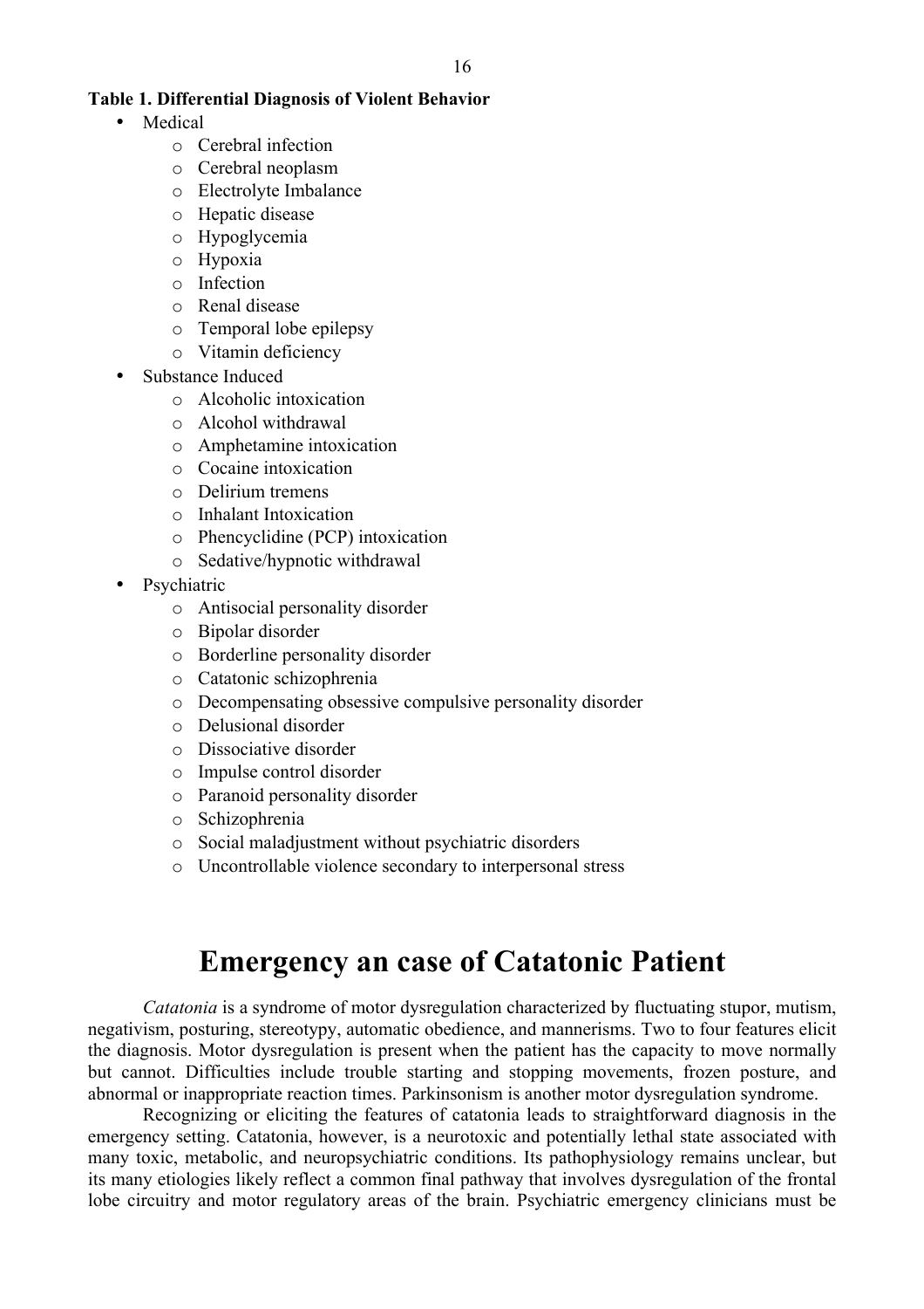**Table 1. Differential Diagnosis of Violent Behavior**

- Medical
  - Cerebral infection
  - Cerebral neoplasm
  - Electrolyte Imbalance
  - Hepatic disease
  - Hypoglycemia
  - Hypoxia
  - Infection
  - Renal disease
  - Temporal lobe epilepsy
  - Vitamin deficiency
- Substance Induced
  - Alcoholic intoxication
  - Alcohol withdrawal
  - Amphetamine intoxication
  - Cocaine intoxication
  - Delirium tremens
  - Inhalant Intoxication
  - Phencyclidine (PCP) intoxication
  - Sedative/hypnotic withdrawal
- Psychiatric
  - Antisocial personality disorder
  - Bipolar disorder
  - Borderline personality disorder
  - Catatonic schizophrenia
  - Decompensating obsessive compulsive personality disorder
  - Delusional disorder
  - Dissociative disorder
  - Impulse control disorder
  - Paranoid personality disorder
  - Schizophrenia
  - Social maladjustment without psychiatric disorders
  - Uncontrollable violence secondary to interpersonal stress

# Emergency an case of Catatonic Patient

*Catatonia* is a syndrome of motor dysregulation characterized by fluctuating stupor, mutism, negativism, posturing, stereotypy, automatic obedience, and mannerisms. Two to four features elicit the diagnosis. Motor dysregulation is present when the patient has the capacity to move normally but cannot. Difficulties include trouble starting and stopping movements, frozen posture, and abnormal or inappropriate reaction times. Parkinsonism is another motor dysregulation syndrome.

Recognizing or eliciting the features of catatonia leads to straightforward diagnosis in the emergency setting. Catatonia, however, is a neurotoxic and potentially lethal state associated with many toxic, metabolic, and neuropsychiatric conditions. Its pathophysiology remains unclear, but its many etiologies likely reflect a common final pathway that involves dysregulation of the frontal lobe circuitry and motor regulatory areas of the brain. Psychiatric emergency clinicians must be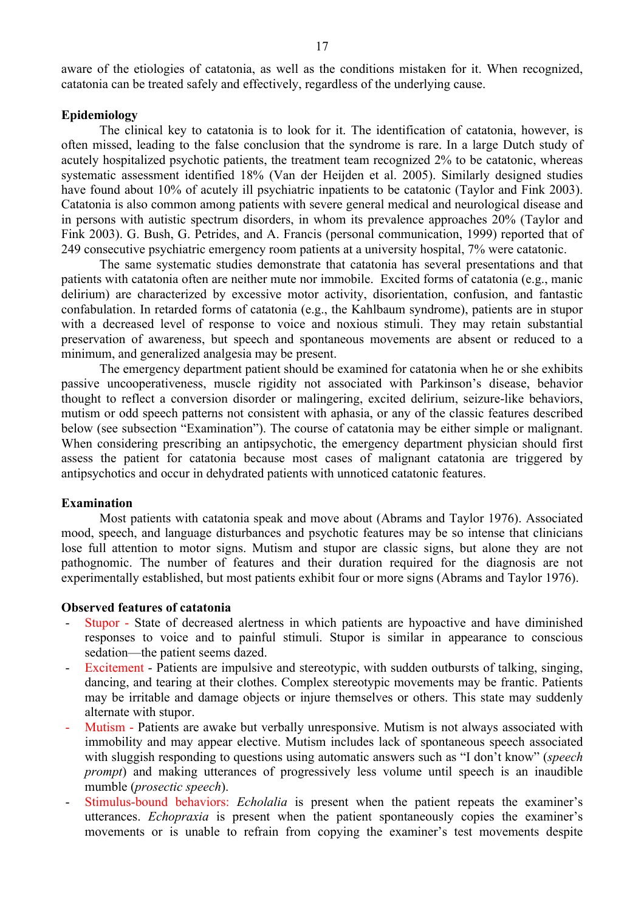aware of the etiologies of catatonia, as well as the conditions mistaken for it. When recognized, catatonia can be treated safely and effectively, regardless of the underlying cause.

**Epidemiology**

The clinical key to catatonia is to look for it. The identification of catatonia, however, is often missed, leading to the false conclusion that the syndrome is rare. In a large Dutch study of acutely hospitalized psychotic patients, the treatment team recognized 2% to be catatonic, whereas systematic assessment identified 18% (Van der Heijden et al. 2005). Similarly designed studies have found about 10% of acutely ill psychiatric inpatients to be catatonic (Taylor and Fink 2003). Catatonia is also common among patients with severe general medical and neurological disease and in persons with autistic spectrum disorders, in whom its prevalence approaches 20% (Taylor and Fink 2003). G. Bush, G. Petrides, and A. Francis (personal communication, 1999) reported that of 249 consecutive psychiatric emergency room patients at a university hospital, 7% were catatonic.

The same systematic studies demonstrate that catatonia has several presentations and that patients with catatonia often are neither mute nor immobile. Excited forms of catatonia (e.g., manic delirium) are characterized by excessive motor activity, disorientation, confusion, and fantastic confabulation. In retarded forms of catatonia (e.g., the Kahlbaum syndrome), patients are in stupor with a decreased level of response to voice and noxious stimuli. They may retain substantial preservation of awareness, but speech and spontaneous movements are absent or reduced to a minimum, and generalized analgesia may be present.

The emergency department patient should be examined for catatonia when he or she exhibits passive uncooperativeness, muscle rigidity not associated with Parkinson's disease, behavior thought to reflect a conversion disorder or malingering, excited delirium, seizure-like behaviors, mutism or odd speech patterns not consistent with aphasia, or any of the classic features described below (see subsection "Examination"). The course of catatonia may be either simple or malignant. When considering prescribing an antipsychotic, the emergency department physician should first assess the patient for catatonia because most cases of malignant catatonia are triggered by antipsychotics and occur in dehydrated patients with unnoticed catatonic features.

**Examination**

Most patients with catatonia speak and move about (Abrams and Taylor 1976). Associated mood, speech, and language disturbances and psychotic features may be so intense that clinicians lose full attention to motor signs. Mutism and stupor are classic signs, but alone they are not pathognomonic. The number of features and their duration required for the diagnosis are not experimentally established, but most patients exhibit four or more signs (Abrams and Taylor 1976).

**Observed features of catatonia**

- Stupor - State of decreased alertness in which patients are hypoactive and have diminished responses to voice and to painful stimuli. Stupor is similar in appearance to conscious sedation—the patient seems dazed.
- Excitement - Patients are impulsive and stereotypic, with sudden outbursts of talking, singing, dancing, and tearing at their clothes. Complex stereotypic movements may be frantic. Patients may be irritable and damage objects or injure themselves or others. This state may suddenly alternate with stupor.
- Mutism - Patients are awake but verbally unresponsive. Mutism is not always associated with immobility and may appear elective. Mutism includes lack of spontaneous speech associated with sluggish responding to questions using automatic answers such as "I don't know" (*speech prompt*) and making utterances of progressively less volume until speech is an inaudible mumble (*prosectic speech*).
- Stimulus-bound behaviors: *Echolalia* is present when the patient repeats the examiner's utterances. *Echopraxia* is present when the patient spontaneously copies the examiner's movements or is unable to refrain from copying the examiner's test movements despite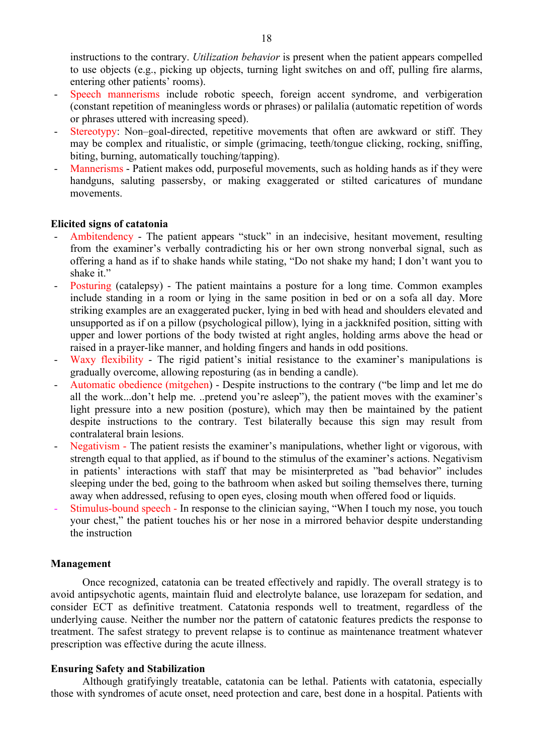instructions to the contrary. *Utilization behavior* is present when the patient appears compelled to use objects (e.g., picking up objects, turning light switches on and off, pulling fire alarms, entering other patients' rooms).

- Speech mannerisms include robotic speech, foreign accent syndrome, and verbigeration (constant repetition of meaningless words or phrases) or palilalia (automatic repetition of words or phrases uttered with increasing speed).
- Stereotypy: Non–goal-directed, repetitive movements that often are awkward or stiff. They may be complex and ritualistic, or simple (grimacing, teeth/tongue clicking, rocking, sniffing, biting, burning, automatically touching/tapping).
- Mannerisms - Patient makes odd, purposeful movements, such as holding hands as if they were handguns, saluting passersby, or making exaggerated or stilted caricatures of mundane movements.

**Elicited signs of catatonia**

- Ambitendency - The patient appears "stuck" in an indecisive, hesitant movement, resulting from the examiner's verbally contradicting his or her own strong nonverbal signal, such as offering a hand as if to shake hands while stating, "Do not shake my hand; I don't want you to shake it."
- Posturing (catalepsy) - The patient maintains a posture for a long time. Common examples include standing in a room or lying in the same position in bed or on a sofa all day. More striking examples are an exaggerated pucker, lying in bed with head and shoulders elevated and unsupported as if on a pillow (psychological pillow), lying in a jackknifed position, sitting with upper and lower portions of the body twisted at right angles, holding arms above the head or raised in a prayer-like manner, and holding fingers and hands in odd positions.
- Waxy flexibility - The rigid patient's initial resistance to the examiner's manipulations is gradually overcome, allowing reposturing (as in bending a candle).
- Automatic obedience (mitgehen) - Despite instructions to the contrary ("be limp and let me do all the work...don't help me. ..pretend you're asleep"), the patient moves with the examiner's light pressure into a new position (posture), which may then be maintained by the patient despite instructions to the contrary. Test bilaterally because this sign may result from contralateral brain lesions.
- Negativism - The patient resists the examiner's manipulations, whether light or vigorous, with strength equal to that applied, as if bound to the stimulus of the examiner's actions. Negativism in patients' interactions with staff that may be misinterpreted as "bad behavior" includes sleeping under the bed, going to the bathroom when asked but soiling themselves there, turning away when addressed, refusing to open eyes, closing mouth when offered food or liquids.
- Stimulus-bound speech - In response to the clinician saying, "When I touch my nose, you touch your chest," the patient touches his or her nose in a mirrored behavior despite understanding the instruction

**Management**

Once recognized, catatonia can be treated effectively and rapidly. The overall strategy is to avoid antipsychotic agents, maintain fluid and electrolyte balance, use lorazepam for sedation, and consider ECT as definitive treatment. Catatonia responds well to treatment, regardless of the underlying cause. Neither the number nor the pattern of catatonic features predicts the response to treatment. The safest strategy to prevent relapse is to continue as maintenance treatment whatever prescription was effective during the acute illness.

**Ensuring Safety and Stabilization**

Although gratifyingly treatable, catatonia can be lethal. Patients with catatonia, especially those with syndromes of acute onset, need protection and care, best done in a hospital. Patients with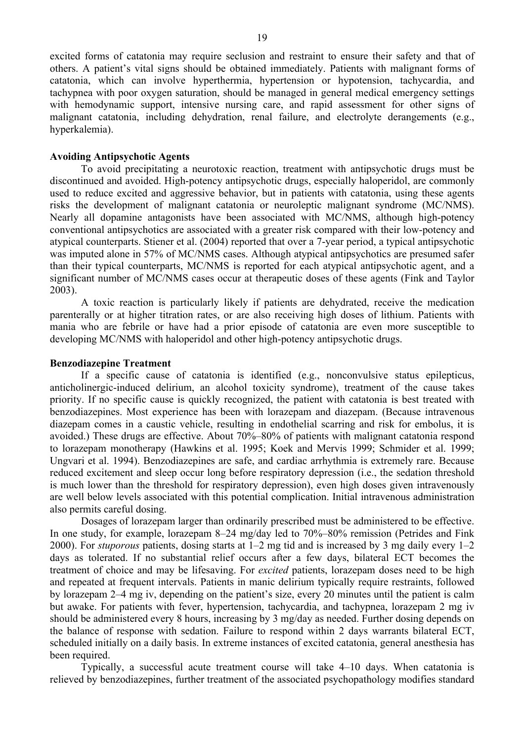excited forms of catatonia may require seclusion and restraint to ensure their safety and that of others. A patient's vital signs should be obtained immediately. Patients with malignant forms of catatonia, which can involve hyperthermia, hypertension or hypotension, tachycardia, and tachypnea with poor oxygen saturation, should be managed in general medical emergency settings with hemodynamic support, intensive nursing care, and rapid assessment for other signs of malignant catatonia, including dehydration, renal failure, and electrolyte derangements (e.g., hyperkalemia).

**Avoiding Antipsychotic Agents**

To avoid precipitating a neurotoxic reaction, treatment with antipsychotic drugs must be discontinued and avoided. High-potency antipsychotic drugs, especially haloperidol, are commonly used to reduce excited and aggressive behavior, but in patients with catatonia, using these agents risks the development of malignant catatonia or neuroleptic malignant syndrome (MC/NMS). Nearly all dopamine antagonists have been associated with MC/NMS, although high-potency conventional antipsychotics are associated with a greater risk compared with their low-potency and atypical counterparts. Stiener et al. (2004) reported that over a 7-year period, a typical antipsychotic was imputed alone in 57% of MC/NMS cases. Although atypical antipsychotics are presumed safer than their typical counterparts, MC/NMS is reported for each atypical antipsychotic agent, and a significant number of MC/NMS cases occur at therapeutic doses of these agents (Fink and Taylor 2003).

A toxic reaction is particularly likely if patients are dehydrated, receive the medication parenterally or at higher titration rates, or are also receiving high doses of lithium. Patients with mania who are febrile or have had a prior episode of catatonia are even more susceptible to developing MC/NMS with haloperidol and other high-potency antipsychotic drugs.

**Benzodiazepine Treatment**

If a specific cause of catatonia is identified (e.g., nonconvulsive status epilepticus, anticholinergic-induced delirium, an alcohol toxicity syndrome), treatment of the cause takes priority. If no specific cause is quickly recognized, the patient with catatonia is best treated with benzodiazepines. Most experience has been with lorazepam and diazepam. (Because intravenous diazepam comes in a caustic vehicle, resulting in endothelial scarring and risk for embolus, it is avoided.) These drugs are effective. About 70%–80% of patients with malignant catatonia respond to lorazepam monotherapy (Hawkins et al. 1995; Koek and Mervis 1999; Schmider et al. 1999; Ungvari et al. 1994). Benzodiazepines are safe, and cardiac arrhythmia is extremely rare. Because reduced excitement and sleep occur long before respiratory depression (i.e., the sedation threshold is much lower than the threshold for respiratory depression), even high doses given intravenously are well below levels associated with this potential complication. Initial intravenous administration also permits careful dosing.

Dosages of lorazepam larger than ordinarily prescribed must be administered to be effective. In one study, for example, lorazepam 8–24 mg/day led to 70%–80% remission (Petrides and Fink 2000). For *stuporous* patients, dosing starts at 1–2 mg tid and is increased by 3 mg daily every 1–2 days as tolerated. If no substantial relief occurs after a few days, bilateral ECT becomes the treatment of choice and may be lifesaving. For *excited* patients, lorazepam doses need to be high and repeated at frequent intervals. Patients in manic delirium typically require restraints, followed by lorazepam 2–4 mg iv, depending on the patient's size, every 20 minutes until the patient is calm but awake. For patients with fever, hypertension, tachycardia, and tachypnea, lorazepam 2 mg iv should be administered every 8 hours, increasing by 3 mg/day as needed. Further dosing depends on the balance of response with sedation. Failure to respond within 2 days warrants bilateral ECT, scheduled initially on a daily basis. In extreme instances of excited catatonia, general anesthesia has been required.

Typically, a successful acute treatment course will take 4–10 days. When catatonia is relieved by benzodiazepines, further treatment of the associated psychopathology modifies standard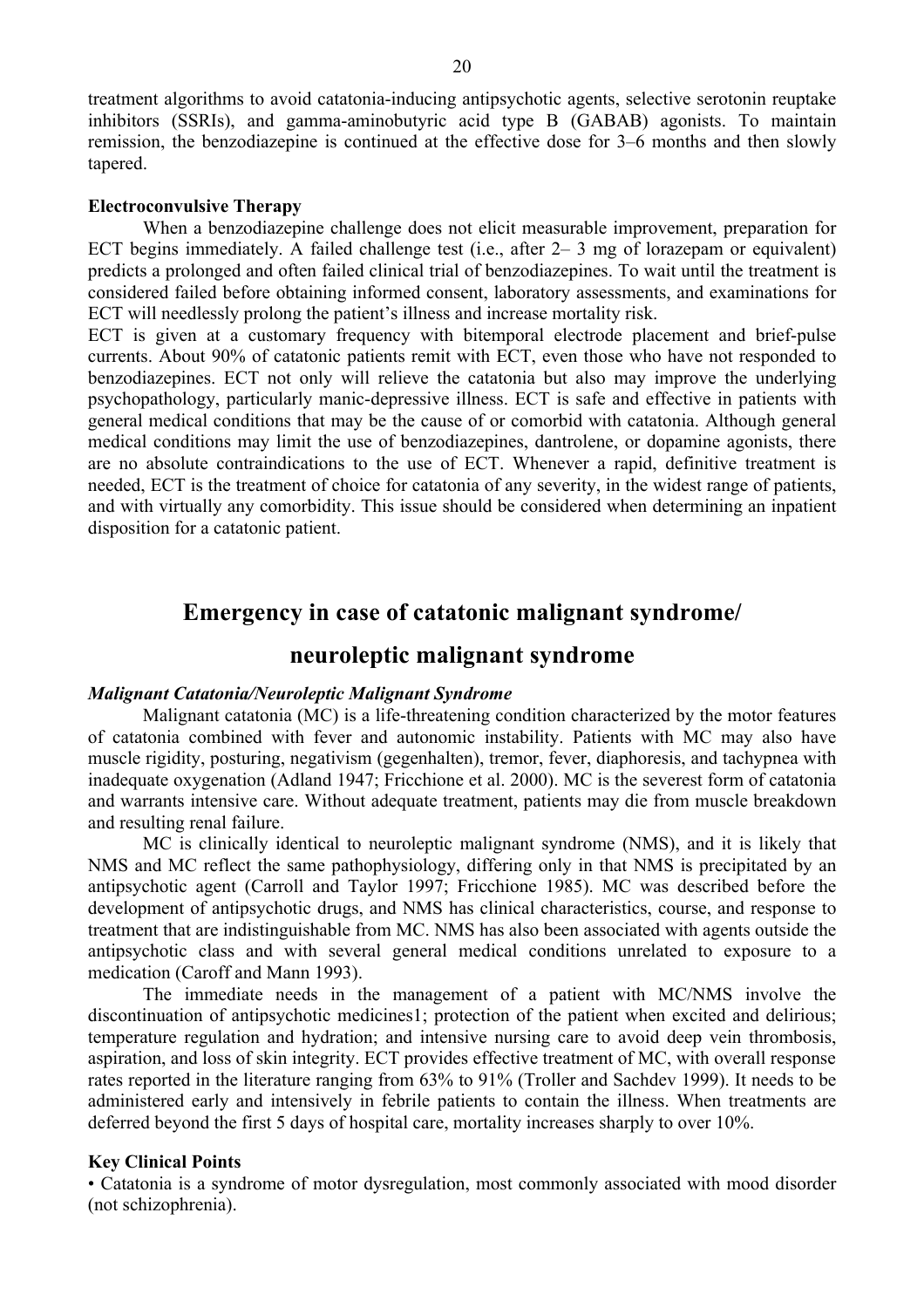treatment algorithms to avoid catatonia-inducing antipsychotic agents, selective serotonin reuptake inhibitors (SSRIs), and gamma-aminobutyric acid type B (GABAB) agonists. To maintain remission, the benzodiazepine is continued at the effective dose for 3–6 months and then slowly tapered.

**Electroconvulsive Therapy**

When a benzodiazepine challenge does not elicit measurable improvement, preparation for ECT begins immediately. A failed challenge test (i.e., after 2– 3 mg of lorazepam or equivalent) predicts a prolonged and often failed clinical trial of benzodiazepines. To wait until the treatment is considered failed before obtaining informed consent, laboratory assessments, and examinations for ECT will needlessly prolong the patient's illness and increase mortality risk.

ECT is given at a customary frequency with bitemporal electrode placement and brief-pulse currents. About 90% of catatonic patients remit with ECT, even those who have not responded to benzodiazepines. ECT not only will relieve the catatonia but also may improve the underlying psychopathology, particularly manic-depressive illness. ECT is safe and effective in patients with general medical conditions that may be the cause of or comorbid with catatonia. Although general medical conditions may limit the use of benzodiazepines, dantrolene, or dopamine agonists, there are no absolute contraindications to the use of ECT. Whenever a rapid, definitive treatment is needed, ECT is the treatment of choice for catatonia of any severity, in the widest range of patients, and with virtually any comorbidity. This issue should be considered when determining an inpatient disposition for a catatonic patient.

## Emergency in case of catatonic malignant syndrome/ neuroleptic malignant syndrome

***Malignant Catatonia/Neuroleptic Malignant Syndrome***

Malignant catatonia (MC) is a life-threatening condition characterized by the motor features of catatonia combined with fever and autonomic instability. Patients with MC may also have muscle rigidity, posturing, negativism (gegenhalten), tremor, fever, diaphoresis, and tachypnea with inadequate oxygenation (Adland 1947; Fricchione et al. 2000). MC is the severest form of catatonia and warrants intensive care. Without adequate treatment, patients may die from muscle breakdown and resulting renal failure.

MC is clinically identical to neuroleptic malignant syndrome (NMS), and it is likely that NMS and MC reflect the same pathophysiology, differing only in that NMS is precipitated by an antipsychotic agent (Carroll and Taylor 1997; Fricchione 1985). MC was described before the development of antipsychotic drugs, and NMS has clinical characteristics, course, and response to treatment that are indistinguishable from MC. NMS has also been associated with agents outside the antipsychotic class and with several general medical conditions unrelated to exposure to a medication (Caroff and Mann 1993).

The immediate needs in the management of a patient with MC/NMS involve the discontinuation of antipsychotic medicines1; protection of the patient when excited and delirious; temperature regulation and hydration; and intensive nursing care to avoid deep vein thrombosis, aspiration, and loss of skin integrity. ECT provides effective treatment of MC, with overall response rates reported in the literature ranging from 63% to 91% (Troller and Sachdev 1999). It needs to be administered early and intensively in febrile patients to contain the illness. When treatments are deferred beyond the first 5 days of hospital care, mortality increases sharply to over 10%.

**Key Clinical Points**

- Catatonia is a syndrome of motor dysregulation, most commonly associated with mood disorder (not schizophrenia).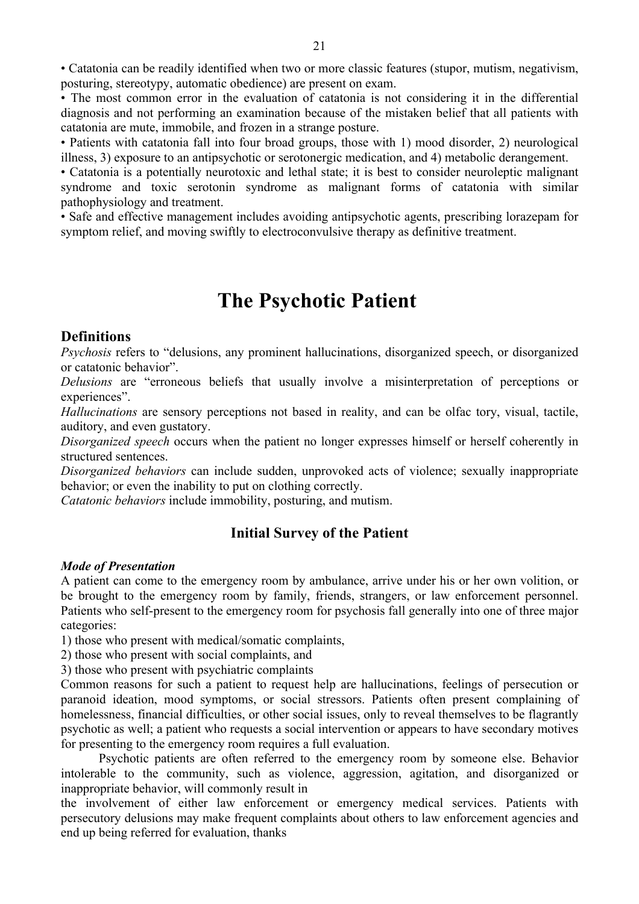• Catatonia can be readily identified when two or more classic features (stupor, mutism, negativism, posturing, stereotypy, automatic obedience) are present on exam.

• The most common error in the evaluation of catatonia is not considering it in the differential diagnosis and not performing an examination because of the mistaken belief that all patients with catatonia are mute, immobile, and frozen in a strange posture.

• Patients with catatonia fall into four broad groups, those with 1) mood disorder, 2) neurological illness, 3) exposure to an antipsychotic or serotonergic medication, and 4) metabolic derangement.

• Catatonia is a potentially neurotoxic and lethal state; it is best to consider neuroleptic malignant syndrome and toxic serotonin syndrome as malignant forms of catatonia with similar pathophysiology and treatment.

• Safe and effective management includes avoiding antipsychotic agents, prescribing lorazepam for symptom relief, and moving swiftly to electroconvulsive therapy as definitive treatment.

# The Psychotic Patient

## Definitions

*Psychosis* refers to "delusions, any prominent hallucinations, disorganized speech, or disorganized or catatonic behavior".

*Delusions* are "erroneous beliefs that usually involve a misinterpretation of perceptions or experiences".

*Hallucinations* are sensory perceptions not based in reality, and can be olfac tory, visual, tactile, auditory, and even gustatory.

*Disorganized speech* occurs when the patient no longer expresses himself or herself coherently in structured sentences.

*Disorganized behaviors* can include sudden, unprovoked acts of violence; sexually inappropriate behavior; or even the inability to put on clothing correctly.

*Catatonic behaviors* include immobility, posturing, and mutism.

### Initial Survey of the Patient

***Mode of Presentation***

A patient can come to the emergency room by ambulance, arrive under his or her own volition, or be brought to the emergency room by family, friends, strangers, or law enforcement personnel. Patients who self-present to the emergency room for psychosis fall generally into one of three major categories:

1) those who present with medical/somatic complaints,
2) those who present with social complaints, and
3) those who present with psychiatric complaints

Common reasons for such a patient to request help are hallucinations, feelings of persecution or paranoid ideation, mood symptoms, or social stressors. Patients often present complaining of homelessness, financial difficulties, or other social issues, only to reveal themselves to be flagrantly psychotic as well; a patient who requests a social intervention or appears to have secondary motives for presenting to the emergency room requires a full evaluation.

Psychotic patients are often referred to the emergency room by someone else. Behavior intolerable to the community, such as violence, aggression, agitation, and disorganized or inappropriate behavior, will commonly result in the involvement of either law enforcement or emergency medical services. Patients with persecutory delusions may make frequent complaints about others to law enforcement agencies and end up being referred for evaluation, thanks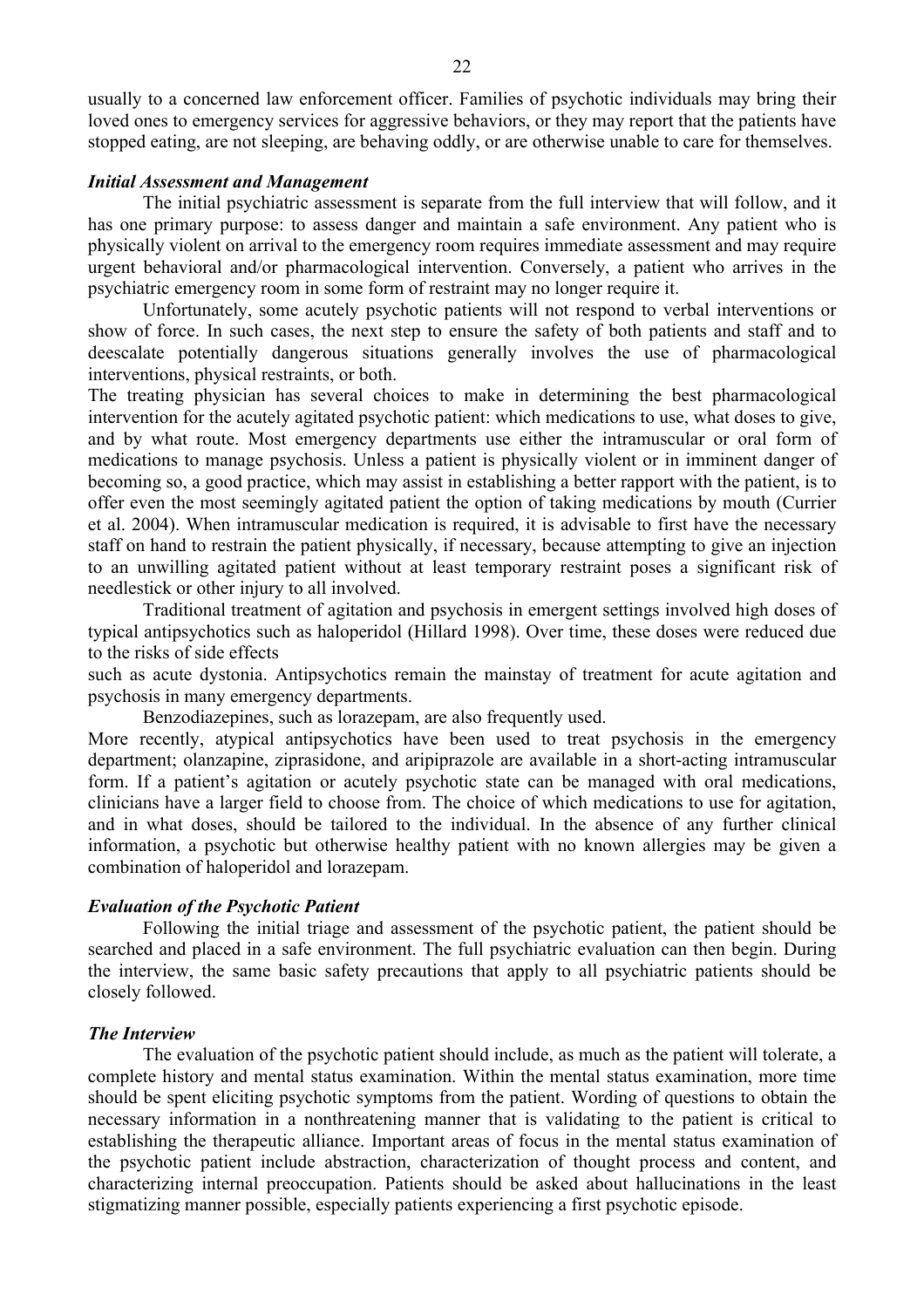usually to a concerned law enforcement officer. Families of psychotic individuals may bring their loved ones to emergency services for aggressive behaviors, or they may report that the patients have stopped eating, are not sleeping, are behaving oddly, or are otherwise unable to care for themselves.

***Initial Assessment and Management***

The initial psychiatric assessment is separate from the full interview that will follow, and it has one primary purpose: to assess danger and maintain a safe environment. Any patient who is physically violent on arrival to the emergency room requires immediate assessment and may require urgent behavioral and/or pharmacological intervention. Conversely, a patient who arrives in the psychiatric emergency room in some form of restraint may no longer require it.

Unfortunately, some acutely psychotic patients will not respond to verbal interventions or show of force. In such cases, the next step to ensure the safety of both patients and staff and to deescalate potentially dangerous situations generally involves the use of pharmacological interventions, physical restraints, or both.

The treating physician has several choices to make in determining the best pharmacological intervention for the acutely agitated psychotic patient: which medications to use, what doses to give, and by what route. Most emergency departments use either the intramuscular or oral form of medications to manage psychosis. Unless a patient is physically violent or in imminent danger of becoming so, a good practice, which may assist in establishing a better rapport with the patient, is to offer even the most seemingly agitated patient the option of taking medications by mouth (Currier et al. 2004). When intramuscular medication is required, it is advisable to first have the necessary staff on hand to restrain the patient physically, if necessary, because attempting to give an injection to an unwilling agitated patient without at least temporary restraint poses a significant risk of needlestick or other injury to all involved.

Traditional treatment of agitation and psychosis in emergent settings involved high doses of typical antipsychotics such as haloperidol (Hillard 1998). Over time, these doses were reduced due to the risks of side effects such as acute dystonia. Antipsychotics remain the mainstay of treatment for acute agitation and psychosis in many emergency departments.

Benzodiazepines, such as lorazepam, are also frequently used.

More recently, atypical antipsychotics have been used to treat psychosis in the emergency department; olanzapine, ziprasidone, and aripiprazole are available in a short-acting intramuscular form. If a patient's agitation or acutely psychotic state can be managed with oral medications, clinicians have a larger field to choose from. The choice of which medications to use for agitation, and in what doses, should be tailored to the individual. In the absence of any further clinical information, a psychotic but otherwise healthy patient with no known allergies may be given a combination of haloperidol and lorazepam.

***Evaluation of the Psychotic Patient***

Following the initial triage and assessment of the psychotic patient, the patient should be searched and placed in a safe environment. The full psychiatric evaluation can then begin. During the interview, the same basic safety precautions that apply to all psychiatric patients should be closely followed.

***The Interview***

The evaluation of the psychotic patient should include, as much as the patient will tolerate, a complete history and mental status examination. Within the mental status examination, more time should be spent eliciting psychotic symptoms from the patient. Wording of questions to obtain the necessary information in a nonthreatening manner that is validating to the patient is critical to establishing the therapeutic alliance. Important areas of focus in the mental status examination of the psychotic patient include abstraction, characterization of thought process and content, and characterizing internal preoccupation. Patients should be asked about hallucinations in the least stigmatizing manner possible, especially patients experiencing a first psychotic episode.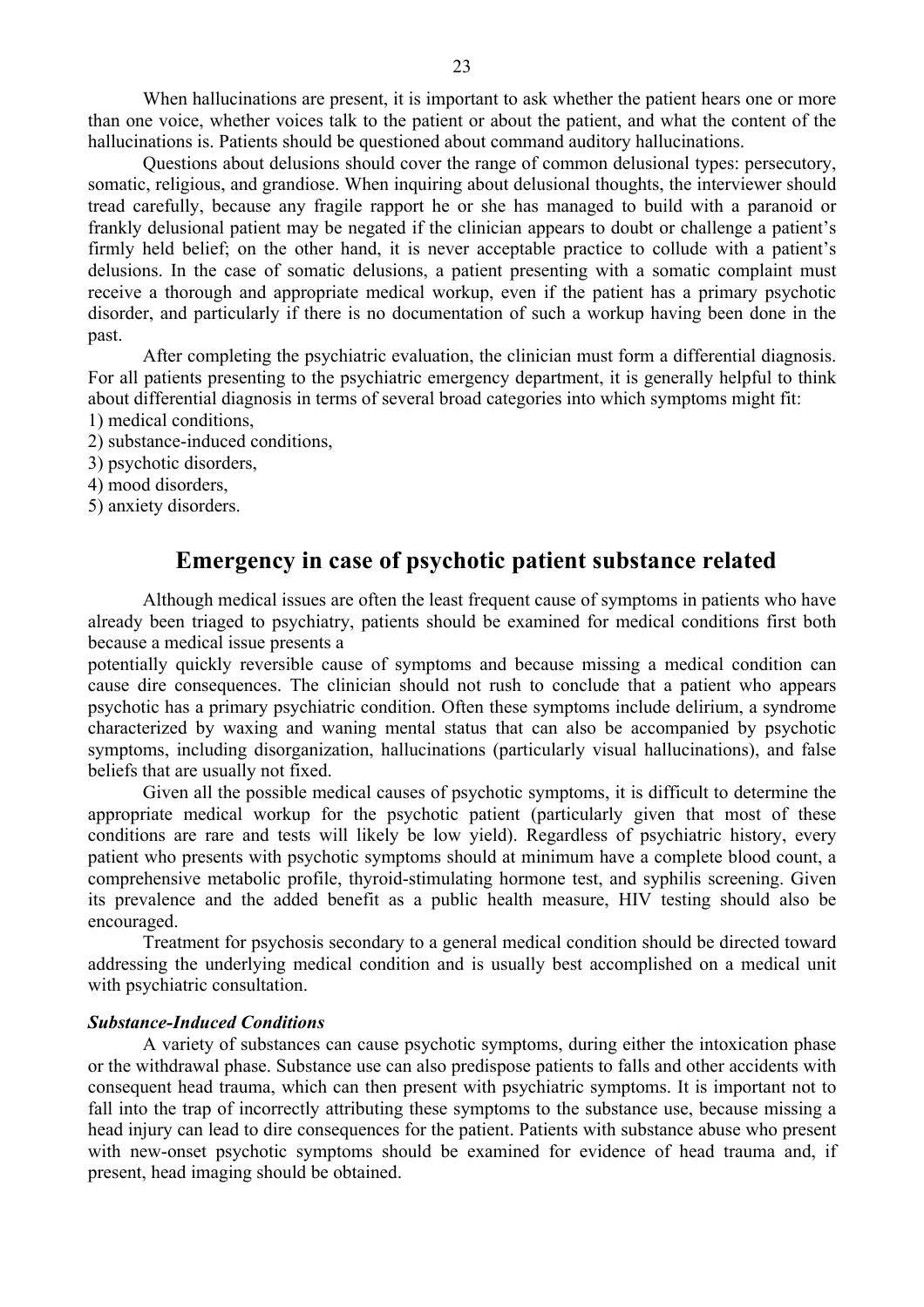When hallucinations are present, it is important to ask whether the patient hears one or more than one voice, whether voices talk to the patient or about the patient, and what the content of the hallucinations is. Patients should be questioned about command auditory hallucinations.

Questions about delusions should cover the range of common delusional types: persecutory, somatic, religious, and grandiose. When inquiring about delusional thoughts, the interviewer should tread carefully, because any fragile rapport he or she has managed to build with a paranoid or frankly delusional patient may be negated if the clinician appears to doubt or challenge a patient's firmly held belief; on the other hand, it is never acceptable practice to collude with a patient's delusions. In the case of somatic delusions, a patient presenting with a somatic complaint must receive a thorough and appropriate medical workup, even if the patient has a primary psychotic disorder, and particularly if there is no documentation of such a workup having been done in the past.

After completing the psychiatric evaluation, the clinician must form a differential diagnosis. For all patients presenting to the psychiatric emergency department, it is generally helpful to think about differential diagnosis in terms of several broad categories into which symptoms might fit:

1) medical conditions,
2) substance-induced conditions,
3) psychotic disorders,
4) mood disorders,
5) anxiety disorders.

## Emergency in case of psychotic patient substance related

Although medical issues are often the least frequent cause of symptoms in patients who have already been triaged to psychiatry, patients should be examined for medical conditions first both because a medical issue presents a potentially quickly reversible cause of symptoms and because missing a medical condition can cause dire consequences. The clinician should not rush to conclude that a patient who appears psychotic has a primary psychiatric condition. Often these symptoms include delirium, a syndrome characterized by waxing and waning mental status that can also be accompanied by psychotic symptoms, including disorganization, hallucinations (particularly visual hallucinations), and false beliefs that are usually not fixed.

Given all the possible medical causes of psychotic symptoms, it is difficult to determine the appropriate medical workup for the psychotic patient (particularly given that most of these conditions are rare and tests will likely be low yield). Regardless of psychiatric history, every patient who presents with psychotic symptoms should at minimum have a complete blood count, a comprehensive metabolic profile, thyroid-stimulating hormone test, and syphilis screening. Given its prevalence and the added benefit as a public health measure, HIV testing should also be encouraged.

Treatment for psychosis secondary to a general medical condition should be directed toward addressing the underlying medical condition and is usually best accomplished on a medical unit with psychiatric consultation.

***Substance-Induced Conditions***

A variety of substances can cause psychotic symptoms, during either the intoxication phase or the withdrawal phase. Substance use can also predispose patients to falls and other accidents with consequent head trauma, which can then present with psychiatric symptoms. It is important not to fall into the trap of incorrectly attributing these symptoms to the substance use, because missing a head injury can lead to dire consequences for the patient. Patients with substance abuse who present with new-onset psychotic symptoms should be examined for evidence of head trauma and, if present, head imaging should be obtained.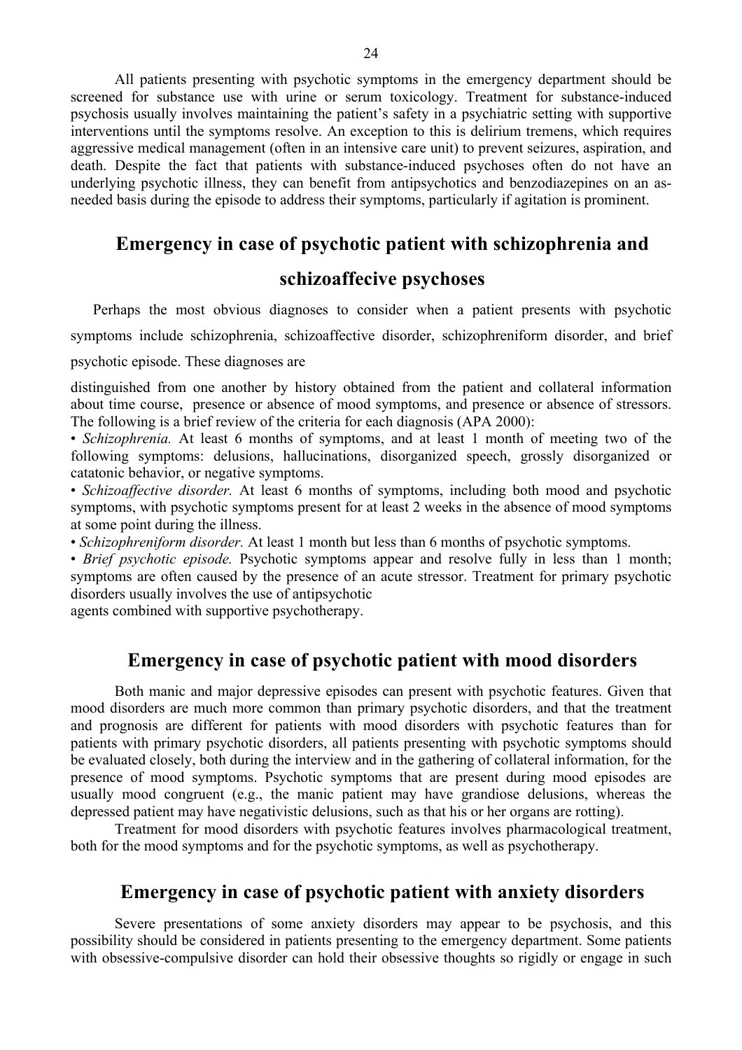All patients presenting with psychotic symptoms in the emergency department should be screened for substance use with urine or serum toxicology. Treatment for substance-induced psychosis usually involves maintaining the patient's safety in a psychiatric setting with supportive interventions until the symptoms resolve. An exception to this is delirium tremens, which requires aggressive medical management (often in an intensive care unit) to prevent seizures, aspiration, and death. Despite the fact that patients with substance-induced psychoses often do not have an underlying psychotic illness, they can benefit from antipsychotics and benzodiazepines on an as-needed basis during the episode to address their symptoms, particularly if agitation is prominent.

## Emergency in case of psychotic patient with schizophrenia and schizoaffecive psychoses

Perhaps the most obvious diagnoses to consider when a patient presents with psychotic symptoms include schizophrenia, schizoaffective disorder, schizophreniform disorder, and brief psychotic episode. These diagnoses are distinguished from one another by history obtained from the patient and collateral information about time course, presence or absence of mood symptoms, and presence or absence of stressors. The following is a brief review of the criteria for each diagnosis (APA 2000):

- *Schizophrenia.* At least 6 months of symptoms, and at least 1 month of meeting two of the following symptoms: delusions, hallucinations, disorganized speech, grossly disorganized or catatonic behavior, or negative symptoms.
- *Schizoaffective disorder.* At least 6 months of symptoms, including both mood and psychotic symptoms, with psychotic symptoms present for at least 2 weeks in the absence of mood symptoms at some point during the illness.
- *Schizophreniform disorder.* At least 1 month but less than 6 months of psychotic symptoms.
- *Brief psychotic episode.* Psychotic symptoms appear and resolve fully in less than 1 month; symptoms are often caused by the presence of an acute stressor. Treatment for primary psychotic disorders usually involves the use of antipsychotic agents combined with supportive psychotherapy.

## Emergency in case of psychotic patient with mood disorders

Both manic and major depressive episodes can present with psychotic features. Given that mood disorders are much more common than primary psychotic disorders, and that the treatment and prognosis are different for patients with mood disorders with psychotic features than for patients with primary psychotic disorders, all patients presenting with psychotic symptoms should be evaluated closely, both during the interview and in the gathering of collateral information, for the presence of mood symptoms. Psychotic symptoms that are present during mood episodes are usually mood congruent (e.g., the manic patient may have grandiose delusions, whereas the depressed patient may have negativistic delusions, such as that his or her organs are rotting).

Treatment for mood disorders with psychotic features involves pharmacological treatment, both for the mood symptoms and for the psychotic symptoms, as well as psychotherapy.

## Emergency in case of psychotic patient with anxiety disorders

Severe presentations of some anxiety disorders may appear to be psychosis, and this possibility should be considered in patients presenting to the emergency department. Some patients with obsessive-compulsive disorder can hold their obsessive thoughts so rigidly or engage in such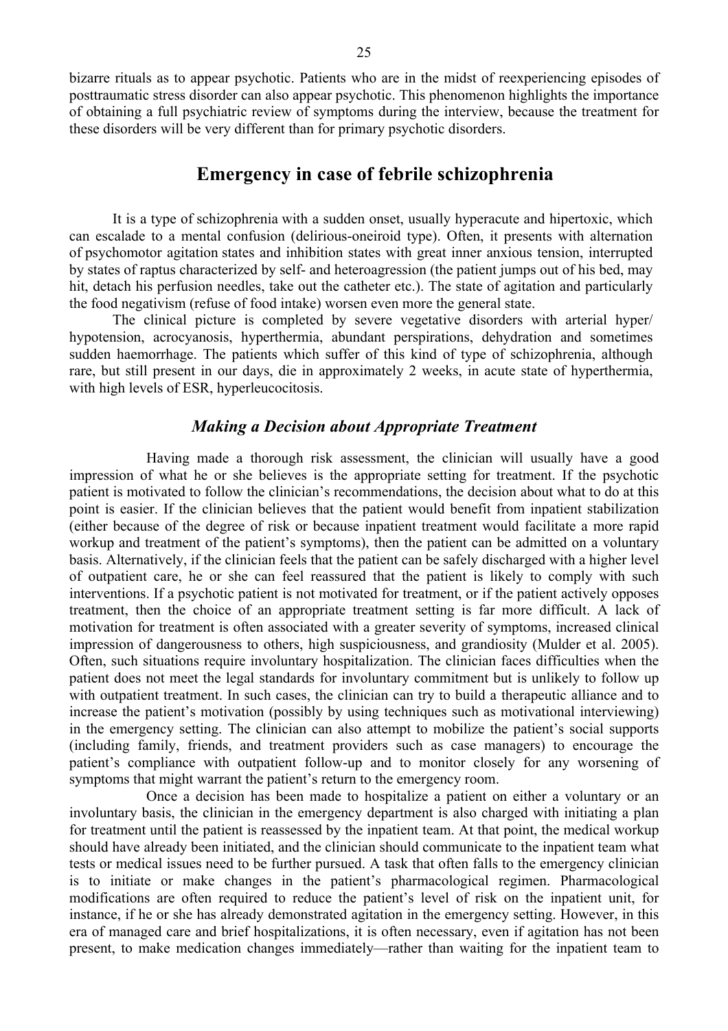bizarre rituals as to appear psychotic. Patients who are in the midst of reexperiencing episodes of posttraumatic stress disorder can also appear psychotic. This phenomenon highlights the importance of obtaining a full psychiatric review of symptoms during the interview, because the treatment for these disorders will be very different than for primary psychotic disorders.

## Emergency in case of febrile schizophrenia

It is a type of schizophrenia with a sudden onset, usually hyperacute and hipertoxic, which can escalade to a mental confusion (delirious-oneiroid type). Often, it presents with alternation of psychomotor agitation states and inhibition states with great inner anxious tension, interrupted by states of raptus characterized by self- and heteroagression (the patient jumps out of his bed, may hit, detach his perfusion needles, take out the catheter etc.). The state of agitation and particularly the food negativism (refuse of food intake) worsen even more the general state.

The clinical picture is completed by severe vegetative disorders with arterial hyper/ hypotension, acrocyanosis, hyperthermia, abundant perspirations, dehydration and sometimes sudden haemorrhage. The patients which suffer of this kind of type of schizophrenia, although rare, but still present in our days, die in approximately 2 weeks, in acute state of hyperthermia, with high levels of ESR, hyperleucocitosis.

### *Making a Decision about Appropriate Treatment*

Having made a thorough risk assessment, the clinician will usually have a good impression of what he or she believes is the appropriate setting for treatment. If the psychotic patient is motivated to follow the clinician's recommendations, the decision about what to do at this point is easier. If the clinician believes that the patient would benefit from inpatient stabilization (either because of the degree of risk or because inpatient treatment would facilitate a more rapid workup and treatment of the patient's symptoms), then the patient can be admitted on a voluntary basis. Alternatively, if the clinician feels that the patient can be safely discharged with a higher level of outpatient care, he or she can feel reassured that the patient is likely to comply with such interventions. If a psychotic patient is not motivated for treatment, or if the patient actively opposes treatment, then the choice of an appropriate treatment setting is far more difficult. A lack of motivation for treatment is often associated with a greater severity of symptoms, increased clinical impression of dangerousness to others, high suspiciousness, and grandiosity (Mulder et al. 2005). Often, such situations require involuntary hospitalization. The clinician faces difficulties when the patient does not meet the legal standards for involuntary commitment but is unlikely to follow up with outpatient treatment. In such cases, the clinician can try to build a therapeutic alliance and to increase the patient's motivation (possibly by using techniques such as motivational interviewing) in the emergency setting. The clinician can also attempt to mobilize the patient's social supports (including family, friends, and treatment providers such as case managers) to encourage the patient's compliance with outpatient follow-up and to monitor closely for any worsening of symptoms that might warrant the patient's return to the emergency room.

Once a decision has been made to hospitalize a patient on either a voluntary or an involuntary basis, the clinician in the emergency department is also charged with initiating a plan for treatment until the patient is reassessed by the inpatient team. At that point, the medical workup should have already been initiated, and the clinician should communicate to the inpatient team what tests or medical issues need to be further pursued. A task that often falls to the emergency clinician is to initiate or make changes in the patient's pharmacological regimen. Pharmacological modifications are often required to reduce the patient's level of risk on the inpatient unit, for instance, if he or she has already demonstrated agitation in the emergency setting. However, in this era of managed care and brief hospitalizations, it is often necessary, even if agitation has not been present, to make medication changes immediately—rather than waiting for the inpatient team to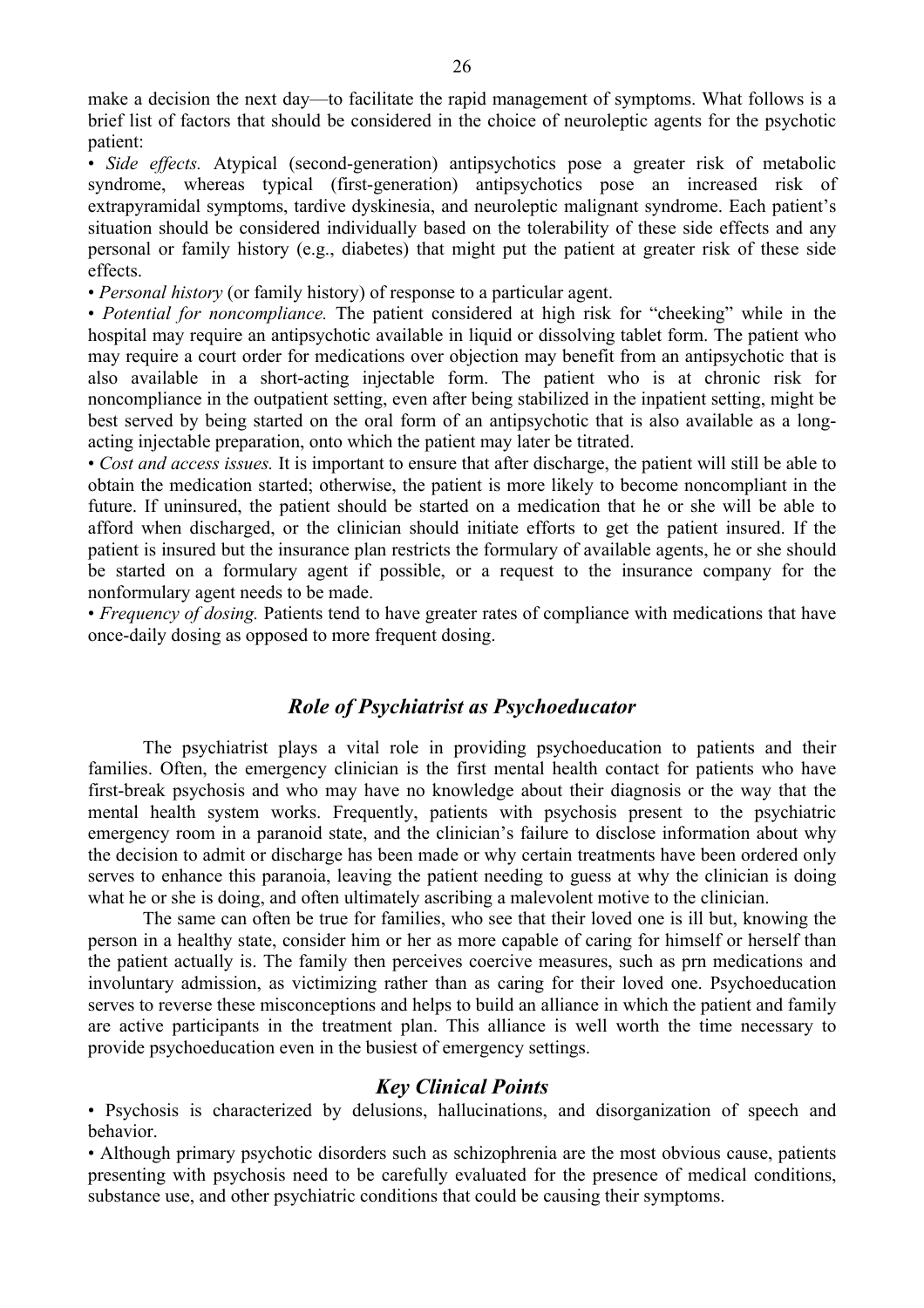make a decision the next day—to facilitate the rapid management of symptoms. What follows is a brief list of factors that should be considered in the choice of neuroleptic agents for the psychotic patient:

• *Side effects.* Atypical (second-generation) antipsychotics pose a greater risk of metabolic syndrome, whereas typical (first-generation) antipsychotics pose an increased risk of extrapyramidal symptoms, tardive dyskinesia, and neuroleptic malignant syndrome. Each patient's situation should be considered individually based on the tolerability of these side effects and any personal or family history (e.g., diabetes) that might put the patient at greater risk of these side effects.

• *Personal history* (or family history) of response to a particular agent.

• *Potential for noncompliance.* The patient considered at high risk for "cheeking" while in the hospital may require an antipsychotic available in liquid or dissolving tablet form. The patient who may require a court order for medications over objection may benefit from an antipsychotic that is also available in a short-acting injectable form. The patient who is at chronic risk for noncompliance in the outpatient setting, even after being stabilized in the inpatient setting, might be best served by being started on the oral form of an antipsychotic that is also available as a long-acting injectable preparation, onto which the patient may later be titrated.

• *Cost and access issues.* It is important to ensure that after discharge, the patient will still be able to obtain the medication started; otherwise, the patient is more likely to become noncompliant in the future. If uninsured, the patient should be started on a medication that he or she will be able to afford when discharged, or the clinician should initiate efforts to get the patient insured. If the patient is insured but the insurance plan restricts the formulary of available agents, he or she should be started on a formulary agent if possible, or a request to the insurance company for the nonformulary agent needs to be made.

• *Frequency of dosing.* Patients tend to have greater rates of compliance with medications that have once-daily dosing as opposed to more frequent dosing.

## *Role of Psychiatrist as Psychoeducator*

The psychiatrist plays a vital role in providing psychoeducation to patients and their families. Often, the emergency clinician is the first mental health contact for patients who have first-break psychosis and who may have no knowledge about their diagnosis or the way that the mental health system works. Frequently, patients with psychosis present to the psychiatric emergency room in a paranoid state, and the clinician's failure to disclose information about why the decision to admit or discharge has been made or why certain treatments have been ordered only serves to enhance this paranoia, leaving the patient needing to guess at why the clinician is doing what he or she is doing, and often ultimately ascribing a malevolent motive to the clinician.

The same can often be true for families, who see that their loved one is ill but, knowing the person in a healthy state, consider him or her as more capable of caring for himself or herself than the patient actually is. The family then perceives coercive measures, such as prn medications and involuntary admission, as victimizing rather than as caring for their loved one. Psychoeducation serves to reverse these misconceptions and helps to build an alliance in which the patient and family are active participants in the treatment plan. This alliance is well worth the time necessary to provide psychoeducation even in the busiest of emergency settings.

## *Key Clinical Points*

• Psychosis is characterized by delusions, hallucinations, and disorganization of speech and behavior.

• Although primary psychotic disorders such as schizophrenia are the most obvious cause, patients presenting with psychosis need to be carefully evaluated for the presence of medical conditions, substance use, and other psychiatric conditions that could be causing their symptoms.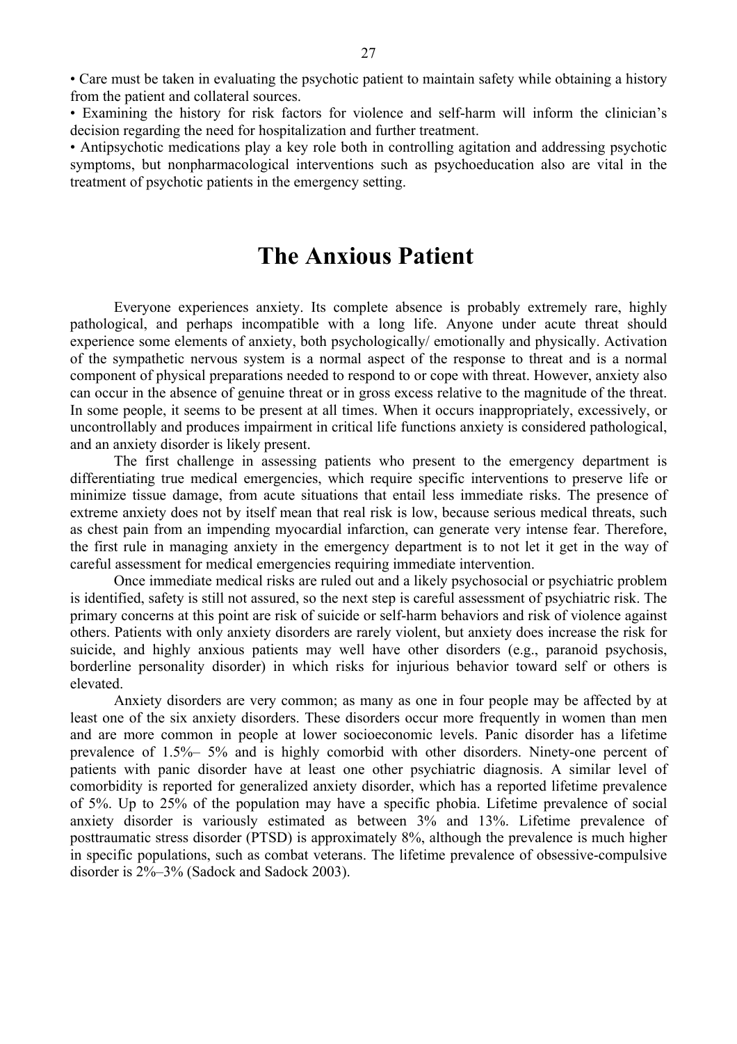• Care must be taken in evaluating the psychotic patient to maintain safety while obtaining a history from the patient and collateral sources.

• Examining the history for risk factors for violence and self-harm will inform the clinician's decision regarding the need for hospitalization and further treatment.

• Antipsychotic medications play a key role both in controlling agitation and addressing psychotic symptoms, but nonpharmacological interventions such as psychoeducation also are vital in the treatment of psychotic patients in the emergency setting.

# The Anxious Patient

Everyone experiences anxiety. Its complete absence is probably extremely rare, highly pathological, and perhaps incompatible with a long life. Anyone under acute threat should experience some elements of anxiety, both psychologically/ emotionally and physically. Activation of the sympathetic nervous system is a normal aspect of the response to threat and is a normal component of physical preparations needed to respond to or cope with threat. However, anxiety also can occur in the absence of genuine threat or in gross excess relative to the magnitude of the threat. In some people, it seems to be present at all times. When it occurs inappropriately, excessively, or uncontrollably and produces impairment in critical life functions anxiety is considered pathological, and an anxiety disorder is likely present.

The first challenge in assessing patients who present to the emergency department is differentiating true medical emergencies, which require specific interventions to preserve life or minimize tissue damage, from acute situations that entail less immediate risks. The presence of extreme anxiety does not by itself mean that real risk is low, because serious medical threats, such as chest pain from an impending myocardial infarction, can generate very intense fear. Therefore, the first rule in managing anxiety in the emergency department is to not let it get in the way of careful assessment for medical emergencies requiring immediate intervention.

Once immediate medical risks are ruled out and a likely psychosocial or psychiatric problem is identified, safety is still not assured, so the next step is careful assessment of psychiatric risk. The primary concerns at this point are risk of suicide or self-harm behaviors and risk of violence against others. Patients with only anxiety disorders are rarely violent, but anxiety does increase the risk for suicide, and highly anxious patients may well have other disorders (e.g., paranoid psychosis, borderline personality disorder) in which risks for injurious behavior toward self or others is elevated.

Anxiety disorders are very common; as many as one in four people may be affected by at least one of the six anxiety disorders. These disorders occur more frequently in women than men and are more common in people at lower socioeconomic levels. Panic disorder has a lifetime prevalence of 1.5%– 5% and is highly comorbid with other disorders. Ninety-one percent of patients with panic disorder have at least one other psychiatric diagnosis. A similar level of comorbidity is reported for generalized anxiety disorder, which has a reported lifetime prevalence of 5%. Up to 25% of the population may have a specific phobia. Lifetime prevalence of social anxiety disorder is variously estimated as between 3% and 13%. Lifetime prevalence of posttraumatic stress disorder (PTSD) is approximately 8%, although the prevalence is much higher in specific populations, such as combat veterans. The lifetime prevalence of obsessive-compulsive disorder is 2%–3% (Sadock and Sadock 2003).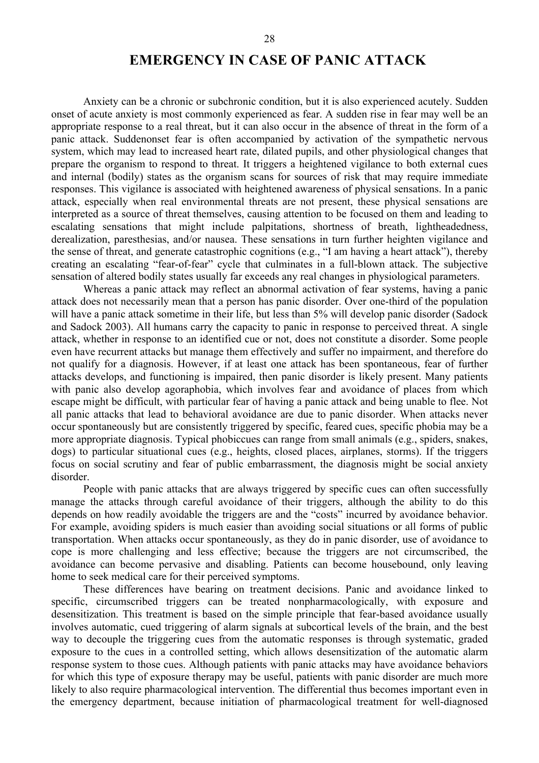# EMERGENCY IN CASE OF PANIC ATTACK

Anxiety can be a chronic or subchronic condition, but it is also experienced acutely. Sudden onset of acute anxiety is most commonly experienced as fear. A sudden rise in fear may well be an appropriate response to a real threat, but it can also occur in the absence of threat in the form of a panic attack. Suddenonset fear is often accompanied by activation of the sympathetic nervous system, which may lead to increased heart rate, dilated pupils, and other physiological changes that prepare the organism to respond to threat. It triggers a heightened vigilance to both external cues and internal (bodily) states as the organism scans for sources of risk that may require immediate responses. This vigilance is associated with heightened awareness of physical sensations. In a panic attack, especially when real environmental threats are not present, these physical sensations are interpreted as a source of threat themselves, causing attention to be focused on them and leading to escalating sensations that might include palpitations, shortness of breath, lightheadedness, derealization, paresthesias, and/or nausea. These sensations in turn further heighten vigilance and the sense of threat, and generate catastrophic cognitions (e.g., "I am having a heart attack"), thereby creating an escalating "fear-of-fear" cycle that culminates in a full-blown attack. The subjective sensation of altered bodily states usually far exceeds any real changes in physiological parameters.

Whereas a panic attack may reflect an abnormal activation of fear systems, having a panic attack does not necessarily mean that a person has panic disorder. Over one-third of the population will have a panic attack sometime in their life, but less than 5% will develop panic disorder (Sadock and Sadock 2003). All humans carry the capacity to panic in response to perceived threat. A single attack, whether in response to an identified cue or not, does not constitute a disorder. Some people even have recurrent attacks but manage them effectively and suffer no impairment, and therefore do not qualify for a diagnosis. However, if at least one attack has been spontaneous, fear of further attacks develops, and functioning is impaired, then panic disorder is likely present. Many patients with panic also develop agoraphobia, which involves fear and avoidance of places from which escape might be difficult, with particular fear of having a panic attack and being unable to flee. Not all panic attacks that lead to behavioral avoidance are due to panic disorder. When attacks never occur spontaneously but are consistently triggered by specific, feared cues, specific phobia may be a more appropriate diagnosis. Typical phobiccues can range from small animals (e.g., spiders, snakes, dogs) to particular situational cues (e.g., heights, closed places, airplanes, storms). If the triggers focus on social scrutiny and fear of public embarrassment, the diagnosis might be social anxiety disorder.

People with panic attacks that are always triggered by specific cues can often successfully manage the attacks through careful avoidance of their triggers, although the ability to do this depends on how readily avoidable the triggers are and the "costs" incurred by avoidance behavior. For example, avoiding spiders is much easier than avoiding social situations or all forms of public transportation. When attacks occur spontaneously, as they do in panic disorder, use of avoidance to cope is more challenging and less effective; because the triggers are not circumscribed, the avoidance can become pervasive and disabling. Patients can become housebound, only leaving home to seek medical care for their perceived symptoms.

These differences have bearing on treatment decisions. Panic and avoidance linked to specific, circumscribed triggers can be treated nonpharmacologically, with exposure and desensitization. This treatment is based on the simple principle that fear-based avoidance usually involves automatic, cued triggering of alarm signals at subcortical levels of the brain, and the best way to decouple the triggering cues from the automatic responses is through systematic, graded exposure to the cues in a controlled setting, which allows desensitization of the automatic alarm response system to those cues. Although patients with panic attacks may have avoidance behaviors for which this type of exposure therapy may be useful, patients with panic disorder are much more likely to also require pharmacological intervention. The differential thus becomes important even in the emergency department, because initiation of pharmacological treatment for well-diagnosed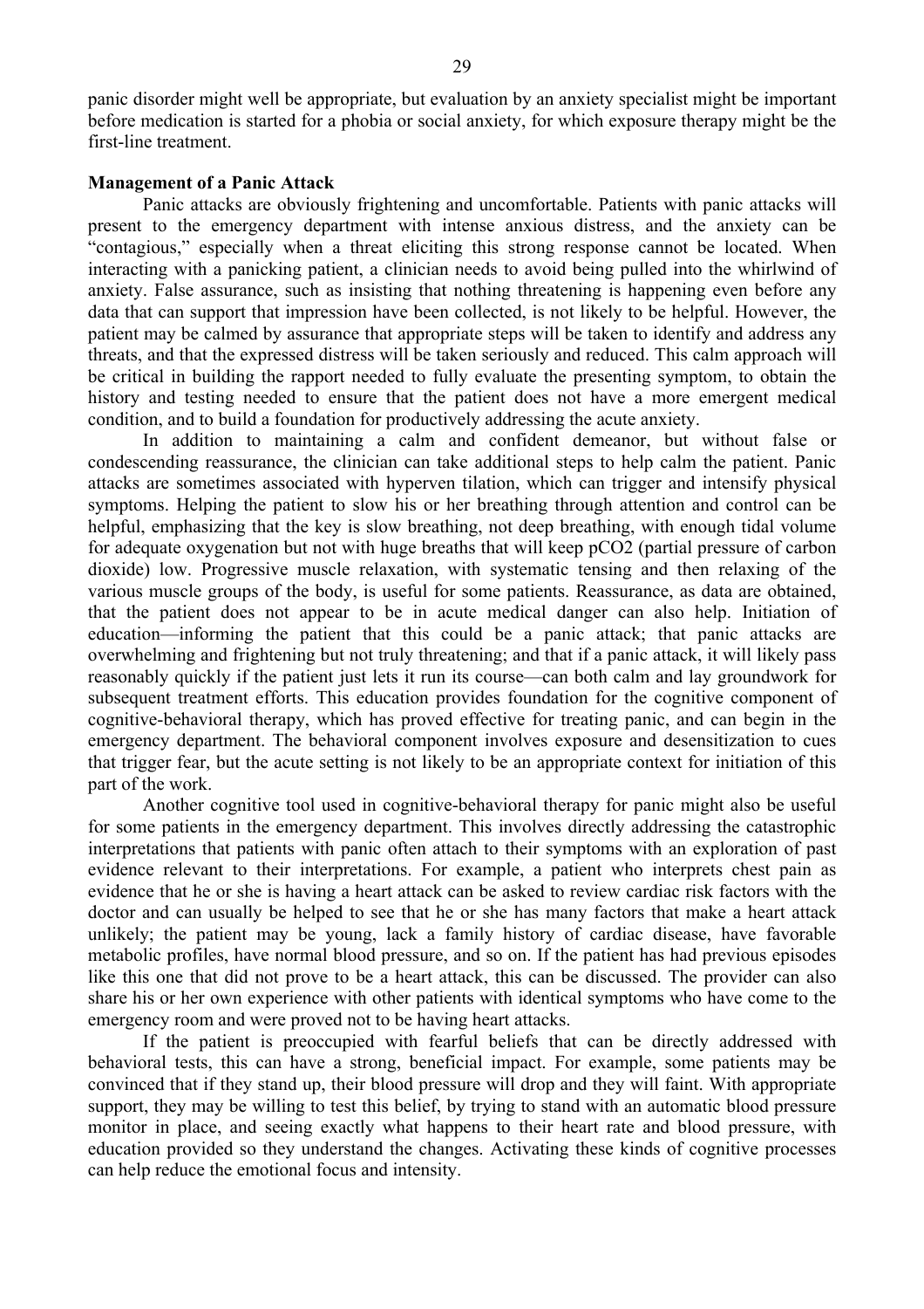panic disorder might well be appropriate, but evaluation by an anxiety specialist might be important before medication is started for a phobia or social anxiety, for which exposure therapy might be the first-line treatment.

**Management of a Panic Attack**

Panic attacks are obviously frightening and uncomfortable. Patients with panic attacks will present to the emergency department with intense anxious distress, and the anxiety can be "contagious," especially when a threat eliciting this strong response cannot be located. When interacting with a panicking patient, a clinician needs to avoid being pulled into the whirlwind of anxiety. False assurance, such as insisting that nothing threatening is happening even before any data that can support that impression have been collected, is not likely to be helpful. However, the patient may be calmed by assurance that appropriate steps will be taken to identify and address any threats, and that the expressed distress will be taken seriously and reduced. This calm approach will be critical in building the rapport needed to fully evaluate the presenting symptom, to obtain the history and testing needed to ensure that the patient does not have a more emergent medical condition, and to build a foundation for productively addressing the acute anxiety.

In addition to maintaining a calm and confident demeanor, but without false or condescending reassurance, the clinician can take additional steps to help calm the patient. Panic attacks are sometimes associated with hyperven tilation, which can trigger and intensify physical symptoms. Helping the patient to slow his or her breathing through attention and control can be helpful, emphasizing that the key is slow breathing, not deep breathing, with enough tidal volume for adequate oxygenation but not with huge breaths that will keep $pCO_2$ (partial pressure of carbon dioxide) low. Progressive muscle relaxation, with systematic tensing and then relaxing of the various muscle groups of the body, is useful for some patients. Reassurance, as data are obtained, that the patient does not appear to be in acute medical danger can also help. Initiation of education—informing the patient that this could be a panic attack; that panic attacks are overwhelming and frightening but not truly threatening; and that if a panic attack, it will likely pass reasonably quickly if the patient just lets it run its course—can both calm and lay groundwork for subsequent treatment efforts. This education provides foundation for the cognitive component of cognitive-behavioral therapy, which has proved effective for treating panic, and can begin in the emergency department. The behavioral component involves exposure and desensitization to cues that trigger fear, but the acute setting is not likely to be an appropriate context for initiation of this part of the work.

Another cognitive tool used in cognitive-behavioral therapy for panic might also be useful for some patients in the emergency department. This involves directly addressing the catastrophic interpretations that patients with panic often attach to their symptoms with an exploration of past evidence relevant to their interpretations. For example, a patient who interprets chest pain as evidence that he or she is having a heart attack can be asked to review cardiac risk factors with the doctor and can usually be helped to see that he or she has many factors that make a heart attack unlikely; the patient may be young, lack a family history of cardiac disease, have favorable metabolic profiles, have normal blood pressure, and so on. If the patient has had previous episodes like this one that did not prove to be a heart attack, this can be discussed. The provider can also share his or her own experience with other patients with identical symptoms who have come to the emergency room and were proved not to be having heart attacks.

If the patient is preoccupied with fearful beliefs that can be directly addressed with behavioral tests, this can have a strong, beneficial impact. For example, some patients may be convinced that if they stand up, their blood pressure will drop and they will faint. With appropriate support, they may be willing to test this belief, by trying to stand with an automatic blood pressure monitor in place, and seeing exactly what happens to their heart rate and blood pressure, with education provided so they understand the changes. Activating these kinds of cognitive processes can help reduce the emotional focus and intensity.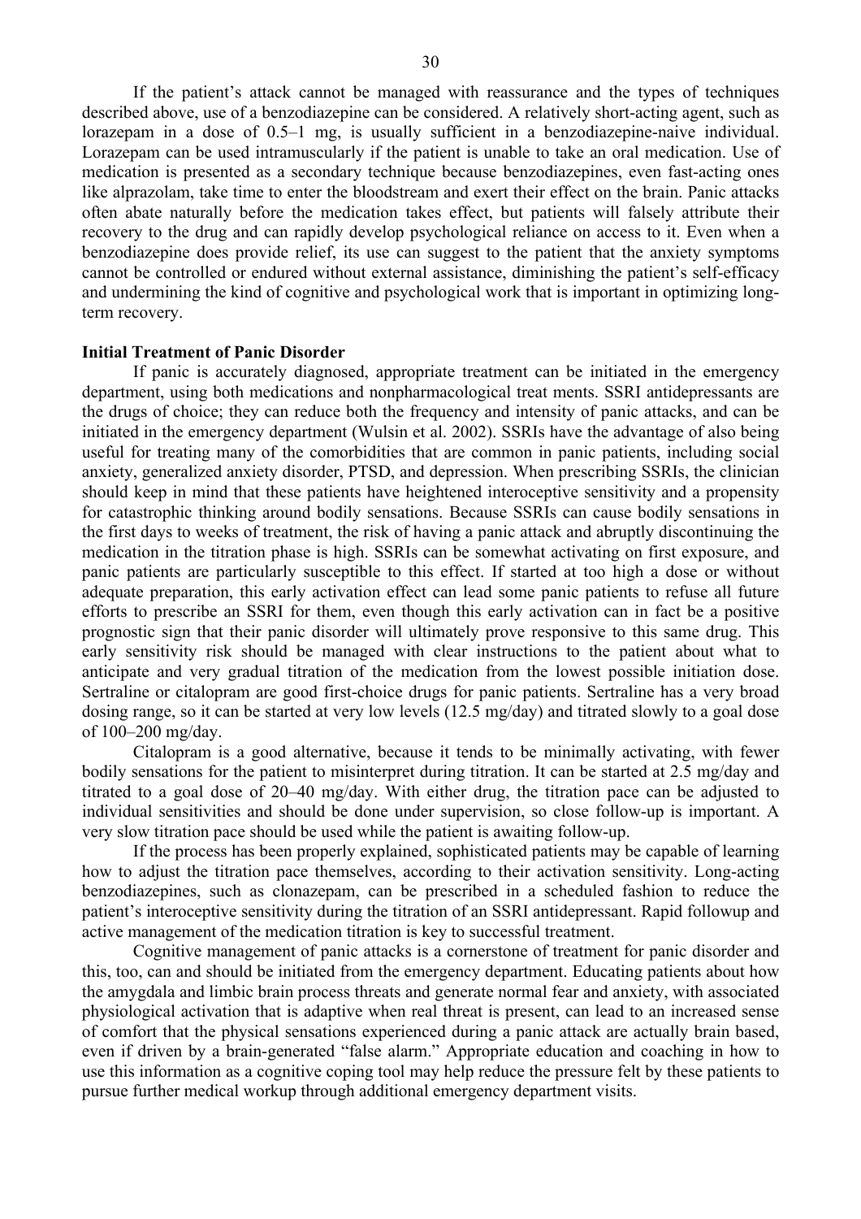If the patient's attack cannot be managed with reassurance and the types of techniques described above, use of a benzodiazepine can be considered. A relatively short-acting agent, such as lorazepam in a dose of 0.5–1 mg, is usually sufficient in a benzodiazepine-naive individual. Lorazepam can be used intramuscularly if the patient is unable to take an oral medication. Use of medication is presented as a secondary technique because benzodiazepines, even fast-acting ones like alprazolam, take time to enter the bloodstream and exert their effect on the brain. Panic attacks often abate naturally before the medication takes effect, but patients will falsely attribute their recovery to the drug and can rapidly develop psychological reliance on access to it. Even when a benzodiazepine does provide relief, its use can suggest to the patient that the anxiety symptoms cannot be controlled or endured without external assistance, diminishing the patient's self-efficacy and undermining the kind of cognitive and psychological work that is important in optimizing long-term recovery.

**Initial Treatment of Panic Disorder**

If panic is accurately diagnosed, appropriate treatment can be initiated in the emergency department, using both medications and nonpharmacological treat ments. SSRI antidepressants are the drugs of choice; they can reduce both the frequency and intensity of panic attacks, and can be initiated in the emergency department (Wulsin et al. 2002). SSRIs have the advantage of also being useful for treating many of the comorbidities that are common in panic patients, including social anxiety, generalized anxiety disorder, PTSD, and depression. When prescribing SSRIs, the clinician should keep in mind that these patients have heightened interoceptive sensitivity and a propensity for catastrophic thinking around bodily sensations. Because SSRIs can cause bodily sensations in the first days to weeks of treatment, the risk of having a panic attack and abruptly discontinuing the medication in the titration phase is high. SSRIs can be somewhat activating on first exposure, and panic patients are particularly susceptible to this effect. If started at too high a dose or without adequate preparation, this early activation effect can lead some panic patients to refuse all future efforts to prescribe an SSRI for them, even though this early activation can in fact be a positive prognostic sign that their panic disorder will ultimately prove responsive to this same drug. This early sensitivity risk should be managed with clear instructions to the patient about what to anticipate and very gradual titration of the medication from the lowest possible initiation dose. Sertraline or citalopram are good first-choice drugs for panic patients. Sertraline has a very broad dosing range, so it can be started at very low levels (12.5 mg/day) and titrated slowly to a goal dose of 100–200 mg/day.

Citalopram is a good alternative, because it tends to be minimally activating, with fewer bodily sensations for the patient to misinterpret during titration. It can be started at 2.5 mg/day and titrated to a goal dose of 20–40 mg/day. With either drug, the titration pace can be adjusted to individual sensitivities and should be done under supervision, so close follow-up is important. A very slow titration pace should be used while the patient is awaiting follow-up.

If the process has been properly explained, sophisticated patients may be capable of learning how to adjust the titration pace themselves, according to their activation sensitivity. Long-acting benzodiazepines, such as clonazepam, can be prescribed in a scheduled fashion to reduce the patient's interoceptive sensitivity during the titration of an SSRI antidepressant. Rapid followup and active management of the medication titration is key to successful treatment.

Cognitive management of panic attacks is a cornerstone of treatment for panic disorder and this, too, can and should be initiated from the emergency department. Educating patients about how the amygdala and limbic brain process threats and generate normal fear and anxiety, with associated physiological activation that is adaptive when real threat is present, can lead to an increased sense of comfort that the physical sensations experienced during a panic attack are actually brain based, even if driven by a brain-generated "false alarm." Appropriate education and coaching in how to use this information as a cognitive coping tool may help reduce the pressure felt by these patients to pursue further medical workup through additional emergency department visits.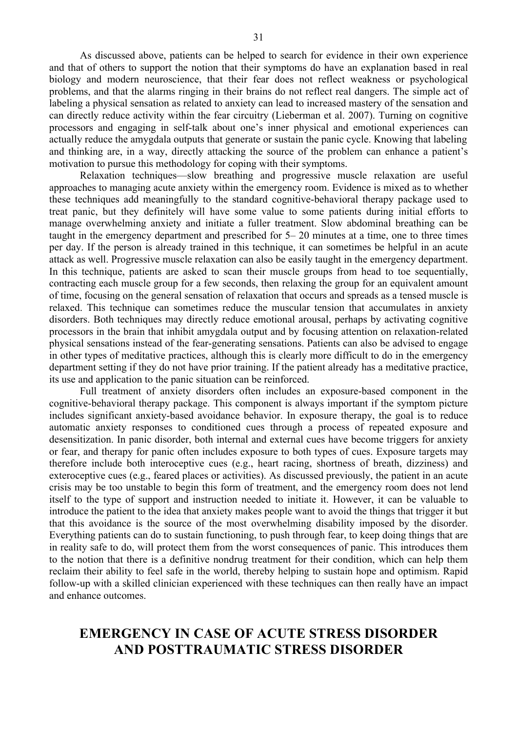As discussed above, patients can be helped to search for evidence in their own experience and that of others to support the notion that their symptoms do have an explanation based in real biology and modern neuroscience, that their fear does not reflect weakness or psychological problems, and that the alarms ringing in their brains do not reflect real dangers. The simple act of labeling a physical sensation as related to anxiety can lead to increased mastery of the sensation and can directly reduce activity within the fear circuitry (Lieberman et al. 2007). Turning on cognitive processors and engaging in self-talk about one's inner physical and emotional experiences can actually reduce the amygdala outputs that generate or sustain the panic cycle. Knowing that labeling and thinking are, in a way, directly attacking the source of the problem can enhance a patient's motivation to pursue this methodology for coping with their symptoms.

Relaxation techniques—slow breathing and progressive muscle relaxation are useful approaches to managing acute anxiety within the emergency room. Evidence is mixed as to whether these techniques add meaningfully to the standard cognitive-behavioral therapy package used to treat panic, but they definitely will have some value to some patients during initial efforts to manage overwhelming anxiety and initiate a fuller treatment. Slow abdominal breathing can be taught in the emergency department and prescribed for 5– 20 minutes at a time, one to three times per day. If the person is already trained in this technique, it can sometimes be helpful in an acute attack as well. Progressive muscle relaxation can also be easily taught in the emergency department. In this technique, patients are asked to scan their muscle groups from head to toe sequentially, contracting each muscle group for a few seconds, then relaxing the group for an equivalent amount of time, focusing on the general sensation of relaxation that occurs and spreads as a tensed muscle is relaxed. This technique can sometimes reduce the muscular tension that accumulates in anxiety disorders. Both techniques may directly reduce emotional arousal, perhaps by activating cognitive processors in the brain that inhibit amygdala output and by focusing attention on relaxation-related physical sensations instead of the fear-generating sensations. Patients can also be advised to engage in other types of meditative practices, although this is clearly more difficult to do in the emergency department setting if they do not have prior training. If the patient already has a meditative practice, its use and application to the panic situation can be reinforced.

Full treatment of anxiety disorders often includes an exposure-based component in the cognitive-behavioral therapy package. This component is always important if the symptom picture includes significant anxiety-based avoidance behavior. In exposure therapy, the goal is to reduce automatic anxiety responses to conditioned cues through a process of repeated exposure and desensitization. In panic disorder, both internal and external cues have become triggers for anxiety or fear, and therapy for panic often includes exposure to both types of cues. Exposure targets may therefore include both interoceptive cues (e.g., heart racing, shortness of breath, dizziness) and exteroceptive cues (e.g., feared places or activities). As discussed previously, the patient in an acute crisis may be too unstable to begin this form of treatment, and the emergency room does not lend itself to the type of support and instruction needed to initiate it. However, it can be valuable to introduce the patient to the idea that anxiety makes people want to avoid the things that trigger it but that this avoidance is the source of the most overwhelming disability imposed by the disorder. Everything patients can do to sustain functioning, to push through fear, to keep doing things that are in reality safe to do, will protect them from the worst consequences of panic. This introduces them to the notion that there is a definitive nondrug treatment for their condition, which can help them reclaim their ability to feel safe in the world, thereby helping to sustain hope and optimism. Rapid follow-up with a skilled clinician experienced with these techniques can then really have an impact and enhance outcomes.

## EMERGENCY IN CASE OF ACUTE STRESS DISORDER AND POSTTRAUMATIC STRESS DISORDER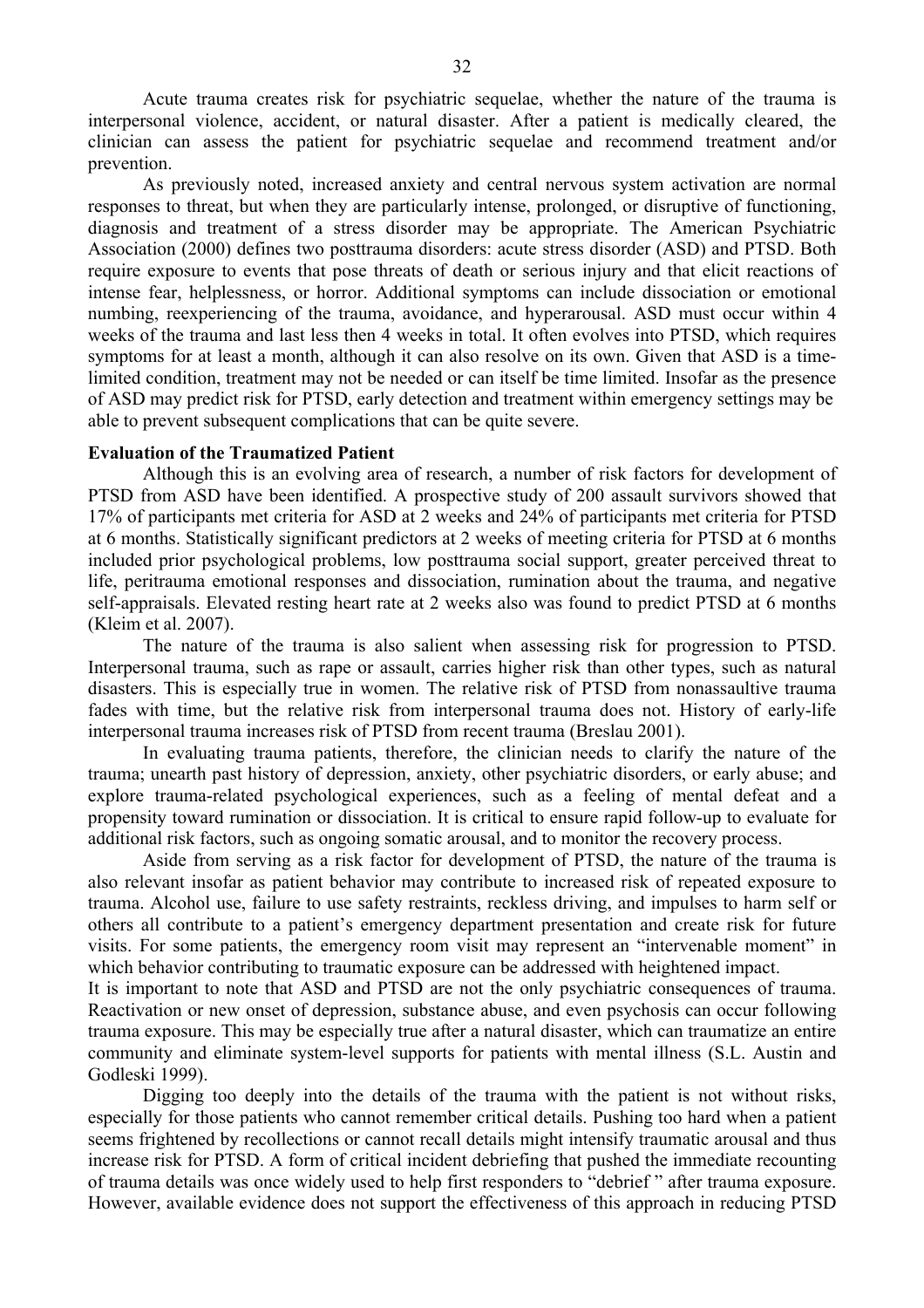Acute trauma creates risk for psychiatric sequelae, whether the nature of the trauma is interpersonal violence, accident, or natural disaster. After a patient is medically cleared, the clinician can assess the patient for psychiatric sequelae and recommend treatment and/or prevention.

As previously noted, increased anxiety and central nervous system activation are normal responses to threat, but when they are particularly intense, prolonged, or disruptive of functioning, diagnosis and treatment of a stress disorder may be appropriate. The American Psychiatric Association (2000) defines two posttrauma disorders: acute stress disorder (ASD) and PTSD. Both require exposure to events that pose threats of death or serious injury and that elicit reactions of intense fear, helplessness, or horror. Additional symptoms can include dissociation or emotional numbing, reexperiencing of the trauma, avoidance, and hyperarousal. ASD must occur within 4 weeks of the trauma and last less then 4 weeks in total. It often evolves into PTSD, which requires symptoms for at least a month, although it can also resolve on its own. Given that ASD is a time-limited condition, treatment may not be needed or can itself be time limited. Insofar as the presence of ASD may predict risk for PTSD, early detection and treatment within emergency settings may be able to prevent subsequent complications that can be quite severe.

**Evaluation of the Traumatized Patient**

Although this is an evolving area of research, a number of risk factors for development of PTSD from ASD have been identified. A prospective study of 200 assault survivors showed that 17% of participants met criteria for ASD at 2 weeks and 24% of participants met criteria for PTSD at 6 months. Statistically significant predictors at 2 weeks of meeting criteria for PTSD at 6 months included prior psychological problems, low posttrauma social support, greater perceived threat to life, peritrauma emotional responses and dissociation, rumination about the trauma, and negative self-appraisals. Elevated resting heart rate at 2 weeks also was found to predict PTSD at 6 months (Kleim et al. 2007).

The nature of the trauma is also salient when assessing risk for progression to PTSD. Interpersonal trauma, such as rape or assault, carries higher risk than other types, such as natural disasters. This is especially true in women. The relative risk of PTSD from nonassaultive trauma fades with time, but the relative risk from interpersonal trauma does not. History of early-life interpersonal trauma increases risk of PTSD from recent trauma (Breslau 2001).

In evaluating trauma patients, therefore, the clinician needs to clarify the nature of the trauma; unearth past history of depression, anxiety, other psychiatric disorders, or early abuse; and explore trauma-related psychological experiences, such as a feeling of mental defeat and a propensity toward rumination or dissociation. It is critical to ensure rapid follow-up to evaluate for additional risk factors, such as ongoing somatic arousal, and to monitor the recovery process.

Aside from serving as a risk factor for development of PTSD, the nature of the trauma is also relevant insofar as patient behavior may contribute to increased risk of repeated exposure to trauma. Alcohol use, failure to use safety restraints, reckless driving, and impulses to harm self or others all contribute to a patient's emergency department presentation and create risk for future visits. For some patients, the emergency room visit may represent an "intervenable moment" in which behavior contributing to traumatic exposure can be addressed with heightened impact.

It is important to note that ASD and PTSD are not the only psychiatric consequences of trauma. Reactivation or new onset of depression, substance abuse, and even psychosis can occur following trauma exposure. This may be especially true after a natural disaster, which can traumatize an entire community and eliminate system-level supports for patients with mental illness (S.L. Austin and Godleski 1999).

Digging too deeply into the details of the trauma with the patient is not without risks, especially for those patients who cannot remember critical details. Pushing too hard when a patient seems frightened by recollections or cannot recall details might intensify traumatic arousal and thus increase risk for PTSD. A form of critical incident debriefing that pushed the immediate recounting of trauma details was once widely used to help first responders to "debrief " after trauma exposure. However, available evidence does not support the effectiveness of this approach in reducing PTSD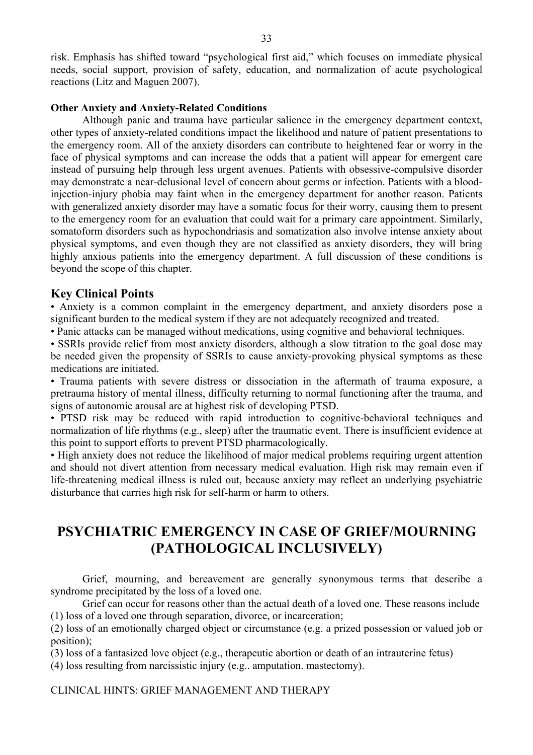risk. Emphasis has shifted toward "psychological first aid," which focuses on immediate physical needs, social support, provision of safety, education, and normalization of acute psychological reactions (Litz and Maguen 2007).

**Other Anxiety and Anxiety-Related Conditions**

Although panic and trauma have particular salience in the emergency department context, other types of anxiety-related conditions impact the likelihood and nature of patient presentations to the emergency room. All of the anxiety disorders can contribute to heightened fear or worry in the face of physical symptoms and can increase the odds that a patient will appear for emergent care instead of pursuing help through less urgent avenues. Patients with obsessive-compulsive disorder may demonstrate a near-delusional level of concern about germs or infection. Patients with a blood-injection-injury phobia may faint when in the emergency department for another reason. Patients with generalized anxiety disorder may have a somatic focus for their worry, causing them to present to the emergency room for an evaluation that could wait for a primary care appointment. Similarly, somatoform disorders such as hypochondriasis and somatization also involve intense anxiety about physical symptoms, and even though they are not classified as anxiety disorders, they will bring highly anxious patients into the emergency department. A full discussion of these conditions is beyond the scope of this chapter.

## Key Clinical Points

• Anxiety is a common complaint in the emergency department, and anxiety disorders pose a significant burden to the medical system if they are not adequately recognized and treated.

• Panic attacks can be managed without medications, using cognitive and behavioral techniques.

• SSRIs provide relief from most anxiety disorders, although a slow titration to the goal dose may be needed given the propensity of SSRIs to cause anxiety-provoking physical symptoms as these medications are initiated.

• Trauma patients with severe distress or dissociation in the aftermath of trauma exposure, a pretrauma history of mental illness, difficulty returning to normal functioning after the trauma, and signs of autonomic arousal are at highest risk of developing PTSD.

• PTSD risk may be reduced with rapid introduction to cognitive-behavioral techniques and normalization of life rhythms (e.g., sleep) after the traumatic event. There is insufficient evidence at this point to support efforts to prevent PTSD pharmacologically.

• High anxiety does not reduce the likelihood of major medical problems requiring urgent attention and should not divert attention from necessary medical evaluation. High risk may remain even if life-threatening medical illness is ruled out, because anxiety may reflect an underlying psychiatric disturbance that carries high risk for self-harm or harm to others.

# PSYCHIATRIC EMERGENCY IN CASE OF GRIEF/MOURNING (PATHOLOGICAL INCLUSIVELY)

Grief, mourning, and bereavement are generally synonymous terms that describe a syndrome precipitated by the loss of a loved one.

Grief can occur for reasons other than the actual death of a loved one. These reasons include
(1) loss of a loved one through separation, divorce, or incarceration;
(2) loss of an emotionally charged object or circumstance (e.g. a prized possession or valued job or position);
(3) loss of a fantasized love object (e.g., therapeutic abortion or death of an intrauterine fetus)
(4) loss resulting from narcissistic injury (e.g.. amputation. mastectomy).

CLINICAL HINTS: GRIEF MANAGEMENT AND THERAPY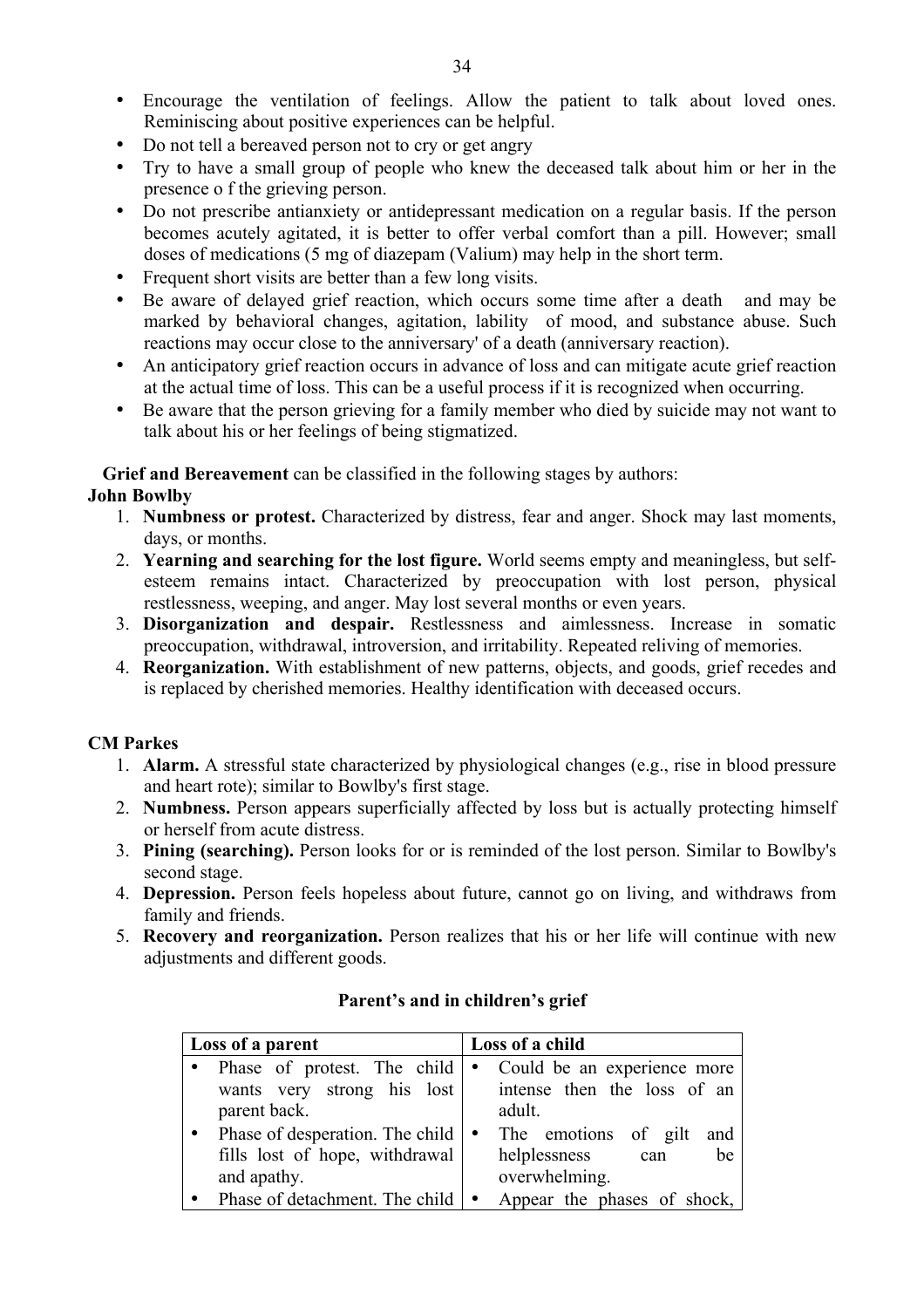- Encourage the ventilation of feelings. Allow the patient to talk about loved ones. Reminiscing about positive experiences can be helpful.
- Do not tell a bereaved person not to cry or get angry
- Try to have a small group of people who knew the deceased talk about him or her in the presence o f the grieving person.
- Do not prescribe antianxiety or antidepressant medication on a regular basis. If the person becomes acutely agitated, it is better to offer verbal comfort than a pill. However; small doses of medications (5 mg of diazepam (Valium) may help in the short term.
- Frequent short visits are better than a few long visits.
- Be aware of delayed grief reaction, which occurs some time after a death and may be marked by behavioral changes, agitation, lability of mood, and substance abuse. Such reactions may occur close to the anniversary' of a death (anniversary reaction).
- An anticipatory grief reaction occurs in advance of loss and can mitigate acute grief reaction at the actual time of loss. This can be a useful process if it is recognized when occurring.
- Be aware that the person grieving for a family member who died by suicide may not want to talk about his or her feelings of being stigmatized.

**Grief and Bereavement** can be classified in the following stages by authors:

**John Bowlby**

1. **Numbness or protest.** Characterized by distress, fear and anger. Shock may last moments, days, or months.
2. **Yearning and searching for the lost figure.** World seems empty and meaningless, but self-esteem remains intact. Characterized by preoccupation with lost person, physical restlessness, weeping, and anger. May lost several months or even years.
3. **Disorganization and despair.** Restlessness and aimlessness. Increase in somatic preoccupation, withdrawal, introversion, and irritability. Repeated reliving of memories.
4. **Reorganization.** With establishment of new patterns, objects, and goods, grief recedes and is replaced by cherished memories. Healthy identification with deceased occurs.

**CM Parkes**

1. **Alarm.** A stressful state characterized by physiological changes (e.g., rise in blood pressure and heart rote); similar to Bowlby's first stage.
2. **Numbness.** Person appears superficially affected by loss but is actually protecting himself or herself from acute distress.
3. **Pining (searching).** Person looks for or is reminded of the lost person. Similar to Bowlby's second stage.
4. **Depression.** Person feels hopeless about future, cannot go on living, and withdraws from family and friends.
5. **Recovery and reorganization.** Person realizes that his or her life will continue with new adjustments and different goods.

**Parent's and in children's grief**

| Loss of a parent | Loss of a child |
|---|---|
| • Phase of protest. The child wants very strong his lost parent back. | • Could be an experience more intense then the loss of an adult. |
| • Phase of desperation. The child fills lost of hope, withdrawal and apathy. | • The emotions of gilt and helplessness can be overwhelming. |
| • Phase of detachment. The child | • Appear the phases of shock, |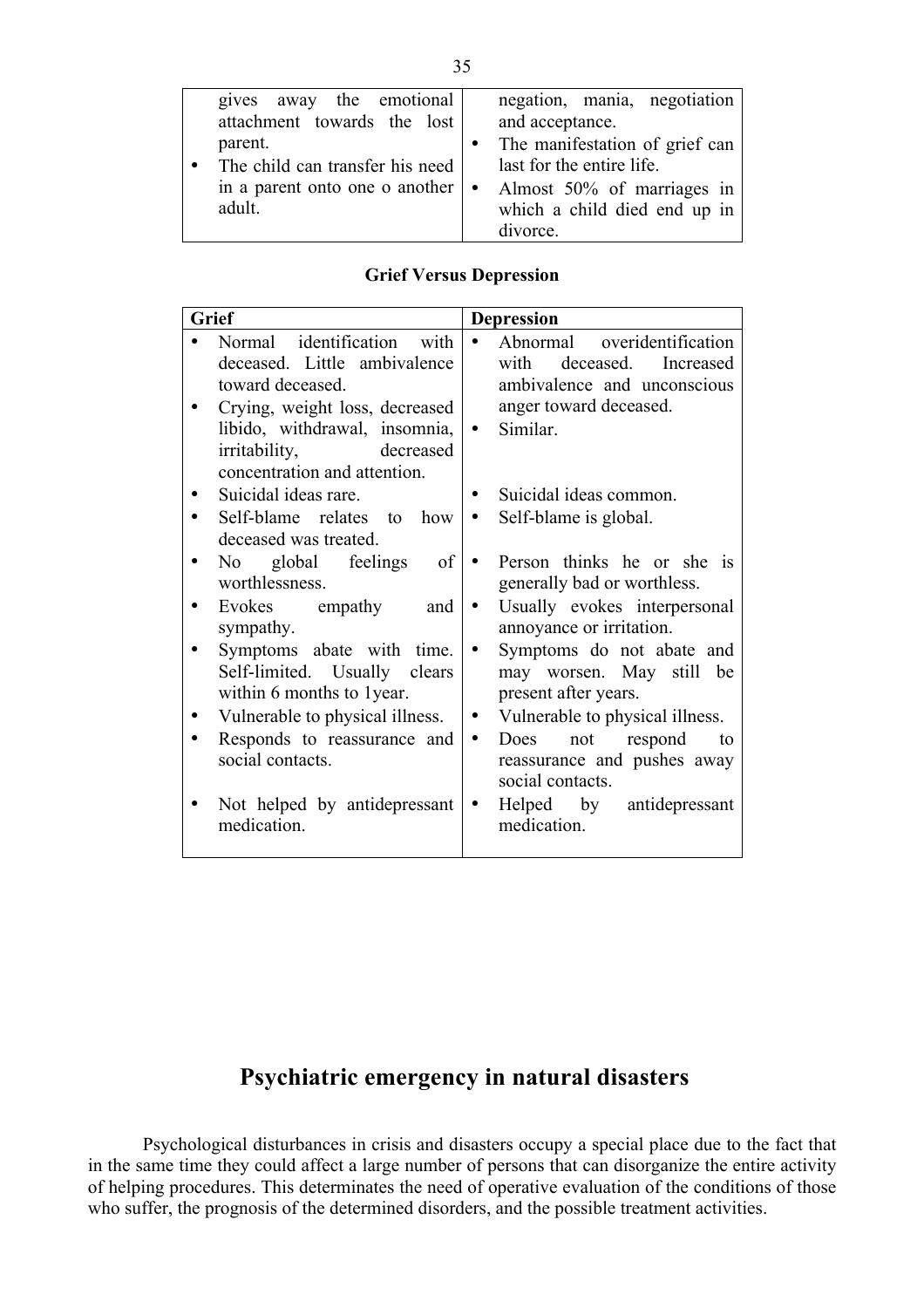| | |
|---|---|
| gives away the emotional attachment towards the lost parent.<br>• The child can transfer his need in a parent onto one o another adult. | negation, mania, negotiation and acceptance.<br>• The manifestation of grief can last for the entire life.<br>• Almost 50% of marriages in which a child died end up in divorce. |

**Grief Versus Depression**

| Grief | Depression |
|---|---|
| • Normal identification with deceased. Little ambivalence toward deceased. | • Abnormal overidentification with deceased. Increased ambivalence and unconscious anger toward deceased. |
| • Crying, weight loss, decreased libido, withdrawal, insomnia, irritability, decreased concentration and attention. | • Similar. |
| • Suicidal ideas rare. | • Suicidal ideas common. |
| • Self-blame relates to how deceased was treated. | • Self-blame is global. |
| • No global feelings of worthlessness. | • Person thinks he or she is generally bad or worthless. |
| • Evokes empathy and sympathy. | • Usually evokes interpersonal annoyance or irritation. |
| • Symptoms abate with time. Self-limited. Usually clears within 6 months to 1year. | • Symptoms do not abate and may worsen. May still be present after years. |
| • Vulnerable to physical illness. | • Vulnerable to physical illness. |
| • Responds to reassurance and social contacts. | • Does not respond to reassurance and pushes away social contacts. |
| • Not helped by antidepressant medication. | • Helped by antidepressant medication. |

# Psychiatric emergency in natural disasters

Psychological disturbances in crisis and disasters occupy a special place due to the fact that in the same time they could affect a large number of persons that can disorganize the entire activity of helping procedures. This determinates the need of operative evaluation of the conditions of those who suffer, the prognosis of the determined disorders, and the possible treatment activities.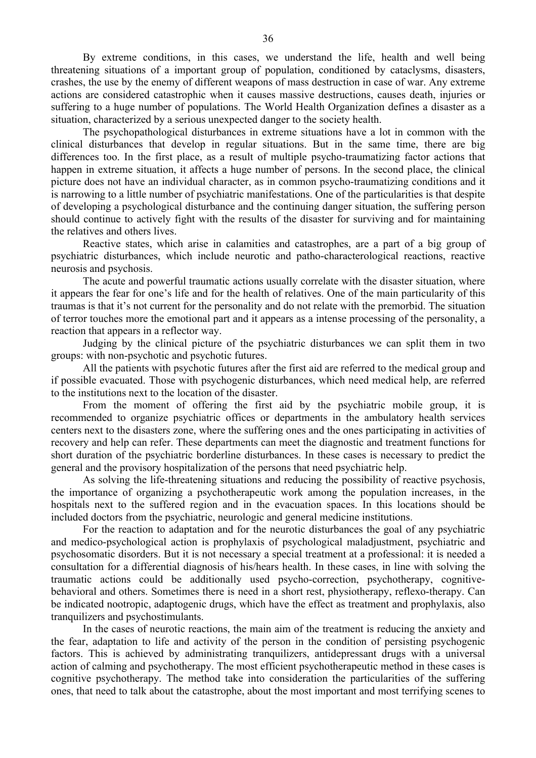By extreme conditions, in this cases, we understand the life, health and well being threatening situations of a important group of population, conditioned by cataclysms, disasters, crashes, the use by the enemy of different weapons of mass destruction in case of war. Any extreme actions are considered catastrophic when it causes massive destructions, causes death, injuries or suffering to a huge number of populations. The World Health Organization defines a disaster as a situation, characterized by a serious unexpected danger to the society health.

The psychopathological disturbances in extreme situations have a lot in common with the clinical disturbances that develop in regular situations. But in the same time, there are big differences too. In the first place, as a result of multiple psycho-traumatizing factor actions that happen in extreme situation, it affects a huge number of persons. In the second place, the clinical picture does not have an individual character, as in common psycho-traumatizing conditions and it is narrowing to a little number of psychiatric manifestations. One of the particularities is that despite of developing a psychological disturbance and the continuing danger situation, the suffering person should continue to actively fight with the results of the disaster for surviving and for maintaining the relatives and others lives.

Reactive states, which arise in calamities and catastrophes, are a part of a big group of psychiatric disturbances, which include neurotic and patho-characterological reactions, reactive neurosis and psychosis.

The acute and powerful traumatic actions usually correlate with the disaster situation, where it appears the fear for one's life and for the health of relatives. One of the main particularity of this traumas is that it's not current for the personality and do not relate with the premorbid. The situation of terror touches more the emotional part and it appears as a intense processing of the personality, a reaction that appears in a reflector way.

Judging by the clinical picture of the psychiatric disturbances we can split them in two groups: with non-psychotic and psychotic futures.

All the patients with psychotic futures after the first aid are referred to the medical group and if possible evacuated. Those with psychogenic disturbances, which need medical help, are referred to the institutions next to the location of the disaster.

From the moment of offering the first aid by the psychiatric mobile group, it is recommended to organize psychiatric offices or departments in the ambulatory health services centers next to the disasters zone, where the suffering ones and the ones participating in activities of recovery and help can refer. These departments can meet the diagnostic and treatment functions for short duration of the psychiatric borderline disturbances. In these cases is necessary to predict the general and the provisory hospitalization of the persons that need psychiatric help.

As solving the life-threatening situations and reducing the possibility of reactive psychosis, the importance of organizing a psychotherapeutic work among the population increases, in the hospitals next to the suffered region and in the evacuation spaces. In this locations should be included doctors from the psychiatric, neurologic and general medicine institutions.

For the reaction to adaptation and for the neurotic disturbances the goal of any psychiatric and medico-psychological action is prophylaxis of psychological maladjustment, psychiatric and psychosomatic disorders. But it is not necessary a special treatment at a professional: it is needed a consultation for a differential diagnosis of his/hears health. In these cases, in line with solving the traumatic actions could be additionally used psycho-correction, psychotherapy, cognitive-behavioral and others. Sometimes there is need in a short rest, physiotherapy, reflexo-therapy. Can be indicated nootropic, adaptogenic drugs, which have the effect as treatment and prophylaxis, also tranquilizers and psychostimulants.

In the cases of neurotic reactions, the main aim of the treatment is reducing the anxiety and the fear, adaptation to life and activity of the person in the condition of persisting psychogenic factors. This is achieved by administrating tranquilizers, antidepressant drugs with a universal action of calming and psychotherapy. The most efficient psychotherapeutic method in these cases is cognitive psychotherapy. The method take into consideration the particularities of the suffering ones, that need to talk about the catastrophe, about the most important and most terrifying scenes to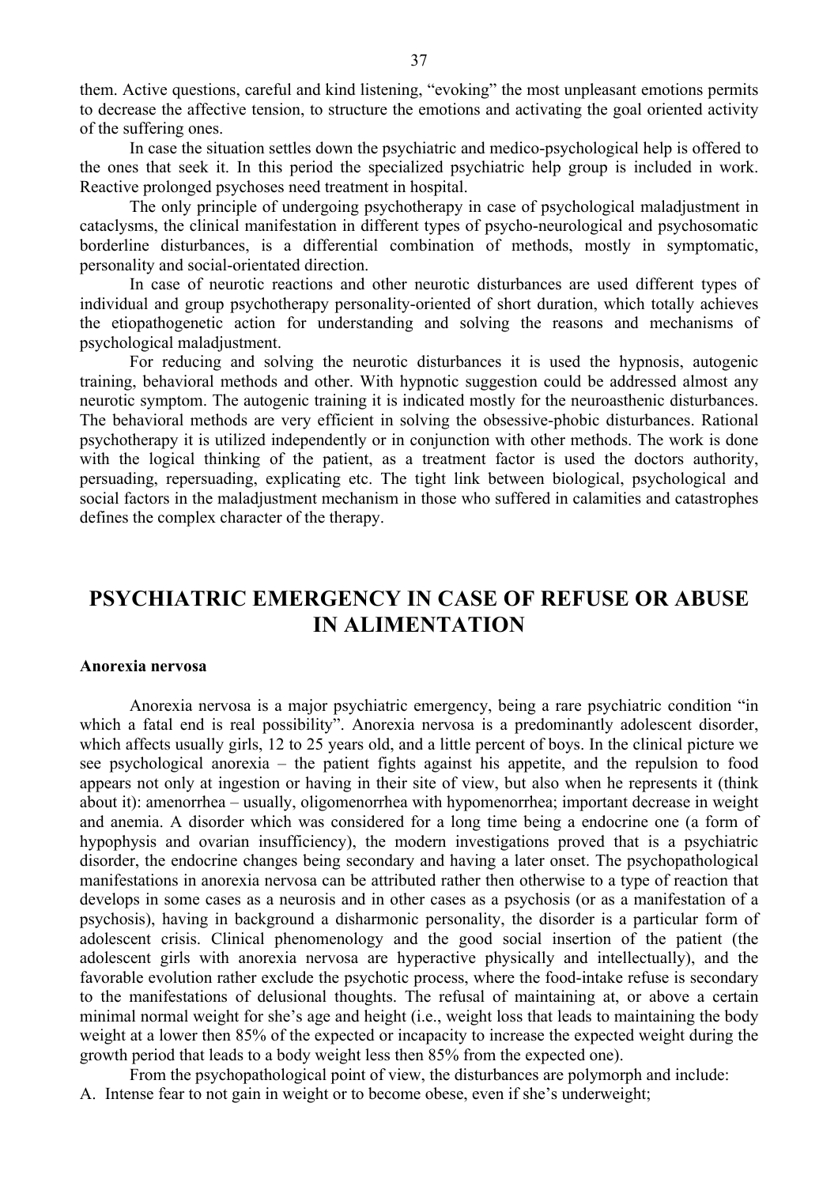them. Active questions, careful and kind listening, "evoking" the most unpleasant emotions permits to decrease the affective tension, to structure the emotions and activating the goal oriented activity of the suffering ones.

In case the situation settles down the psychiatric and medico-psychological help is offered to the ones that seek it. In this period the specialized psychiatric help group is included in work. Reactive prolonged psychoses need treatment in hospital.

The only principle of undergoing psychotherapy in case of psychological maladjustment in cataclysms, the clinical manifestation in different types of psycho-neurological and psychosomatic borderline disturbances, is a differential combination of methods, mostly in symptomatic, personality and social-orientated direction.

In case of neurotic reactions and other neurotic disturbances are used different types of individual and group psychotherapy personality-oriented of short duration, which totally achieves the etiopathogenetic action for understanding and solving the reasons and mechanisms of psychological maladjustment.

For reducing and solving the neurotic disturbances it is used the hypnosis, autogenic training, behavioral methods and other. With hypnotic suggestion could be addressed almost any neurotic symptom. The autogenic training it is indicated mostly for the neuroasthenic disturbances. The behavioral methods are very efficient in solving the obsessive-phobic disturbances. Rational psychotherapy it is utilized independently or in conjunction with other methods. The work is done with the logical thinking of the patient, as a treatment factor is used the doctors authority, persuading, repersuading, explicating etc. The tight link between biological, psychological and social factors in the maladjustment mechanism in those who suffered in calamities and catastrophes defines the complex character of the therapy.

# PSYCHIATRIC EMERGENCY IN CASE OF REFUSE OR ABUSE IN ALIMENTATION

**Anorexia nervosa**

Anorexia nervosa is a major psychiatric emergency, being a rare psychiatric condition "in which a fatal end is real possibility". Anorexia nervosa is a predominantly adolescent disorder, which affects usually girls, 12 to 25 years old, and a little percent of boys. In the clinical picture we see psychological anorexia – the patient fights against his appetite, and the repulsion to food appears not only at ingestion or having in their site of view, but also when he represents it (think about it): amenorrhea – usually, oligomenorrhea with hypomenorrhea; important decrease in weight and anemia. A disorder which was considered for a long time being a endocrine one (a form of hypophysis and ovarian insufficiency), the modern investigations proved that is a psychiatric disorder, the endocrine changes being secondary and having a later onset. The psychopathological manifestations in anorexia nervosa can be attributed rather then otherwise to a type of reaction that develops in some cases as a neurosis and in other cases as a psychosis (or as a manifestation of a psychosis), having in background a disharmonic personality, the disorder is a particular form of adolescent crisis. Clinical phenomenology and the good social insertion of the patient (the adolescent girls with anorexia nervosa are hyperactive physically and intellectually), and the favorable evolution rather exclude the psychotic process, where the food-intake refuse is secondary to the manifestations of delusional thoughts. The refusal of maintaining at, or above a certain minimal normal weight for she's age and height (i.e., weight loss that leads to maintaining the body weight at a lower then 85% of the expected or incapacity to increase the expected weight during the growth period that leads to a body weight less then 85% from the expected one).

From the psychopathological point of view, the disturbances are polymorph and include:

A. Intense fear to not gain in weight or to become obese, even if she's underweight;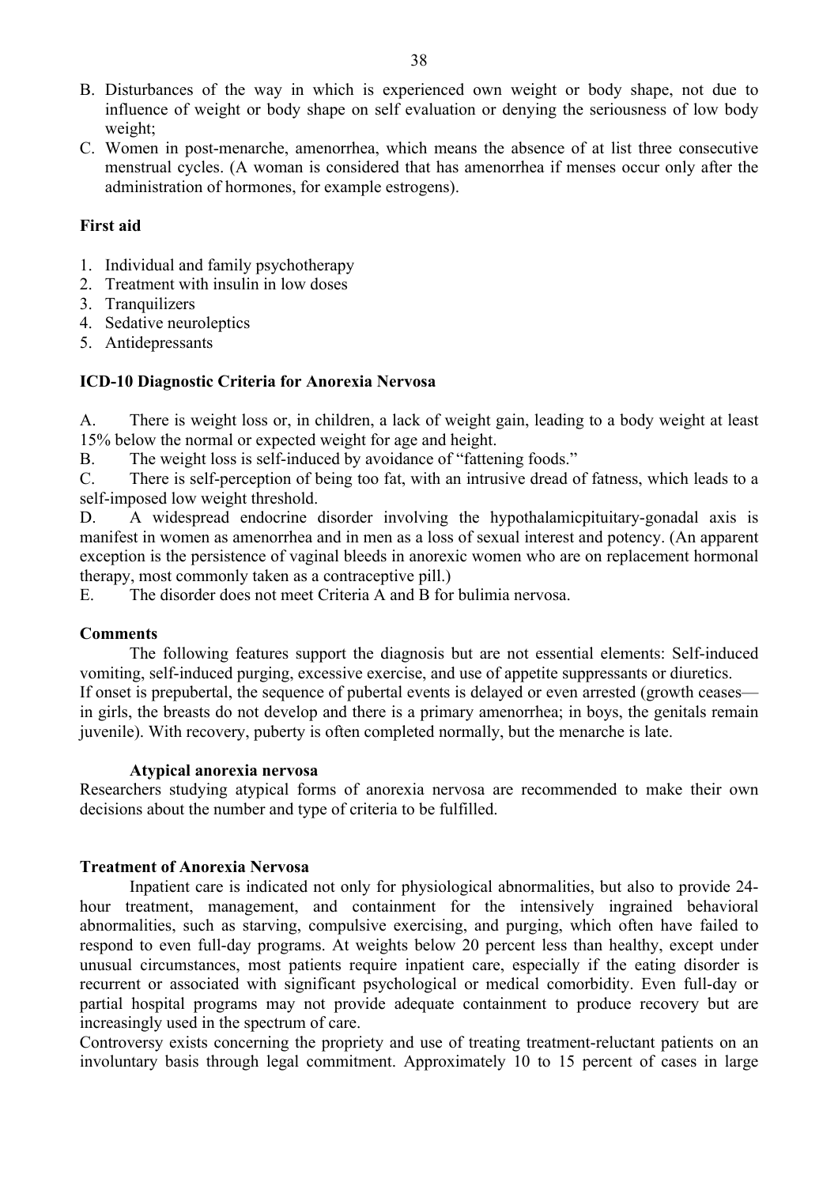B. Disturbances of the way in which is experienced own weight or body shape, not due to influence of weight or body shape on self evaluation or denying the seriousness of low body weight;
C. Women in post-menarche, amenorrhea, which means the absence of at list three consecutive menstrual cycles. (A woman is considered that has amenorrhea if menses occur only after the administration of hormones, for example estrogens).

**First aid**

1. Individual and family psychotherapy
2. Treatment with insulin in low doses
3. Tranquilizers
4. Sedative neuroleptics
5. Antidepressants

**ICD-10 Diagnostic Criteria for Anorexia Nervosa**

A. There is weight loss or, in children, a lack of weight gain, leading to a body weight at least 15% below the normal or expected weight for age and height.
B. The weight loss is self-induced by avoidance of "fattening foods."
C. There is self-perception of being too fat, with an intrusive dread of fatness, which leads to a self-imposed low weight threshold.
D. A widespread endocrine disorder involving the hypothalamicpituitary-gonadal axis is manifest in women as amenorrhea and in men as a loss of sexual interest and potency. (An apparent exception is the persistence of vaginal bleeds in anorexic women who are on replacement hormonal therapy, most commonly taken as a contraceptive pill.)
E. The disorder does not meet Criteria A and B for bulimia nervosa.

**Comments**

The following features support the diagnosis but are not essential elements: Self-induced vomiting, self-induced purging, excessive exercise, and use of appetite suppressants or diuretics.
If onset is prepubertal, the sequence of pubertal events is delayed or even arrested (growth ceases—in girls, the breasts do not develop and there is a primary amenorrhea; in boys, the genitals remain juvenile). With recovery, puberty is often completed normally, but the menarche is late.

**Atypical anorexia nervosa**

Researchers studying atypical forms of anorexia nervosa are recommended to make their own decisions about the number and type of criteria to be fulfilled.

**Treatment of Anorexia Nervosa**

Inpatient care is indicated not only for physiological abnormalities, but also to provide 24-hour treatment, management, and containment for the intensively ingrained behavioral abnormalities, such as starving, compulsive exercising, and purging, which often have failed to respond to even full-day programs. At weights below 20 percent less than healthy, except under unusual circumstances, most patients require inpatient care, especially if the eating disorder is recurrent or associated with significant psychological or medical comorbidity. Even full-day or partial hospital programs may not provide adequate containment to produce recovery but are increasingly used in the spectrum of care.
Controversy exists concerning the propriety and use of treating treatment-reluctant patients on an involuntary basis through legal commitment. Approximately 10 to 15 percent of cases in large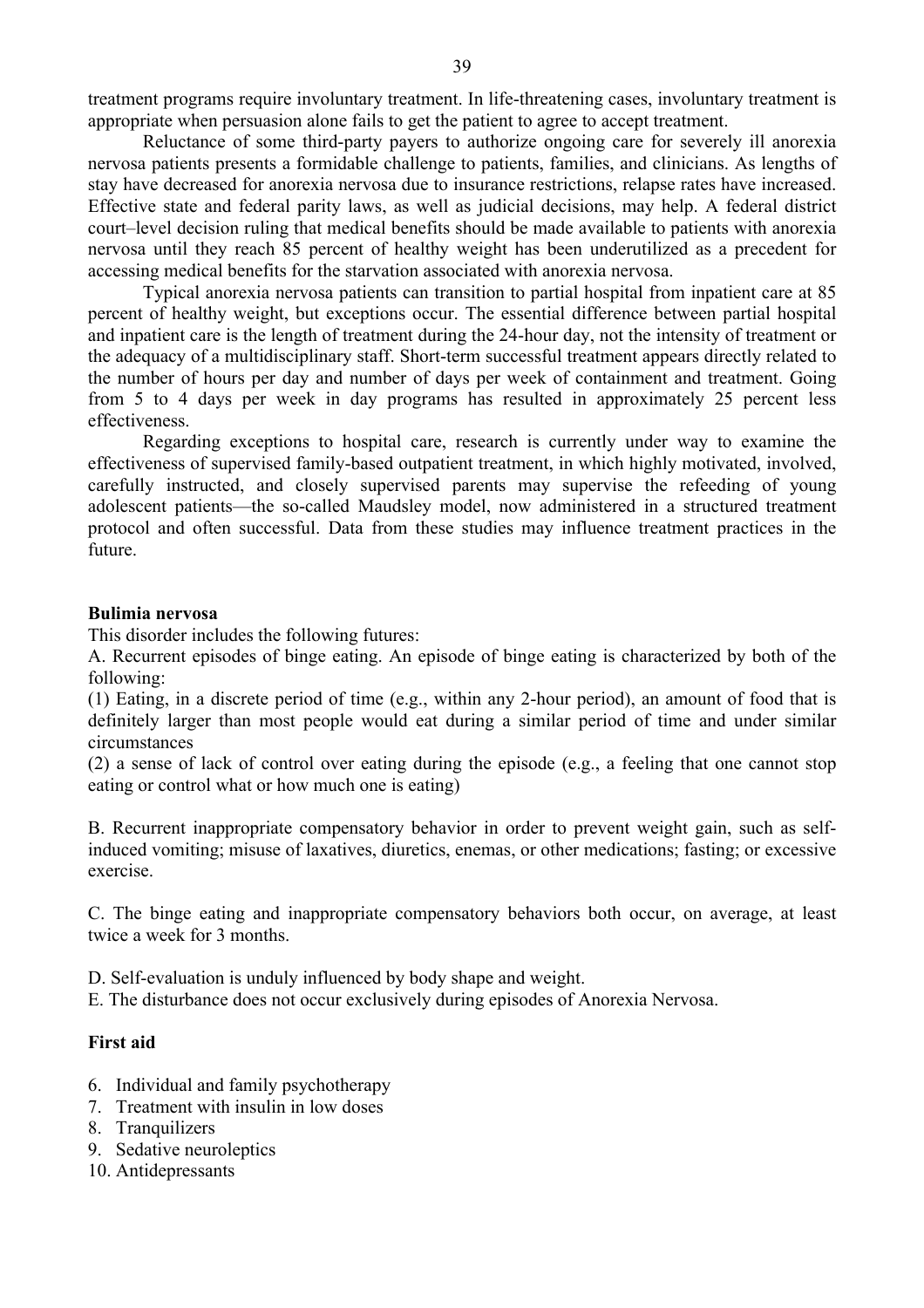treatment programs require involuntary treatment. In life-threatening cases, involuntary treatment is appropriate when persuasion alone fails to get the patient to agree to accept treatment.

Reluctance of some third-party payers to authorize ongoing care for severely ill anorexia nervosa patients presents a formidable challenge to patients, families, and clinicians. As lengths of stay have decreased for anorexia nervosa due to insurance restrictions, relapse rates have increased. Effective state and federal parity laws, as well as judicial decisions, may help. A federal district court–level decision ruling that medical benefits should be made available to patients with anorexia nervosa until they reach 85 percent of healthy weight has been underutilized as a precedent for accessing medical benefits for the starvation associated with anorexia nervosa.

Typical anorexia nervosa patients can transition to partial hospital from inpatient care at 85 percent of healthy weight, but exceptions occur. The essential difference between partial hospital and inpatient care is the length of treatment during the 24-hour day, not the intensity of treatment or the adequacy of a multidisciplinary staff. Short-term successful treatment appears directly related to the number of hours per day and number of days per week of containment and treatment. Going from 5 to 4 days per week in day programs has resulted in approximately 25 percent less effectiveness.

Regarding exceptions to hospital care, research is currently under way to examine the effectiveness of supervised family-based outpatient treatment, in which highly motivated, involved, carefully instructed, and closely supervised parents may supervise the refeeding of young adolescent patients—the so-called Maudsley model, now administered in a structured treatment protocol and often successful. Data from these studies may influence treatment practices in the future.

**Bulimia nervosa**

This disorder includes the following futures:

A. Recurrent episodes of binge eating. An episode of binge eating is characterized by both of the following:

(1) Eating, in a discrete period of time (e.g., within any 2-hour period), an amount of food that is definitely larger than most people would eat during a similar period of time and under similar circumstances

(2) a sense of lack of control over eating during the episode (e.g., a feeling that one cannot stop eating or control what or how much one is eating)

B. Recurrent inappropriate compensatory behavior in order to prevent weight gain, such as self-induced vomiting; misuse of laxatives, diuretics, enemas, or other medications; fasting; or excessive exercise.

C. The binge eating and inappropriate compensatory behaviors both occur, on average, at least twice a week for 3 months.

D. Self-evaluation is unduly influenced by body shape and weight.

E. The disturbance does not occur exclusively during episodes of Anorexia Nervosa.

**First aid**

6. Individual and family psychotherapy
7. Treatment with insulin in low doses
8. Tranquilizers
9. Sedative neuroleptics
10. Antidepressants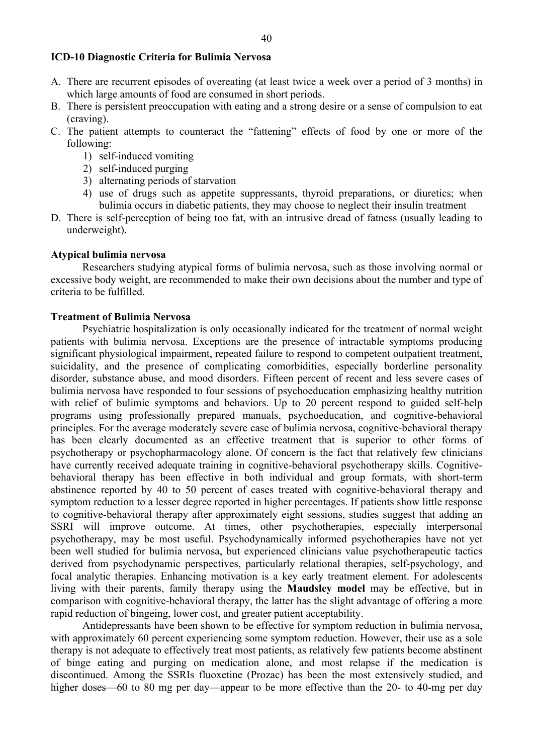**ICD-10 Diagnostic Criteria for Bulimia Nervosa**

A. There are recurrent episodes of overeating (at least twice a week over a period of 3 months) in which large amounts of food are consumed in short periods.
B. There is persistent preoccupation with eating and a strong desire or a sense of compulsion to eat (craving).
C. The patient attempts to counteract the "fattening" effects of food by one or more of the following:
   1) self-induced vomiting
   2) self-induced purging
   3) alternating periods of starvation
   4) use of drugs such as appetite suppressants, thyroid preparations, or diuretics; when bulimia occurs in diabetic patients, they may choose to neglect their insulin treatment
D. There is self-perception of being too fat, with an intrusive dread of fatness (usually leading to underweight).

**Atypical bulimia nervosa**

Researchers studying atypical forms of bulimia nervosa, such as those involving normal or excessive body weight, are recommended to make their own decisions about the number and type of criteria to be fulfilled.

**Treatment of Bulimia Nervosa**

Psychiatric hospitalization is only occasionally indicated for the treatment of normal weight patients with bulimia nervosa. Exceptions are the presence of intractable symptoms producing significant physiological impairment, repeated failure to respond to competent outpatient treatment, suicidality, and the presence of complicating comorbidities, especially borderline personality disorder, substance abuse, and mood disorders. Fifteen percent of recent and less severe cases of bulimia nervosa have responded to four sessions of psychoeducation emphasizing healthy nutrition with relief of bulimic symptoms and behaviors. Up to 20 percent respond to guided self-help programs using professionally prepared manuals, psychoeducation, and cognitive-behavioral principles. For the average moderately severe case of bulimia nervosa, cognitive-behavioral therapy has been clearly documented as an effective treatment that is superior to other forms of psychotherapy or psychopharmacology alone. Of concern is the fact that relatively few clinicians have currently received adequate training in cognitive-behavioral psychotherapy skills. Cognitive-behavioral therapy has been effective in both individual and group formats, with short-term abstinence reported by 40 to 50 percent of cases treated with cognitive-behavioral therapy and symptom reduction to a lesser degree reported in higher percentages. If patients show little response to cognitive-behavioral therapy after approximately eight sessions, studies suggest that adding an SSRI will improve outcome. At times, other psychotherapies, especially interpersonal psychotherapy, may be most useful. Psychodynamically informed psychotherapies have not yet been well studied for bulimia nervosa, but experienced clinicians value psychotherapeutic tactics derived from psychodynamic perspectives, particularly relational therapies, self-psychology, and focal analytic therapies. Enhancing motivation is a key early treatment element. For adolescents living with their parents, family therapy using the **Maudsley model** may be effective, but in comparison with cognitive-behavioral therapy, the latter has the slight advantage of offering a more rapid reduction of bingeing, lower cost, and greater patient acceptability.

Antidepressants have been shown to be effective for symptom reduction in bulimia nervosa, with approximately 60 percent experiencing some symptom reduction. However, their use as a sole therapy is not adequate to effectively treat most patients, as relatively few patients become abstinent of binge eating and purging on medication alone, and most relapse if the medication is discontinued. Among the SSRIs fluoxetine (Prozac) has been the most extensively studied, and higher doses—60 to 80 mg per day—appear to be more effective than the 20- to 40-mg per day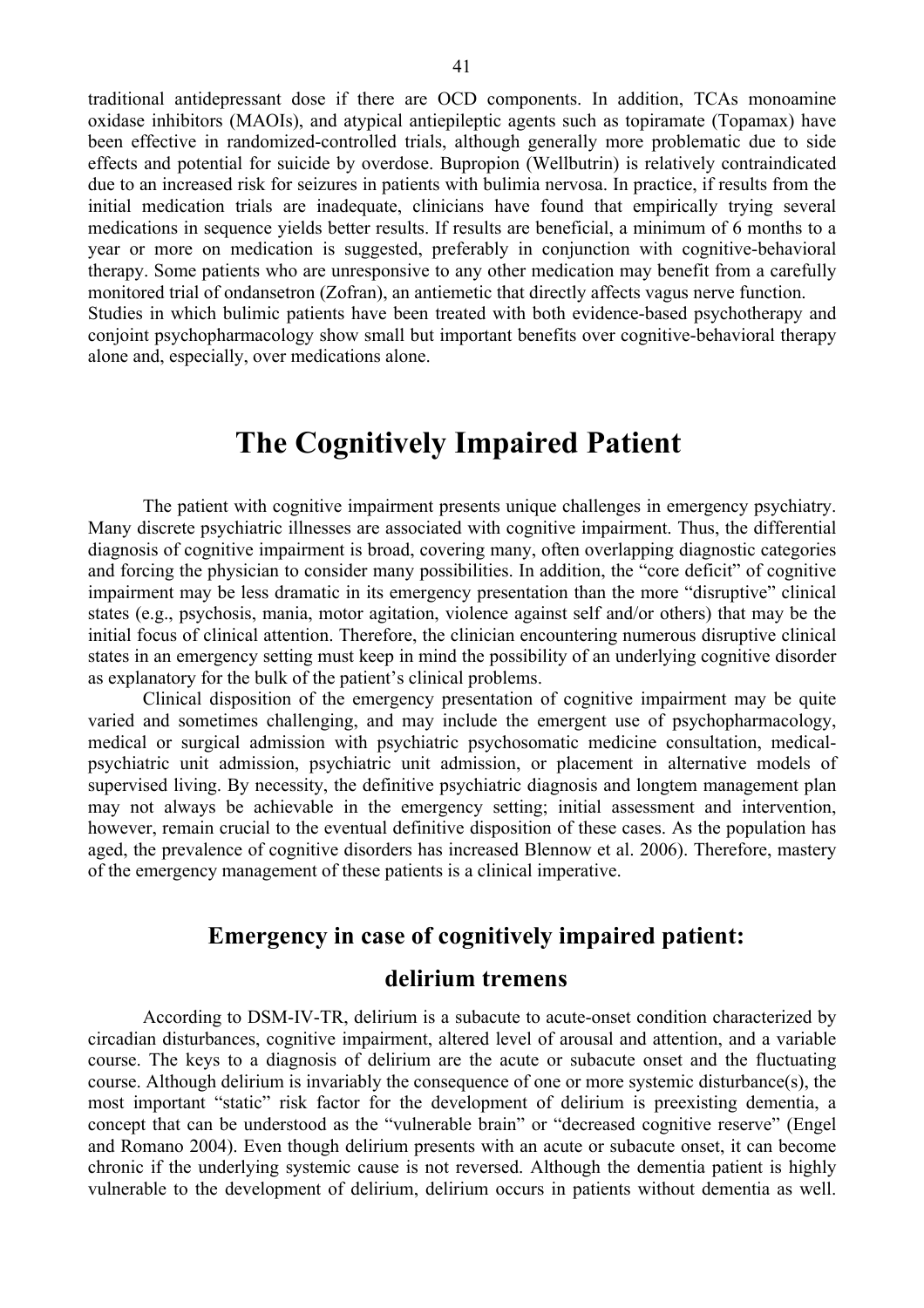traditional antidepressant dose if there are OCD components. In addition, TCAs monoamine oxidase inhibitors (MAOIs), and atypical antiepileptic agents such as topiramate (Topamax) have been effective in randomized-controlled trials, although generally more problematic due to side effects and potential for suicide by overdose. Bupropion (Wellbutrin) is relatively contraindicated due to an increased risk for seizures in patients with bulimia nervosa. In practice, if results from the initial medication trials are inadequate, clinicians have found that empirically trying several medications in sequence yields better results. If results are beneficial, a minimum of 6 months to a year or more on medication is suggested, preferably in conjunction with cognitive-behavioral therapy. Some patients who are unresponsive to any other medication may benefit from a carefully monitored trial of ondansetron (Zofran), an antiemetic that directly affects vagus nerve function.
Studies in which bulimic patients have been treated with both evidence-based psychotherapy and conjoint psychopharmacology show small but important benefits over cognitive-behavioral therapy alone and, especially, over medications alone.

# The Cognitively Impaired Patient

The patient with cognitive impairment presents unique challenges in emergency psychiatry. Many discrete psychiatric illnesses are associated with cognitive impairment. Thus, the differential diagnosis of cognitive impairment is broad, covering many, often overlapping diagnostic categories and forcing the physician to consider many possibilities. In addition, the "core deficit" of cognitive impairment may be less dramatic in its emergency presentation than the more "disruptive" clinical states (e.g., psychosis, mania, motor agitation, violence against self and/or others) that may be the initial focus of clinical attention. Therefore, the clinician encountering numerous disruptive clinical states in an emergency setting must keep in mind the possibility of an underlying cognitive disorder as explanatory for the bulk of the patient's clinical problems.

Clinical disposition of the emergency presentation of cognitive impairment may be quite varied and sometimes challenging, and may include the emergent use of psychopharmacology, medical or surgical admission with psychiatric psychosomatic medicine consultation, medical-psychiatric unit admission, psychiatric unit admission, or placement in alternative models of supervised living. By necessity, the definitive psychiatric diagnosis and longtem management plan may not always be achievable in the emergency setting; initial assessment and intervention, however, remain crucial to the eventual definitive disposition of these cases. As the population has aged, the prevalence of cognitive disorders has increased Blennow et al. 2006). Therefore, mastery of the emergency management of these patients is a clinical imperative.

## Emergency in case of cognitively impaired patient: delirium tremens

According to DSM-IV-TR, delirium is a subacute to acute-onset condition characterized by circadian disturbances, cognitive impairment, altered level of arousal and attention, and a variable course. The keys to a diagnosis of delirium are the acute or subacute onset and the fluctuating course. Although delirium is invariably the consequence of one or more systemic disturbance(s), the most important "static" risk factor for the development of delirium is preexisting dementia, a concept that can be understood as the "vulnerable brain" or "decreased cognitive reserve" (Engel and Romano 2004). Even though delirium presents with an acute or subacute onset, it can become chronic if the underlying systemic cause is not reversed. Although the dementia patient is highly vulnerable to the development of delirium, delirium occurs in patients without dementia as well.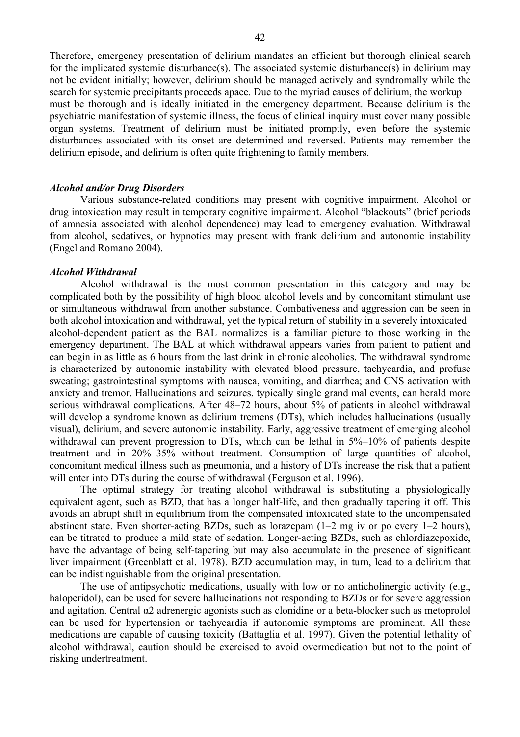Therefore, emergency presentation of delirium mandates an efficient but thorough clinical search for the implicated systemic disturbance(s). The associated systemic disturbance(s) in delirium may not be evident initially; however, delirium should be managed actively and syndromally while the search for systemic precipitants proceeds apace. Due to the myriad causes of delirium, the workup must be thorough and is ideally initiated in the emergency department. Because delirium is the psychiatric manifestation of systemic illness, the focus of clinical inquiry must cover many possible organ systems. Treatment of delirium must be initiated promptly, even before the systemic disturbances associated with its onset are determined and reversed. Patients may remember the delirium episode, and delirium is often quite frightening to family members.

### *Alcohol and/or Drug Disorders*

Various substance-related conditions may present with cognitive impairment. Alcohol or drug intoxication may result in temporary cognitive impairment. Alcohol "blackouts" (brief periods of amnesia associated with alcohol dependence) may lead to emergency evaluation. Withdrawal from alcohol, sedatives, or hypnotics may present with frank delirium and autonomic instability (Engel and Romano 2004).

### *Alcohol Withdrawal*

Alcohol withdrawal is the most common presentation in this category and may be complicated both by the possibility of high blood alcohol levels and by concomitant stimulant use or simultaneous withdrawal from another substance. Combativeness and aggression can be seen in both alcohol intoxication and withdrawal, yet the typical return of stability in a severely intoxicated alcohol-dependent patient as the BAL normalizes is a familiar picture to those working in the emergency department. The BAL at which withdrawal appears varies from patient to patient and can begin in as little as 6 hours from the last drink in chronic alcoholics. The withdrawal syndrome is characterized by autonomic instability with elevated blood pressure, tachycardia, and profuse sweating; gastrointestinal symptoms with nausea, vomiting, and diarrhea; and CNS activation with anxiety and tremor. Hallucinations and seizures, typically single grand mal events, can herald more serious withdrawal complications. After 48–72 hours, about 5% of patients in alcohol withdrawal will develop a syndrome known as delirium tremens (DTs), which includes hallucinations (usually visual), delirium, and severe autonomic instability. Early, aggressive treatment of emerging alcohol withdrawal can prevent progression to DTs, which can be lethal in 5%–10% of patients despite treatment and in 20%–35% without treatment. Consumption of large quantities of alcohol, concomitant medical illness such as pneumonia, and a history of DTs increase the risk that a patient will enter into DTs during the course of withdrawal (Ferguson et al. 1996).

The optimal strategy for treating alcohol withdrawal is substituting a physiologically equivalent agent, such as BZD, that has a longer half-life, and then gradually tapering it off. This avoids an abrupt shift in equilibrium from the compensated intoxicated state to the uncompensated abstinent state. Even shorter-acting BZDs, such as lorazepam (1–2 mg iv or po every 1–2 hours), can be titrated to produce a mild state of sedation. Longer-acting BZDs, such as chlordiazepoxide, have the advantage of being self-tapering but may also accumulate in the presence of significant liver impairment (Greenblatt et al. 1978). BZD accumulation may, in turn, lead to a delirium that can be indistinguishable from the original presentation.

The use of antipsychotic medications, usually with low or no anticholinergic activity (e.g., haloperidol), can be used for severe hallucinations not responding to BZDs or for severe aggression and agitation. Central α2 adrenergic agonists such as clonidine or a beta-blocker such as metoprolol can be used for hypertension or tachycardia if autonomic symptoms are prominent. All these medications are capable of causing toxicity (Battaglia et al. 1997). Given the potential lethality of alcohol withdrawal, caution should be exercised to avoid overmedication but not to the point of risking undertreatment.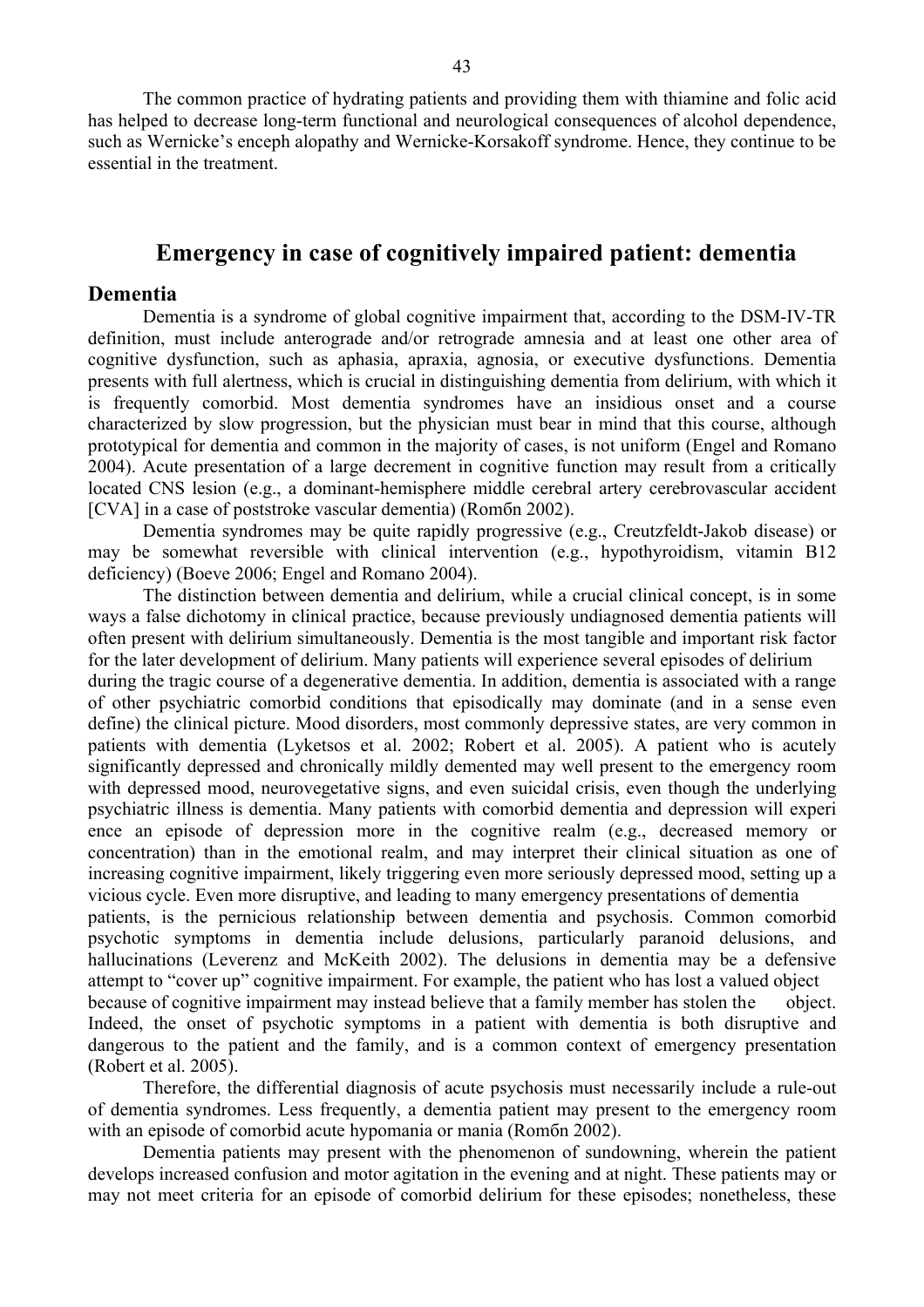The common practice of hydrating patients and providing them with thiamine and folic acid has helped to decrease long-term functional and neurological consequences of alcohol dependence, such as Wernicke's enceph alopathy and Wernicke-Korsakoff syndrome. Hence, they continue to be essential in the treatment.

## Emergency in case of cognitively impaired patient: dementia

### Dementia

Dementia is a syndrome of global cognitive impairment that, according to the DSM-IV-TR definition, must include anterograde and/or retrograde amnesia and at least one other area of cognitive dysfunction, such as aphasia, apraxia, agnosia, or executive dysfunctions. Dementia presents with full alertness, which is crucial in distinguishing dementia from delirium, with which it is frequently comorbid. Most dementia syndromes have an insidious onset and a course characterized by slow progression, but the physician must bear in mind that this course, although prototypical for dementia and common in the majority of cases, is not uniform (Engel and Romano 2004). Acute presentation of a large decrement in cognitive function may result from a critically located CNS lesion (e.g., a dominant-hemisphere middle cerebral artery cerebrovascular accident [CVA] in a case of poststroke vascular dementia) (Romбn 2002).

Dementia syndromes may be quite rapidly progressive (e.g., Creutzfeldt-Jakob disease) or may be somewhat reversible with clinical intervention (e.g., hypothyroidism, vitamin B12 deficiency) (Boeve 2006; Engel and Romano 2004).

The distinction between dementia and delirium, while a crucial clinical concept, is in some ways a false dichotomy in clinical practice, because previously undiagnosed dementia patients will often present with delirium simultaneously. Dementia is the most tangible and important risk factor for the later development of delirium. Many patients will experience several episodes of delirium during the tragic course of a degenerative dementia. In addition, dementia is associated with a range of other psychiatric comorbid conditions that episodically may dominate (and in a sense even define) the clinical picture. Mood disorders, most commonly depressive states, are very common in patients with dementia (Lyketsos et al. 2002; Robert et al. 2005). A patient who is acutely significantly depressed and chronically mildly demented may well present to the emergency room with depressed mood, neurovegetative signs, and even suicidal crisis, even though the underlying psychiatric illness is dementia. Many patients with comorbid dementia and depression will experi ence an episode of depression more in the cognitive realm (e.g., decreased memory or concentration) than in the emotional realm, and may interpret their clinical situation as one of increasing cognitive impairment, likely triggering even more seriously depressed mood, setting up a vicious cycle. Even more disruptive, and leading to many emergency presentations of dementia patients, is the pernicious relationship between dementia and psychosis. Common comorbid psychotic symptoms in dementia include delusions, particularly paranoid delusions, and hallucinations (Leverenz and McKeith 2002). The delusions in dementia may be a defensive attempt to "cover up" cognitive impairment. For example, the patient who has lost a valued object because of cognitive impairment may instead believe that a family member has stolen the object. Indeed, the onset of psychotic symptoms in a patient with dementia is both disruptive and dangerous to the patient and the family, and is a common context of emergency presentation (Robert et al. 2005).

Therefore, the differential diagnosis of acute psychosis must necessarily include a rule-out of dementia syndromes. Less frequently, a dementia patient may present to the emergency room with an episode of comorbid acute hypomania or mania (Romбn 2002).

Dementia patients may present with the phenomenon of sundowning, wherein the patient develops increased confusion and motor agitation in the evening and at night. These patients may or may not meet criteria for an episode of comorbid delirium for these episodes; nonetheless, these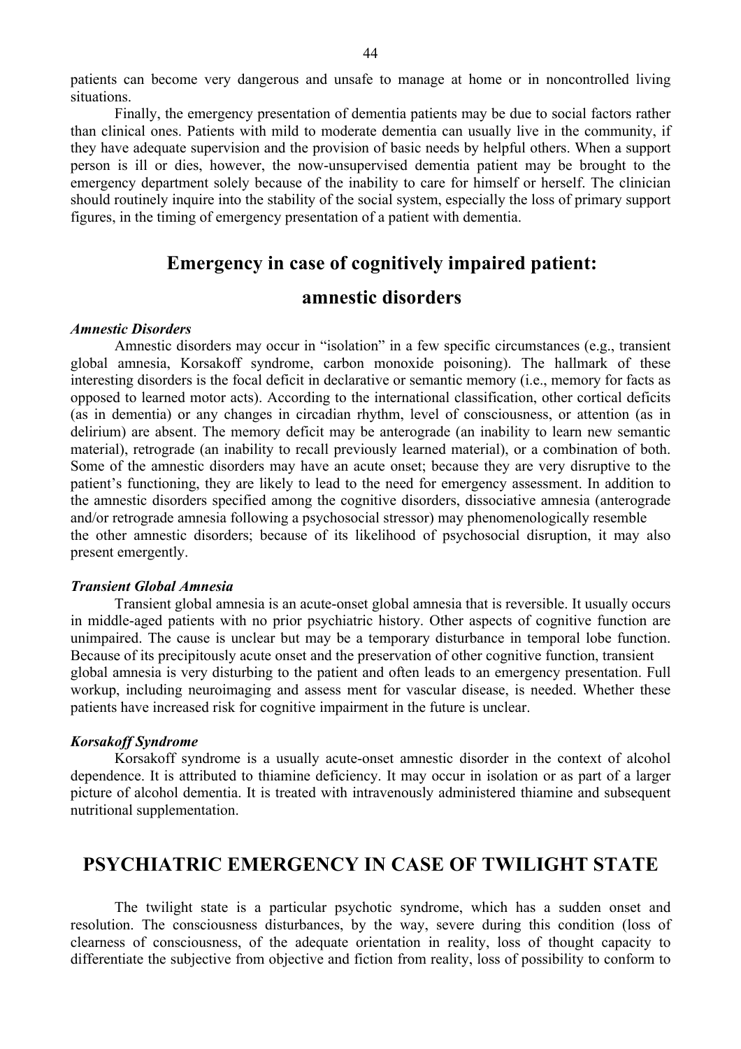patients can become very dangerous and unsafe to manage at home or in noncontrolled living situations.

Finally, the emergency presentation of dementia patients may be due to social factors rather than clinical ones. Patients with mild to moderate dementia can usually live in the community, if they have adequate supervision and the provision of basic needs by helpful others. When a support person is ill or dies, however, the now-unsupervised dementia patient may be brought to the emergency department solely because of the inability to care for himself or herself. The clinician should routinely inquire into the stability of the social system, especially the loss of primary support figures, in the timing of emergency presentation of a patient with dementia.

## Emergency in case of cognitively impaired patient: amnestic disorders

***Amnestic Disorders***

Amnestic disorders may occur in "isolation" in a few specific circumstances (e.g., transient global amnesia, Korsakoff syndrome, carbon monoxide poisoning). The hallmark of these interesting disorders is the focal deficit in declarative or semantic memory (i.e., memory for facts as opposed to learned motor acts). According to the international classification, other cortical deficits (as in dementia) or any changes in circadian rhythm, level of consciousness, or attention (as in delirium) are absent. The memory deficit may be anterograde (an inability to learn new semantic material), retrograde (an inability to recall previously learned material), or a combination of both. Some of the amnestic disorders may have an acute onset; because they are very disruptive to the patient's functioning, they are likely to lead to the need for emergency assessment. In addition to the amnestic disorders specified among the cognitive disorders, dissociative amnesia (anterograde and/or retrograde amnesia following a psychosocial stressor) may phenomenologically resemble the other amnestic disorders; because of its likelihood of psychosocial disruption, it may also present emergently.

***Transient Global Amnesia***

Transient global amnesia is an acute-onset global amnesia that is reversible. It usually occurs in middle-aged patients with no prior psychiatric history. Other aspects of cognitive function are unimpaired. The cause is unclear but may be a temporary disturbance in temporal lobe function. Because of its precipitously acute onset and the preservation of other cognitive function, transient global amnesia is very disturbing to the patient and often leads to an emergency presentation. Full workup, including neuroimaging and assess ment for vascular disease, is needed. Whether these patients have increased risk for cognitive impairment in the future is unclear.

***Korsakoff Syndrome***

Korsakoff syndrome is a usually acute-onset amnestic disorder in the context of alcohol dependence. It is attributed to thiamine deficiency. It may occur in isolation or as part of a larger picture of alcohol dementia. It is treated with intravenously administered thiamine and subsequent nutritional supplementation.

# PSYCHIATRIC EMERGENCY IN CASE OF TWILIGHT STATE

The twilight state is a particular psychotic syndrome, which has a sudden onset and resolution. The consciousness disturbances, by the way, severe during this condition (loss of clearness of consciousness, of the adequate orientation in reality, loss of thought capacity to differentiate the subjective from objective and fiction from reality, loss of possibility to conform to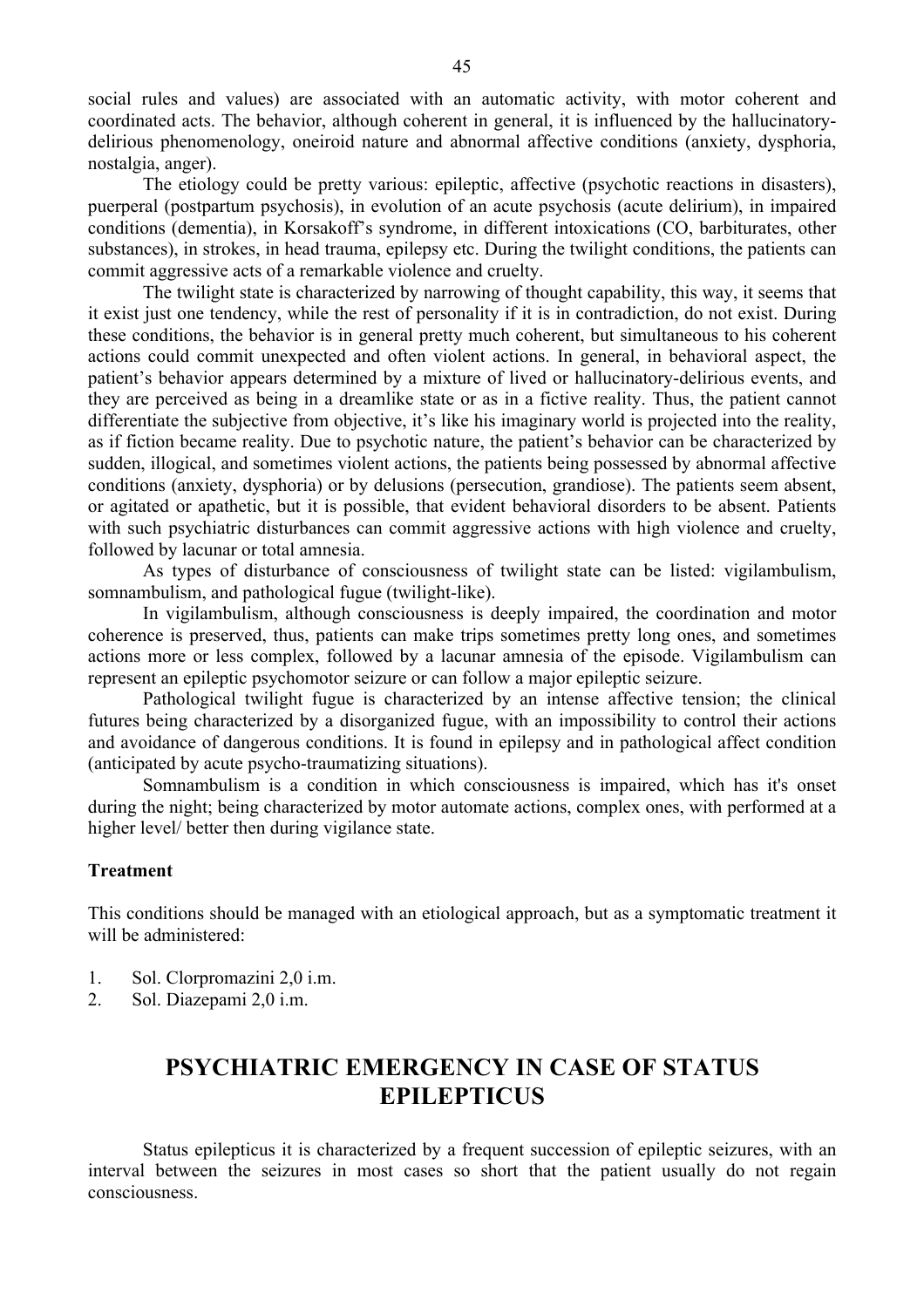social rules and values) are associated with an automatic activity, with motor coherent and coordinated acts. The behavior, although coherent in general, it is influenced by the hallucinatory-delirious phenomenology, oneiroid nature and abnormal affective conditions (anxiety, dysphoria, nostalgia, anger).

The etiology could be pretty various: epileptic, affective (psychotic reactions in disasters), puerperal (postpartum psychosis), in evolution of an acute psychosis (acute delirium), in impaired conditions (dementia), in Korsakoff's syndrome, in different intoxications (CO, barbiturates, other substances), in strokes, in head trauma, epilepsy etc. During the twilight conditions, the patients can commit aggressive acts of a remarkable violence and cruelty.

The twilight state is characterized by narrowing of thought capability, this way, it seems that it exist just one tendency, while the rest of personality if it is in contradiction, do not exist. During these conditions, the behavior is in general pretty much coherent, but simultaneous to his coherent actions could commit unexpected and often violent actions. In general, in behavioral aspect, the patient's behavior appears determined by a mixture of lived or hallucinatory-delirious events, and they are perceived as being in a dreamlike state or as in a fictive reality. Thus, the patient cannot differentiate the subjective from objective, it's like his imaginary world is projected into the reality, as if fiction became reality. Due to psychotic nature, the patient's behavior can be characterized by sudden, illogical, and sometimes violent actions, the patients being possessed by abnormal affective conditions (anxiety, dysphoria) or by delusions (persecution, grandiose). The patients seem absent, or agitated or apathetic, but it is possible, that evident behavioral disorders to be absent. Patients with such psychiatric disturbances can commit aggressive actions with high violence and cruelty, followed by lacunar or total amnesia.

As types of disturbance of consciousness of twilight state can be listed: vigilambulism, somnambulism, and pathological fugue (twilight-like).

In vigilambulism, although consciousness is deeply impaired, the coordination and motor coherence is preserved, thus, patients can make trips sometimes pretty long ones, and sometimes actions more or less complex, followed by a lacunar amnesia of the episode. Vigilambulism can represent an epileptic psychomotor seizure or can follow a major epileptic seizure.

Pathological twilight fugue is characterized by an intense affective tension; the clinical futures being characterized by a disorganized fugue, with an impossibility to control their actions and avoidance of dangerous conditions. It is found in epilepsy and in pathological affect condition (anticipated by acute psycho-traumatizing situations).

Somnambulism is a condition in which consciousness is impaired, which has it's onset during the night; being characterized by motor automate actions, complex ones, with performed at a higher level/ better then during vigilance state.

**Treatment**

This conditions should be managed with an etiological approach, but as a symptomatic treatment it will be administered:

1. Sol. Clorpromazini 2,0 i.m.
2. Sol. Diazepami 2,0 i.m.

## PSYCHIATRIC EMERGENCY IN CASE OF STATUS EPILEPTICUS

Status epilepticus it is characterized by a frequent succession of epileptic seizures, with an interval between the seizures in most cases so short that the patient usually do not regain consciousness.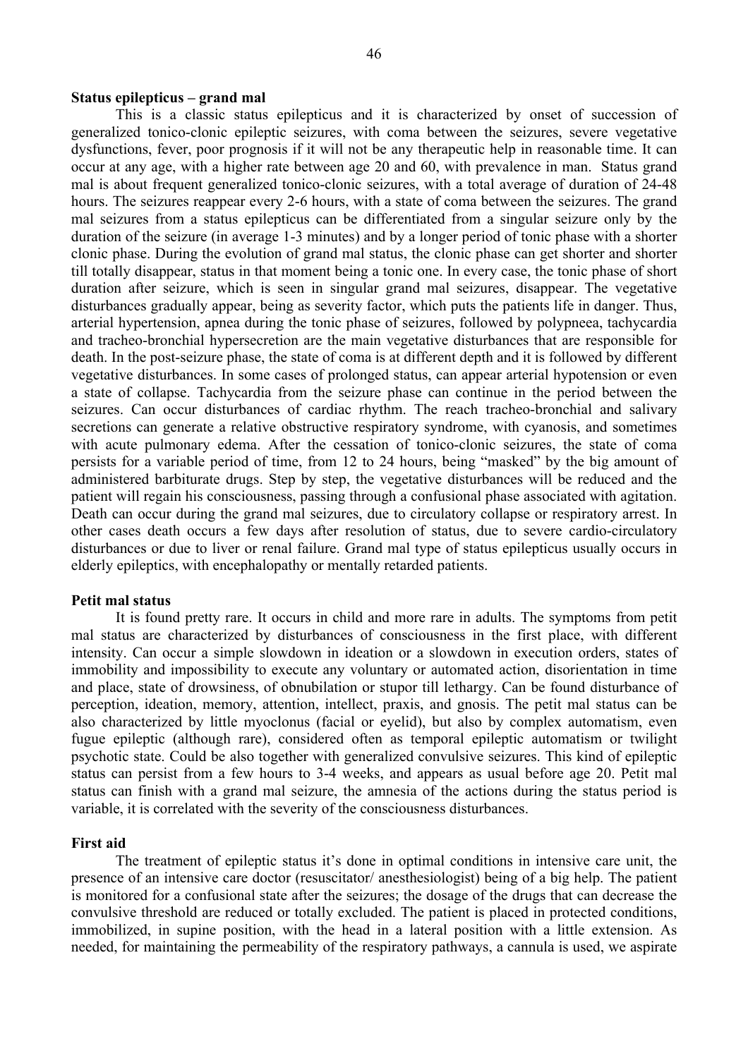**Status epilepticus – grand mal**

This is a classic status epilepticus and it is characterized by onset of succession of generalized tonico-clonic epileptic seizures, with coma between the seizures, severe vegetative dysfunctions, fever, poor prognosis if it will not be any therapeutic help in reasonable time. It can occur at any age, with a higher rate between age 20 and 60, with prevalence in man. Status grand mal is about frequent generalized tonico-clonic seizures, with a total average of duration of 24-48 hours. The seizures reappear every 2-6 hours, with a state of coma between the seizures. The grand mal seizures from a status epilepticus can be differentiated from a singular seizure only by the duration of the seizure (in average 1-3 minutes) and by a longer period of tonic phase with a shorter clonic phase. During the evolution of grand mal status, the clonic phase can get shorter and shorter till totally disappear, status in that moment being a tonic one. In every case, the tonic phase of short duration after seizure, which is seen in singular grand mal seizures, disappear. The vegetative disturbances gradually appear, being as severity factor, which puts the patients life in danger. Thus, arterial hypertension, apnea during the tonic phase of seizures, followed by polypneea, tachycardia and tracheo-bronchial hypersecretion are the main vegetative disturbances that are responsible for death. In the post-seizure phase, the state of coma is at different depth and it is followed by different vegetative disturbances. In some cases of prolonged status, can appear arterial hypotension or even a state of collapse. Tachycardia from the seizure phase can continue in the period between the seizures. Can occur disturbances of cardiac rhythm. The reach tracheo-bronchial and salivary secretions can generate a relative obstructive respiratory syndrome, with cyanosis, and sometimes with acute pulmonary edema. After the cessation of tonico-clonic seizures, the state of coma persists for a variable period of time, from 12 to 24 hours, being "masked" by the big amount of administered barbiturate drugs. Step by step, the vegetative disturbances will be reduced and the patient will regain his consciousness, passing through a confusional phase associated with agitation. Death can occur during the grand mal seizures, due to circulatory collapse or respiratory arrest. In other cases death occurs a few days after resolution of status, due to severe cardio-circulatory disturbances or due to liver or renal failure. Grand mal type of status epilepticus usually occurs in elderly epileptics, with encephalopathy or mentally retarded patients.

**Petit mal status**

It is found pretty rare. It occurs in child and more rare in adults. The symptoms from petit mal status are characterized by disturbances of consciousness in the first place, with different intensity. Can occur a simple slowdown in ideation or a slowdown in execution orders, states of immobility and impossibility to execute any voluntary or automated action, disorientation in time and place, state of drowsiness, of obnubilation or stupor till lethargy. Can be found disturbance of perception, ideation, memory, attention, intellect, praxis, and gnosis. The petit mal status can be also characterized by little myoclonus (facial or eyelid), but also by complex automatism, even fugue epileptic (although rare), considered often as temporal epileptic automatism or twilight psychotic state. Could be also together with generalized convulsive seizures. This kind of epileptic status can persist from a few hours to 3-4 weeks, and appears as usual before age 20. Petit mal status can finish with a grand mal seizure, the amnesia of the actions during the status period is variable, it is correlated with the severity of the consciousness disturbances.

**First aid**

The treatment of epileptic status it's done in optimal conditions in intensive care unit, the presence of an intensive care doctor (resuscitator/ anesthesiologist) being of a big help. The patient is monitored for a confusional state after the seizures; the dosage of the drugs that can decrease the convulsive threshold are reduced or totally excluded. The patient is placed in protected conditions, immobilized, in supine position, with the head in a lateral position with a little extension. As needed, for maintaining the permeability of the respiratory pathways, a cannula is used, we aspirate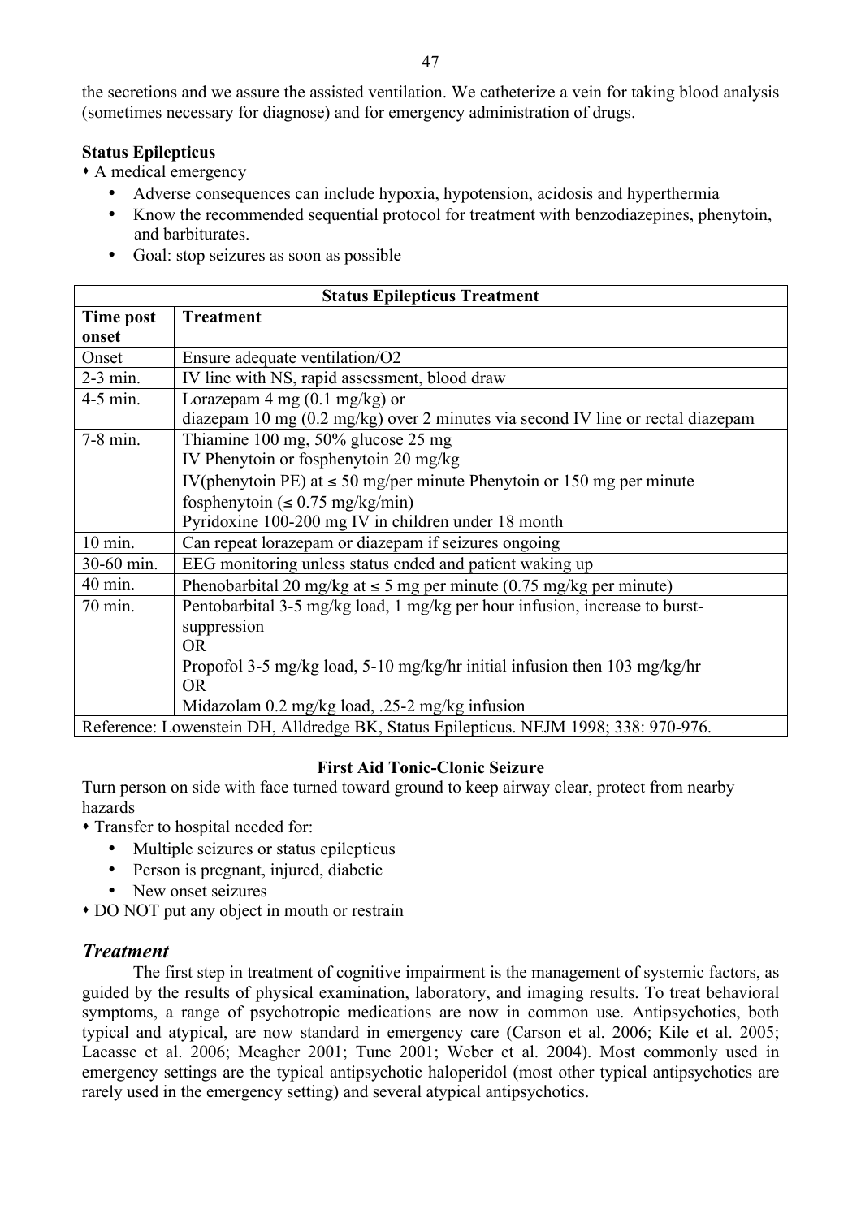the secretions and we assure the assisted ventilation. We catheterize a vein for taking blood analysis (sometimes necessary for diagnose) and for emergency administration of drugs.

**Status Epilepticus**

- A medical emergency
  - Adverse consequences can include hypoxia, hypotension, acidosis and hyperthermia
  - Know the recommended sequential protocol for treatment with benzodiazepines, phenytoin, and barbiturates.
  - Goal: stop seizures as soon as possible

| **Status Epilepticus Treatment** | |
|---|---|
| **Time post onset** | **Treatment** |
| Onset | Ensure adequate ventilation/O2 |
| 2-3 min. | IV line with NS, rapid assessment, blood draw |
| 4-5 min. | Lorazepam 4 mg (0.1 mg/kg) or<br>diazepam 10 mg (0.2 mg/kg) over 2 minutes via second IV line or rectal diazepam |
| 7-8 min. | Thiamine 100 mg, 50% glucose 25 mg<br>IV Phenytoin or fosphenytoin 20 mg/kg<br>IV(phenytoin PE) at ≤ 50 mg/per minute Phenytoin or 150 mg per minute fosphenytoin (≤ 0.75 mg/kg/min)<br>Pyridoxine 100-200 mg IV in children under 18 month |
| 10 min. | Can repeat lorazepam or diazepam if seizures ongoing |
| 30-60 min. | EEG monitoring unless status ended and patient waking up |
| 40 min. | Phenobarbital 20 mg/kg at ≤ 5 mg per minute (0.75 mg/kg per minute) |
| 70 min. | Pentobarbital 3-5 mg/kg load, 1 mg/kg per hour infusion, increase to burst-suppression<br>OR<br>Propofol 3-5 mg/kg load, 5-10 mg/kg/hr initial infusion then 103 mg/kg/hr<br>OR<br>Midazolam 0.2 mg/kg load, .25-2 mg/kg infusion |
| Reference: Lowenstein DH, Alldredge BK, Status Epilepticus. NEJM 1998; 338: 970-976. | |

**First Aid Tonic-Clonic Seizure**

Turn person on side with face turned toward ground to keep airway clear, protect from nearby hazards

- Transfer to hospital needed for:
  - Multiple seizures or status epilepticus
  - Person is pregnant, injured, diabetic
  - New onset seizures
- DO NOT put any object in mouth or restrain

### *Treatment*

The first step in treatment of cognitive impairment is the management of systemic factors, as guided by the results of physical examination, laboratory, and imaging results. To treat behavioral symptoms, a range of psychotropic medications are now in common use. Antipsychotics, both typical and atypical, are now standard in emergency care (Carson et al. 2006; Kile et al. 2005; Lacasse et al. 2006; Meagher 2001; Tune 2001; Weber et al. 2004). Most commonly used in emergency settings are the typical antipsychotic haloperidol (most other typical antipsychotics are rarely used in the emergency setting) and several atypical antipsychotics.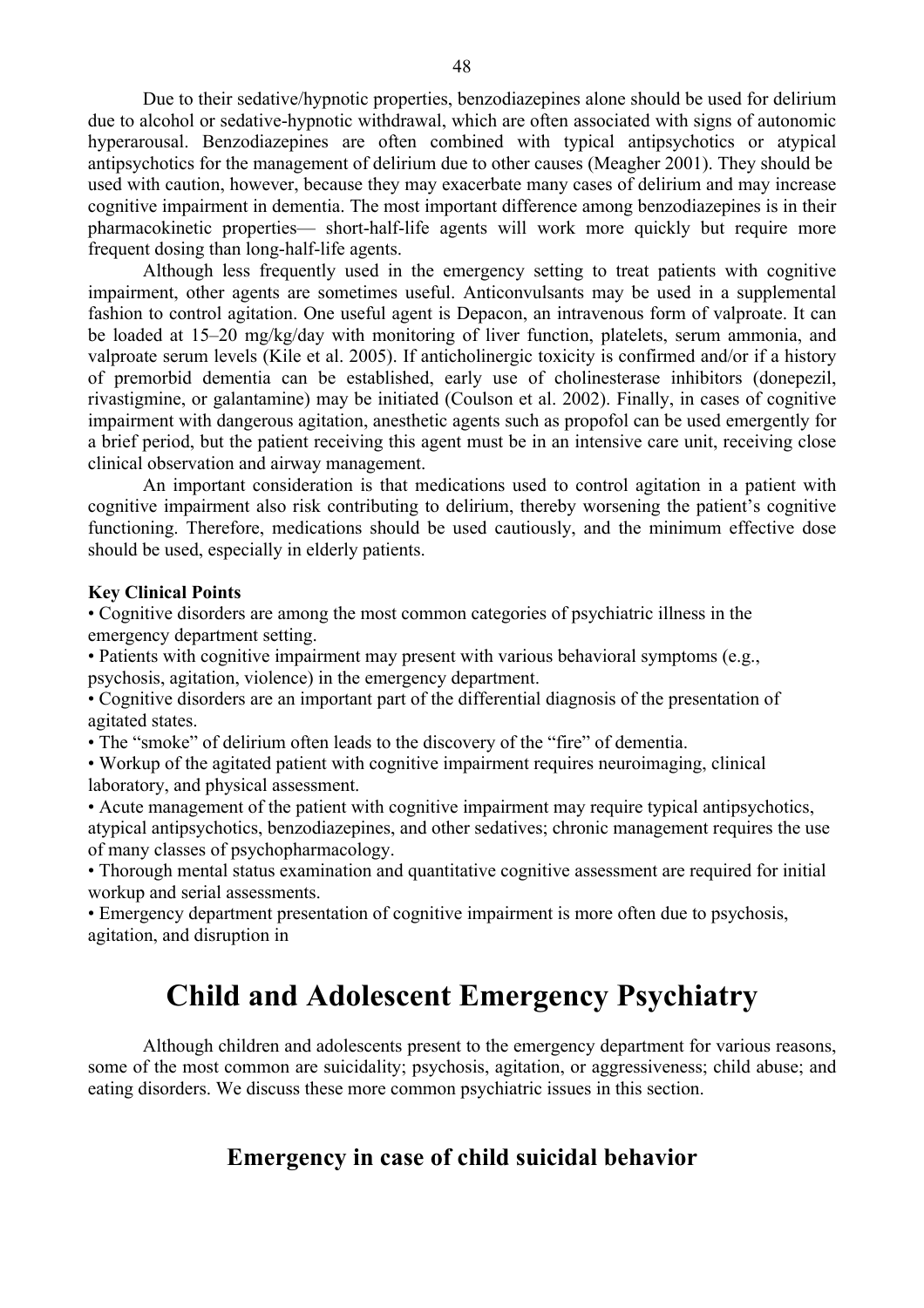Due to their sedative/hypnotic properties, benzodiazepines alone should be used for delirium due to alcohol or sedative-hypnotic withdrawal, which are often associated with signs of autonomic hyperarousal. Benzodiazepines are often combined with typical antipsychotics or atypical antipsychotics for the management of delirium due to other causes (Meagher 2001). They should be used with caution, however, because they may exacerbate many cases of delirium and may increase cognitive impairment in dementia. The most important difference among benzodiazepines is in their pharmacokinetic properties— short-half-life agents will work more quickly but require more frequent dosing than long-half-life agents.

Although less frequently used in the emergency setting to treat patients with cognitive impairment, other agents are sometimes useful. Anticonvulsants may be used in a supplemental fashion to control agitation. One useful agent is Depacon, an intravenous form of valproate. It can be loaded at 15–20 mg/kg/day with monitoring of liver function, platelets, serum ammonia, and valproate serum levels (Kile et al. 2005). If anticholinergic toxicity is confirmed and/or if a history of premorbid dementia can be established, early use of cholinesterase inhibitors (donepezil, rivastigmine, or galantamine) may be initiated (Coulson et al. 2002). Finally, in cases of cognitive impairment with dangerous agitation, anesthetic agents such as propofol can be used emergently for a brief period, but the patient receiving this agent must be in an intensive care unit, receiving close clinical observation and airway management.

An important consideration is that medications used to control agitation in a patient with cognitive impairment also risk contributing to delirium, thereby worsening the patient's cognitive functioning. Therefore, medications should be used cautiously, and the minimum effective dose should be used, especially in elderly patients.

**Key Clinical Points**

- Cognitive disorders are among the most common categories of psychiatric illness in the emergency department setting.
- Patients with cognitive impairment may present with various behavioral symptoms (e.g., psychosis, agitation, violence) in the emergency department.
- Cognitive disorders are an important part of the differential diagnosis of the presentation of agitated states.
- The "smoke" of delirium often leads to the discovery of the "fire" of dementia.
- Workup of the agitated patient with cognitive impairment requires neuroimaging, clinical laboratory, and physical assessment.
- Acute management of the patient with cognitive impairment may require typical antipsychotics, atypical antipsychotics, benzodiazepines, and other sedatives; chronic management requires the use of many classes of psychopharmacology.
- Thorough mental status examination and quantitative cognitive assessment are required for initial workup and serial assessments.
- Emergency department presentation of cognitive impairment is more often due to psychosis, agitation, and disruption in

# Child and Adolescent Emergency Psychiatry

Although children and adolescents present to the emergency department for various reasons, some of the most common are suicidality; psychosis, agitation, or aggressiveness; child abuse; and eating disorders. We discuss these more common psychiatric issues in this section.

## Emergency in case of child suicidal behavior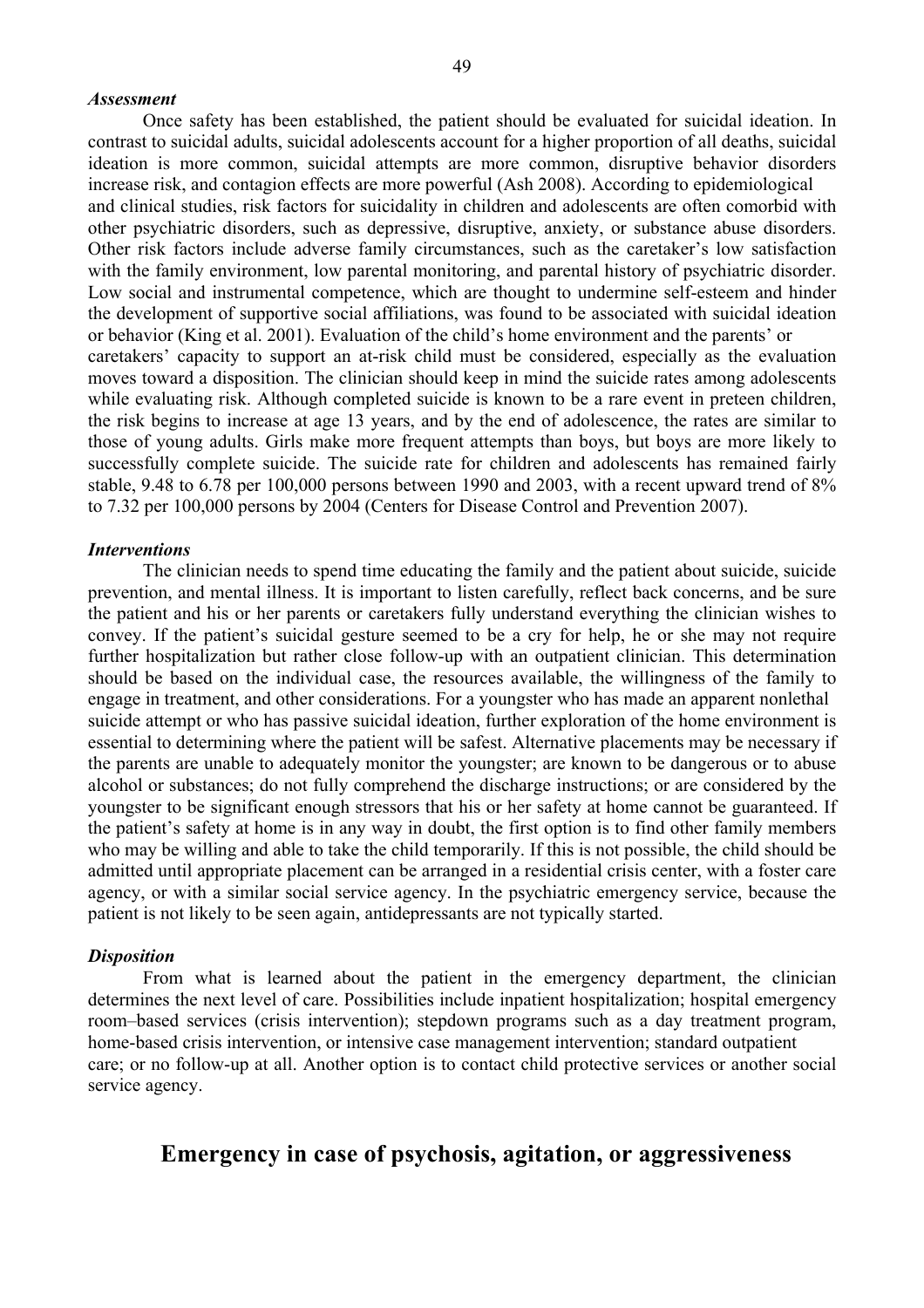***Assessment***

Once safety has been established, the patient should be evaluated for suicidal ideation. In contrast to suicidal adults, suicidal adolescents account for a higher proportion of all deaths, suicidal ideation is more common, suicidal attempts are more common, disruptive behavior disorders increase risk, and contagion effects are more powerful (Ash 2008). According to epidemiological and clinical studies, risk factors for suicidality in children and adolescents are often comorbid with other psychiatric disorders, such as depressive, disruptive, anxiety, or substance abuse disorders. Other risk factors include adverse family circumstances, such as the caretaker's low satisfaction with the family environment, low parental monitoring, and parental history of psychiatric disorder. Low social and instrumental competence, which are thought to undermine self-esteem and hinder the development of supportive social affiliations, was found to be associated with suicidal ideation or behavior (King et al. 2001). Evaluation of the child's home environment and the parents' or caretakers' capacity to support an at-risk child must be considered, especially as the evaluation moves toward a disposition. The clinician should keep in mind the suicide rates among adolescents while evaluating risk. Although completed suicide is known to be a rare event in preteen children, the risk begins to increase at age 13 years, and by the end of adolescence, the rates are similar to those of young adults. Girls make more frequent attempts than boys, but boys are more likely to successfully complete suicide. The suicide rate for children and adolescents has remained fairly stable, 9.48 to 6.78 per 100,000 persons between 1990 and 2003, with a recent upward trend of 8% to 7.32 per 100,000 persons by 2004 (Centers for Disease Control and Prevention 2007).

***Interventions***

The clinician needs to spend time educating the family and the patient about suicide, suicide prevention, and mental illness. It is important to listen carefully, reflect back concerns, and be sure the patient and his or her parents or caretakers fully understand everything the clinician wishes to convey. If the patient's suicidal gesture seemed to be a cry for help, he or she may not require further hospitalization but rather close follow-up with an outpatient clinician. This determination should be based on the individual case, the resources available, the willingness of the family to engage in treatment, and other considerations. For a youngster who has made an apparent nonlethal suicide attempt or who has passive suicidal ideation, further exploration of the home environment is essential to determining where the patient will be safest. Alternative placements may be necessary if the parents are unable to adequately monitor the youngster; are known to be dangerous or to abuse alcohol or substances; do not fully comprehend the discharge instructions; or are considered by the youngster to be significant enough stressors that his or her safety at home cannot be guaranteed. If the patient's safety at home is in any way in doubt, the first option is to find other family members who may be willing and able to take the child temporarily. If this is not possible, the child should be admitted until appropriate placement can be arranged in a residential crisis center, with a foster care agency, or with a similar social service agency. In the psychiatric emergency service, because the patient is not likely to be seen again, antidepressants are not typically started.

***Disposition***

From what is learned about the patient in the emergency department, the clinician determines the next level of care. Possibilities include inpatient hospitalization; hospital emergency room–based services (crisis intervention); stepdown programs such as a day treatment program, home-based crisis intervention, or intensive case management intervention; standard outpatient care; or no follow-up at all. Another option is to contact child protective services or another social service agency.

## Emergency in case of psychosis, agitation, or aggressiveness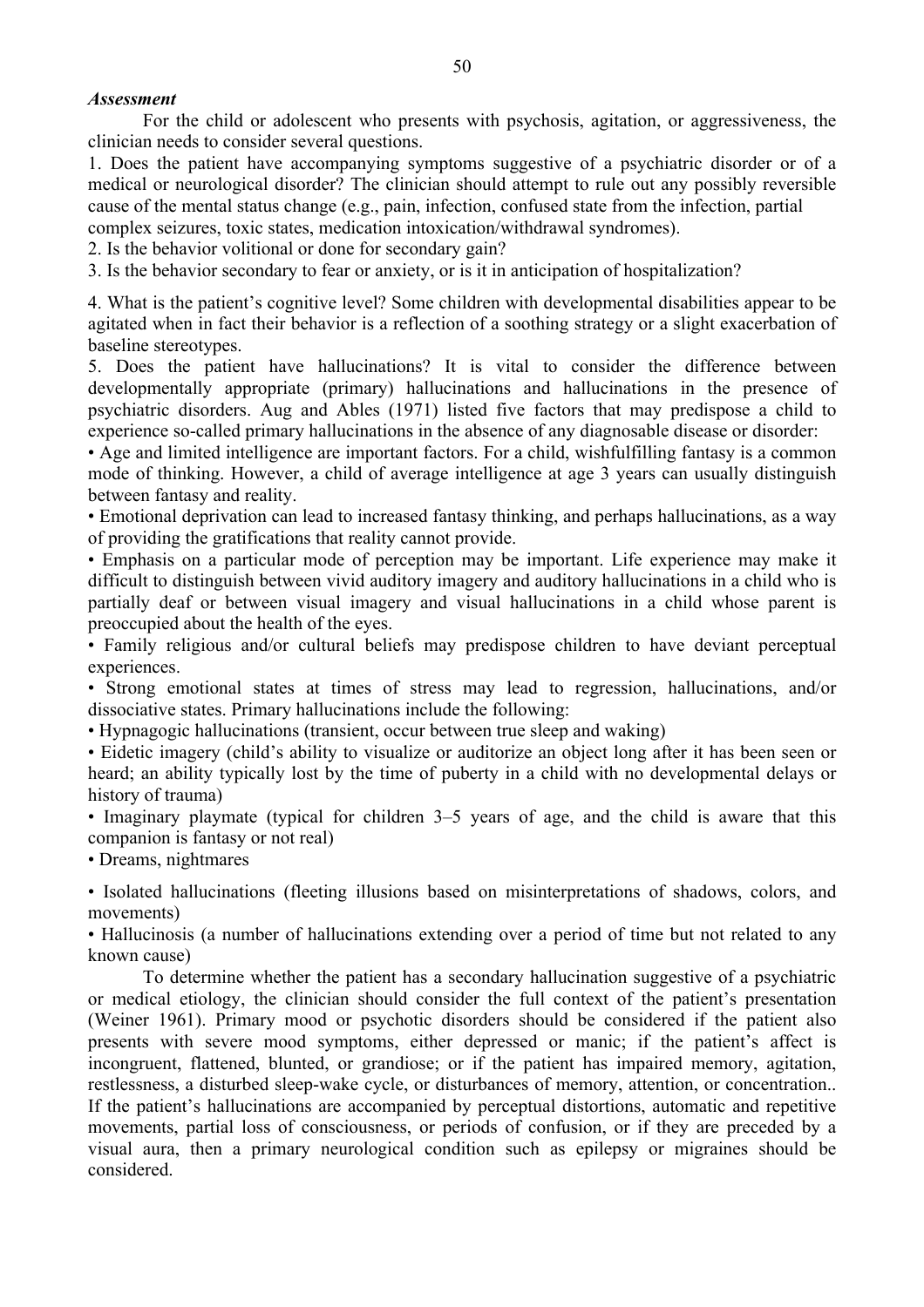***Assessment***

For the child or adolescent who presents with psychosis, agitation, or aggressiveness, the clinician needs to consider several questions.

1. Does the patient have accompanying symptoms suggestive of a psychiatric disorder or of a medical or neurological disorder? The clinician should attempt to rule out any possibly reversible cause of the mental status change (e.g., pain, infection, confused state from the infection, partial complex seizures, toxic states, medication intoxication/withdrawal syndromes).
2. Is the behavior volitional or done for secondary gain?
3. Is the behavior secondary to fear or anxiety, or is it in anticipation of hospitalization?
4. What is the patient's cognitive level? Some children with developmental disabilities appear to be agitated when in fact their behavior is a reflection of a soothing strategy or a slight exacerbation of baseline stereotypes.
5. Does the patient have hallucinations? It is vital to consider the difference between developmentally appropriate (primary) hallucinations and hallucinations in the presence of psychiatric disorders. Aug and Ables (1971) listed five factors that may predispose a child to experience so-called primary hallucinations in the absence of any diagnosable disease or disorder:

- Age and limited intelligence are important factors. For a child, wishfulfilling fantasy is a common mode of thinking. However, a child of average intelligence at age 3 years can usually distinguish between fantasy and reality.
- Emotional deprivation can lead to increased fantasy thinking, and perhaps hallucinations, as a way of providing the gratifications that reality cannot provide.
- Emphasis on a particular mode of perception may be important. Life experience may make it difficult to distinguish between vivid auditory imagery and auditory hallucinations in a child who is partially deaf or between visual imagery and visual hallucinations in a child whose parent is preoccupied about the health of the eyes.
- Family religious and/or cultural beliefs may predispose children to have deviant perceptual experiences.
- Strong emotional states at times of stress may lead to regression, hallucinations, and/or dissociative states. Primary hallucinations include the following:
- Hypnagogic hallucinations (transient, occur between true sleep and waking)
- Eidetic imagery (child's ability to visualize or auditorize an object long after it has been seen or heard; an ability typically lost by the time of puberty in a child with no developmental delays or history of trauma)
- Imaginary playmate (typical for children 3–5 years of age, and the child is aware that this companion is fantasy or not real)
- Dreams, nightmares
- Isolated hallucinations (fleeting illusions based on misinterpretations of shadows, colors, and movements)
- Hallucinosis (a number of hallucinations extending over a period of time but not related to any known cause)

To determine whether the patient has a secondary hallucination suggestive of a psychiatric or medical etiology, the clinician should consider the full context of the patient's presentation (Weiner 1961). Primary mood or psychotic disorders should be considered if the patient also presents with severe mood symptoms, either depressed or manic; if the patient's affect is incongruent, flattened, blunted, or grandiose; or if the patient has impaired memory, agitation, restlessness, a disturbed sleep-wake cycle, or disturbances of memory, attention, or concentration.. If the patient's hallucinations are accompanied by perceptual distortions, automatic and repetitive movements, partial loss of consciousness, or periods of confusion, or if they are preceded by a visual aura, then a primary neurological condition such as epilepsy or migraines should be considered.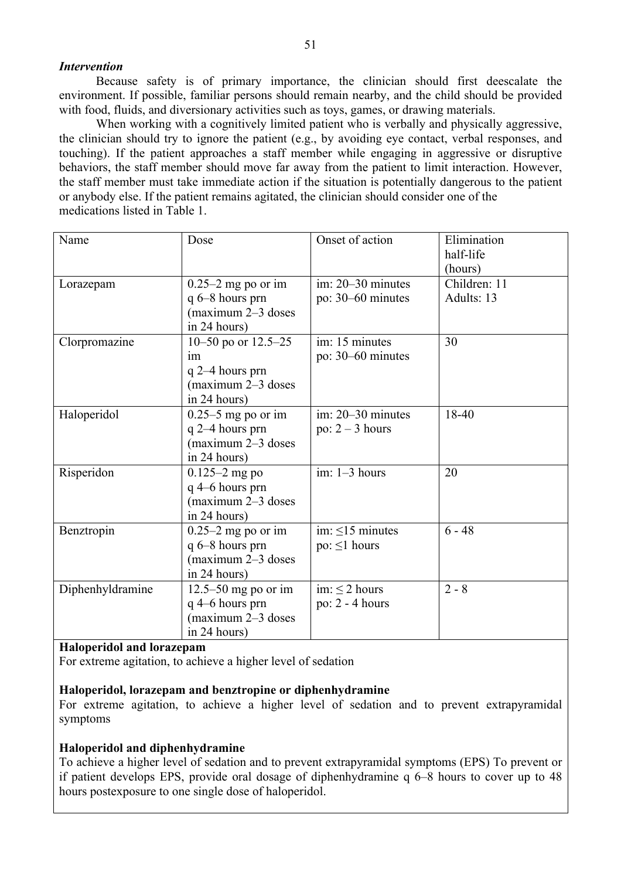***Intervention***

Because safety is of primary importance, the clinician should first deescalate the environment. If possible, familiar persons should remain nearby, and the child should be provided with food, fluids, and diversionary activities such as toys, games, or drawing materials.

When working with a cognitively limited patient who is verbally and physically aggressive, the clinician should try to ignore the patient (e.g., by avoiding eye contact, verbal responses, and touching). If the patient approaches a staff member while engaging in aggressive or disruptive behaviors, the staff member should move far away from the patient to limit interaction. However, the staff member must take immediate action if the situation is potentially dangerous to the patient or anybody else. If the patient remains agitated, the clinician should consider one of the medications listed in Table 1.

| Name | Dose | Onset of action | Elimination half-life (hours) |
|---|---|---|---|
| Lorazepam | 0.25–2 mg po or im q 6–8 hours prn (maximum 2–3 doses in 24 hours) | im: 20–30 minutes po: 30–60 minutes | Children: 11 Adults: 13 |
| Clorpromazine | 10–50 po or 12.5–25 im q 2–4 hours prn (maximum 2–3 doses in 24 hours) | im: 15 minutes po: 30–60 minutes | 30 |
| Haloperidol | 0.25–5 mg po or im q 2–4 hours prn (maximum 2–3 doses in 24 hours) | im: 20–30 minutes po: 2 – 3 hours | 18-40 |
| Risperidon | 0.125–2 mg po q 4–6 hours prn (maximum 2–3 doses in 24 hours) | im: 1–3 hours | 20 |
| Benztropin | 0.25–2 mg po or im q 6–8 hours prn (maximum 2–3 doses in 24 hours) | im: ≤15 minutes po: ≤1 hours | 6 - 48 |
| Diphenhyldramine | 12.5–50 mg po or im q 4–6 hours prn (maximum 2–3 doses in 24 hours) | im: ≤ 2 hours po: 2 - 4 hours | 2 - 8 |

**Haloperidol and lorazepam**

For extreme agitation, to achieve a higher level of sedation

**Haloperidol, lorazepam and benztropine or diphenhydramine**

For extreme agitation, to achieve a higher level of sedation and to prevent extrapyramidal symptoms

**Haloperidol and diphenhydramine**

To achieve a higher level of sedation and to prevent extrapyramidal symptoms (EPS) To prevent or if patient develops EPS, provide oral dosage of diphenhydramine q 6–8 hours to cover up to 48 hours postexposure to one single dose of haloperidol.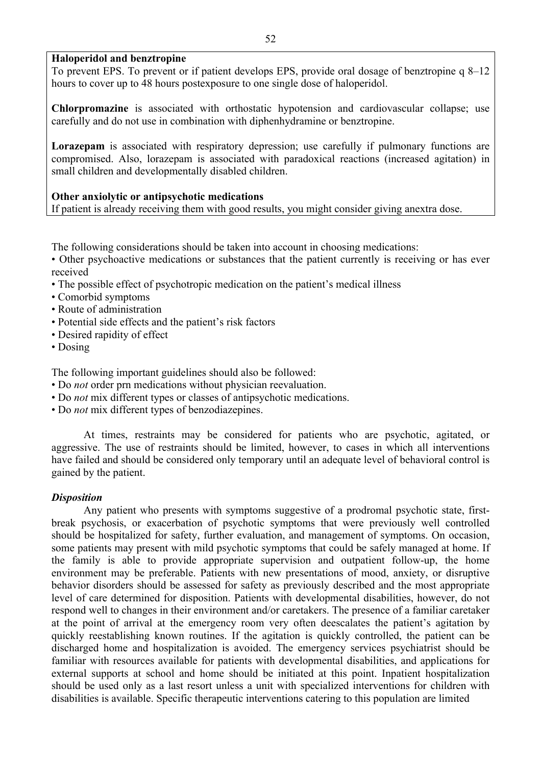**Haloperidol and benztropine**
To prevent EPS. To prevent or if patient develops EPS, provide oral dosage of benztropine q 8–12 hours to cover up to 48 hours postexposure to one single dose of haloperidol.

**Chlorpromazine** is associated with orthostatic hypotension and cardiovascular collapse; use carefully and do not use in combination with diphenhydramine or benztropine.

**Lorazepam** is associated with respiratory depression; use carefully if pulmonary functions are compromised. Also, lorazepam is associated with paradoxical reactions (increased agitation) in small children and developmentally disabled children.

**Other anxiolytic or antipsychotic medications**
If patient is already receiving them with good results, you might consider giving anextra dose.

The following considerations should be taken into account in choosing medications:

- Other psychoactive medications or substances that the patient currently is receiving or has ever received
- The possible effect of psychotropic medication on the patient's medical illness
- Comorbid symptoms
- Route of administration
- Potential side effects and the patient's risk factors
- Desired rapidity of effect
- Dosing

The following important guidelines should also be followed:

- Do *not* order prn medications without physician reevaluation.
- Do *not* mix different types or classes of antipsychotic medications.
- Do *not* mix different types of benzodiazepines.

At times, restraints may be considered for patients who are psychotic, agitated, or aggressive. The use of restraints should be limited, however, to cases in which all interventions have failed and should be considered only temporary until an adequate level of behavioral control is gained by the patient.

***Disposition***

Any patient who presents with symptoms suggestive of a prodromal psychotic state, first-break psychosis, or exacerbation of psychotic symptoms that were previously well controlled should be hospitalized for safety, further evaluation, and management of symptoms. On occasion, some patients may present with mild psychotic symptoms that could be safely managed at home. If the family is able to provide appropriate supervision and outpatient follow-up, the home environment may be preferable. Patients with new presentations of mood, anxiety, or disruptive behavior disorders should be assessed for safety as previously described and the most appropriate level of care determined for disposition. Patients with developmental disabilities, however, do not respond well to changes in their environment and/or caretakers. The presence of a familiar caretaker at the point of arrival at the emergency room very often deescalates the patient's agitation by quickly reestablishing known routines. If the agitation is quickly controlled, the patient can be discharged home and hospitalization is avoided. The emergency services psychiatrist should be familiar with resources available for patients with developmental disabilities, and applications for external supports at school and home should be initiated at this point. Inpatient hospitalization should be used only as a last resort unless a unit with specialized interventions for children with disabilities is available. Specific therapeutic interventions catering to this population are limited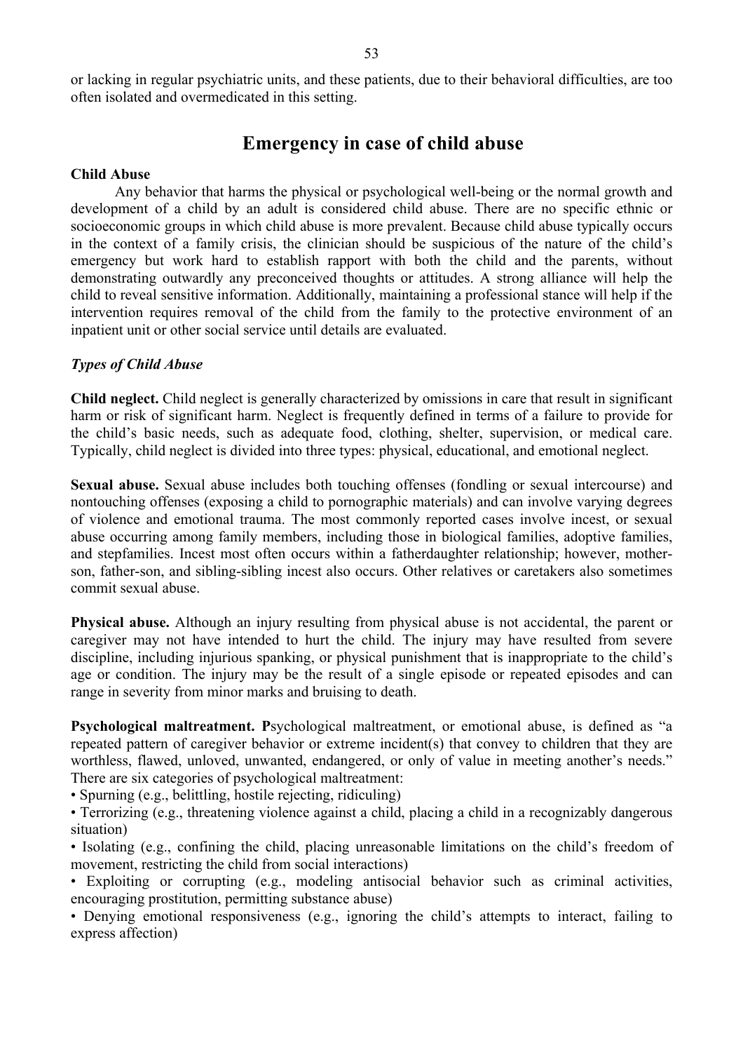or lacking in regular psychiatric units, and these patients, due to their behavioral difficulties, are too often isolated and overmedicated in this setting.

# Emergency in case of child abuse

**Child Abuse**

Any behavior that harms the physical or psychological well-being or the normal growth and development of a child by an adult is considered child abuse. There are no specific ethnic or socioeconomic groups in which child abuse is more prevalent. Because child abuse typically occurs in the context of a family crisis, the clinician should be suspicious of the nature of the child's emergency but work hard to establish rapport with both the child and the parents, without demonstrating outwardly any preconceived thoughts or attitudes. A strong alliance will help the child to reveal sensitive information. Additionally, maintaining a professional stance will help if the intervention requires removal of the child from the family to the protective environment of an inpatient unit or other social service until details are evaluated.

***Types of Child Abuse***

**Child neglect.** Child neglect is generally characterized by omissions in care that result in significant harm or risk of significant harm. Neglect is frequently defined in terms of a failure to provide for the child's basic needs, such as adequate food, clothing, shelter, supervision, or medical care. Typically, child neglect is divided into three types: physical, educational, and emotional neglect.

**Sexual abuse.** Sexual abuse includes both touching offenses (fondling or sexual intercourse) and nontouching offenses (exposing a child to pornographic materials) and can involve varying degrees of violence and emotional trauma. The most commonly reported cases involve incest, or sexual abuse occurring among family members, including those in biological families, adoptive families, and stepfamilies. Incest most often occurs within a fatherdaughter relationship; however, mother-son, father-son, and sibling-sibling incest also occurs. Other relatives or caretakers also sometimes commit sexual abuse.

**Physical abuse.** Although an injury resulting from physical abuse is not accidental, the parent or caregiver may not have intended to hurt the child. The injury may have resulted from severe discipline, including injurious spanking, or physical punishment that is inappropriate to the child's age or condition. The injury may be the result of a single episode or repeated episodes and can range in severity from minor marks and bruising to death.

**Psychological maltreatment. P**sychological maltreatment, or emotional abuse, is defined as "a repeated pattern of caregiver behavior or extreme incident(s) that convey to children that they are worthless, flawed, unloved, unwanted, endangered, or only of value in meeting another's needs." There are six categories of psychological maltreatment:

- Spurning (e.g., belittling, hostile rejecting, ridiculing)
- Terrorizing (e.g., threatening violence against a child, placing a child in a recognizably dangerous situation)
- Isolating (e.g., confining the child, placing unreasonable limitations on the child's freedom of movement, restricting the child from social interactions)
- Exploiting or corrupting (e.g., modeling antisocial behavior such as criminal activities, encouraging prostitution, permitting substance abuse)
- Denying emotional responsiveness (e.g., ignoring the child's attempts to interact, failing to express affection)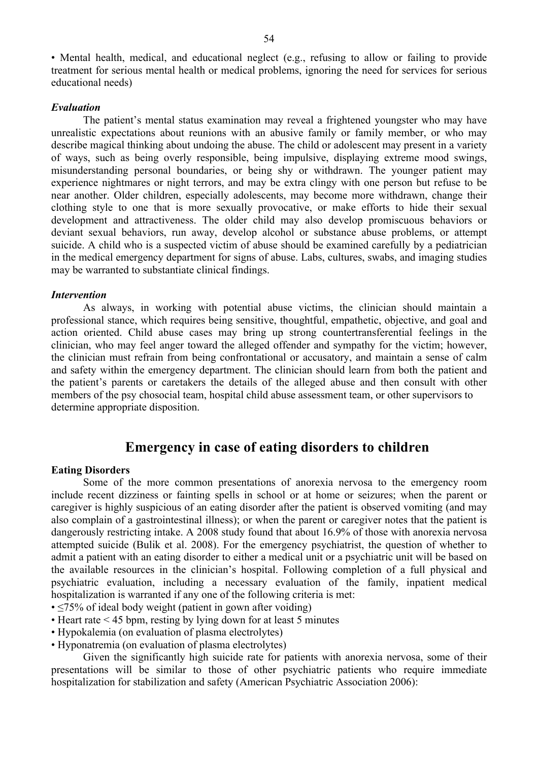• Mental health, medical, and educational neglect (e.g., refusing to allow or failing to provide treatment for serious mental health or medical problems, ignoring the need for services for serious educational needs)

***Evaluation***

The patient's mental status examination may reveal a frightened youngster who may have unrealistic expectations about reunions with an abusive family or family member, or who may describe magical thinking about undoing the abuse. The child or adolescent may present in a variety of ways, such as being overly responsible, being impulsive, displaying extreme mood swings, misunderstanding personal boundaries, or being shy or withdrawn. The younger patient may experience nightmares or night terrors, and may be extra clingy with one person but refuse to be near another. Older children, especially adolescents, may become more withdrawn, change their clothing style to one that is more sexually provocative, or make efforts to hide their sexual development and attractiveness. The older child may also develop promiscuous behaviors or deviant sexual behaviors, run away, develop alcohol or substance abuse problems, or attempt suicide. A child who is a suspected victim of abuse should be examined carefully by a pediatrician in the medical emergency department for signs of abuse. Labs, cultures, swabs, and imaging studies may be warranted to substantiate clinical findings.

***Intervention***

As always, in working with potential abuse victims, the clinician should maintain a professional stance, which requires being sensitive, thoughtful, empathetic, objective, and goal and action oriented. Child abuse cases may bring up strong countertransferential feelings in the clinician, who may feel anger toward the alleged offender and sympathy for the victim; however, the clinician must refrain from being confrontational or accusatory, and maintain a sense of calm and safety within the emergency department. The clinician should learn from both the patient and the patient's parents or caretakers the details of the alleged abuse and then consult with other members of the psy chosocial team, hospital child abuse assessment team, or other supervisors to determine appropriate disposition.

## Emergency in case of eating disorders to children

**Eating Disorders**

Some of the more common presentations of anorexia nervosa to the emergency room include recent dizziness or fainting spells in school or at home or seizures; when the parent or caregiver is highly suspicious of an eating disorder after the patient is observed vomiting (and may also complain of a gastrointestinal illness); or when the parent or caregiver notes that the patient is dangerously restricting intake. A 2008 study found that about 16.9% of those with anorexia nervosa attempted suicide (Bulik et al. 2008). For the emergency psychiatrist, the question of whether to admit a patient with an eating disorder to either a medical unit or a psychiatric unit will be based on the available resources in the clinician's hospital. Following completion of a full physical and psychiatric evaluation, including a necessary evaluation of the family, inpatient medical hospitalization is warranted if any one of the following criteria is met:

- ≤75% of ideal body weight (patient in gown after voiding)
- Heart rate < 45 bpm, resting by lying down for at least 5 minutes
- Hypokalemia (on evaluation of plasma electrolytes)
- Hyponatremia (on evaluation of plasma electrolytes)

Given the significantly high suicide rate for patients with anorexia nervosa, some of their presentations will be similar to those of other psychiatric patients who require immediate hospitalization for stabilization and safety (American Psychiatric Association 2006):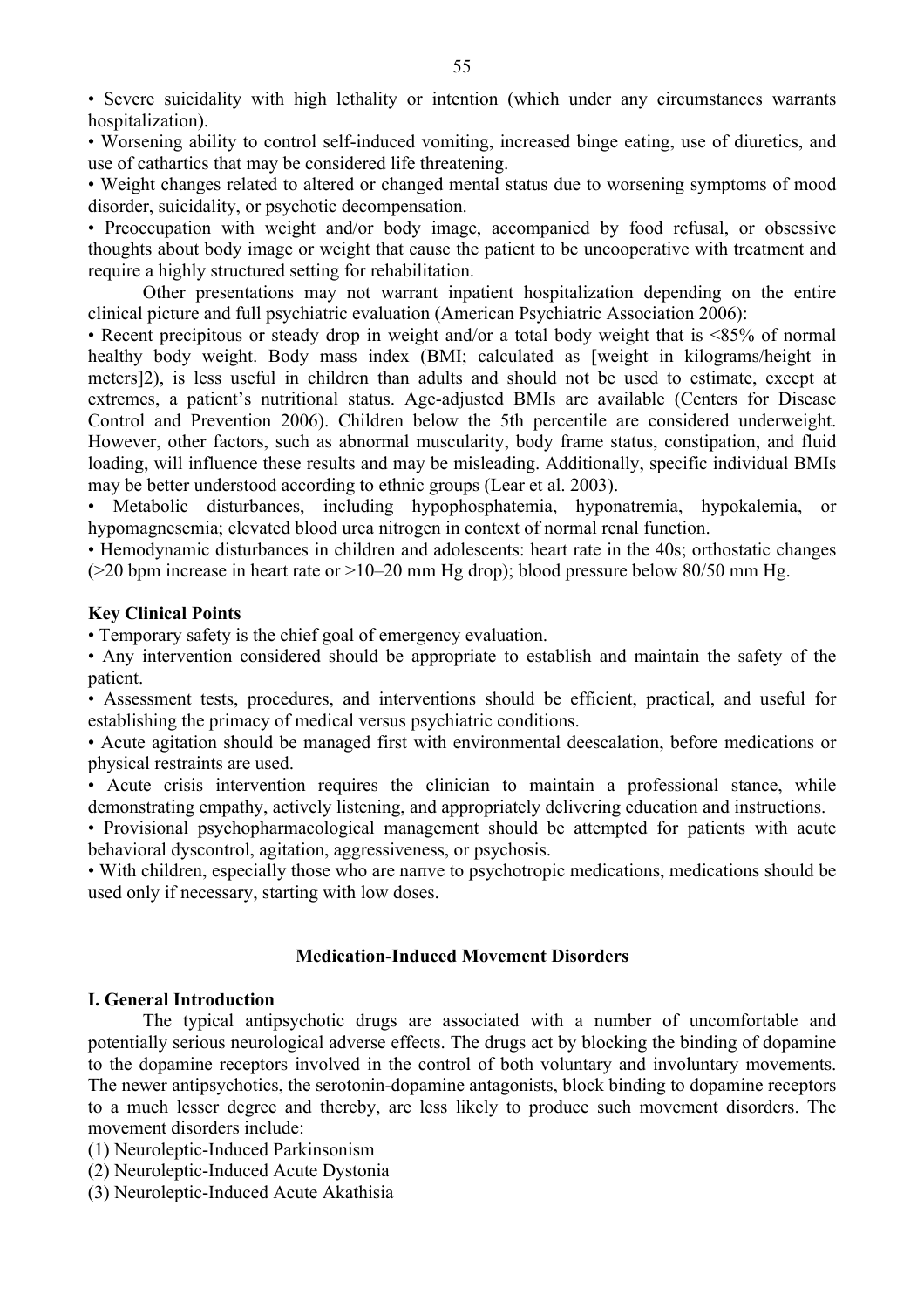• Severe suicidality with high lethality or intention (which under any circumstances warrants hospitalization).
• Worsening ability to control self-induced vomiting, increased binge eating, use of diuretics, and use of cathartics that may be considered life threatening.
• Weight changes related to altered or changed mental status due to worsening symptoms of mood disorder, suicidality, or psychotic decompensation.
• Preoccupation with weight and/or body image, accompanied by food refusal, or obsessive thoughts about body image or weight that cause the patient to be uncooperative with treatment and require a highly structured setting for rehabilitation.

Other presentations may not warrant inpatient hospitalization depending on the entire clinical picture and full psychiatric evaluation (American Psychiatric Association 2006):

• Recent precipitous or steady drop in weight and/or a total body weight that is <85% of normal healthy body weight. Body mass index (BMI; calculated as [weight in kilograms/height in meters]2), is less useful in children than adults and should not be used to estimate, except at extremes, a patient's nutritional status. Age-adjusted BMIs are available (Centers for Disease Control and Prevention 2006). Children below the 5th percentile are considered underweight. However, other factors, such as abnormal muscularity, body frame status, constipation, and fluid loading, will influence these results and may be misleading. Additionally, specific individual BMIs may be better understood according to ethnic groups (Lear et al. 2003).
• Metabolic disturbances, including hypophosphatemia, hyponatremia, hypokalemia, or hypomagnesemia; elevated blood urea nitrogen in context of normal renal function.
• Hemodynamic disturbances in children and adolescents: heart rate in the 40s; orthostatic changes (>20 bpm increase in heart rate or >10–20 mm Hg drop); blood pressure below 80/50 mm Hg.

**Key Clinical Points**

• Temporary safety is the chief goal of emergency evaluation.
• Any intervention considered should be appropriate to establish and maintain the safety of the patient.
• Assessment tests, procedures, and interventions should be efficient, practical, and useful for establishing the primacy of medical versus psychiatric conditions.
• Acute agitation should be managed first with environmental deescalation, before medications or physical restraints are used.
• Acute crisis intervention requires the clinician to maintain a professional stance, while demonstrating empathy, actively listening, and appropriately delivering education and instructions.
• Provisional psychopharmacological management should be attempted for patients with acute behavioral dyscontrol, agitation, aggressiveness, or psychosis.
• With children, especially those who are naпve to psychotropic medications, medications should be used only if necessary, starting with low doses.

## Medication-Induced Movement Disorders

### I. General Introduction

The typical antipsychotic drugs are associated with a number of uncomfortable and potentially serious neurological adverse effects. The drugs act by blocking the binding of dopamine to the dopamine receptors involved in the control of both voluntary and involuntary movements. The newer antipsychotics, the serotonin-dopamine antagonists, block binding to dopamine receptors to a much lesser degree and thereby, are less likely to produce such movement disorders. The movement disorders include:

(1) Neuroleptic-Induced Parkinsonism
(2) Neuroleptic-Induced Acute Dystonia
(3) Neuroleptic-Induced Acute Akathisia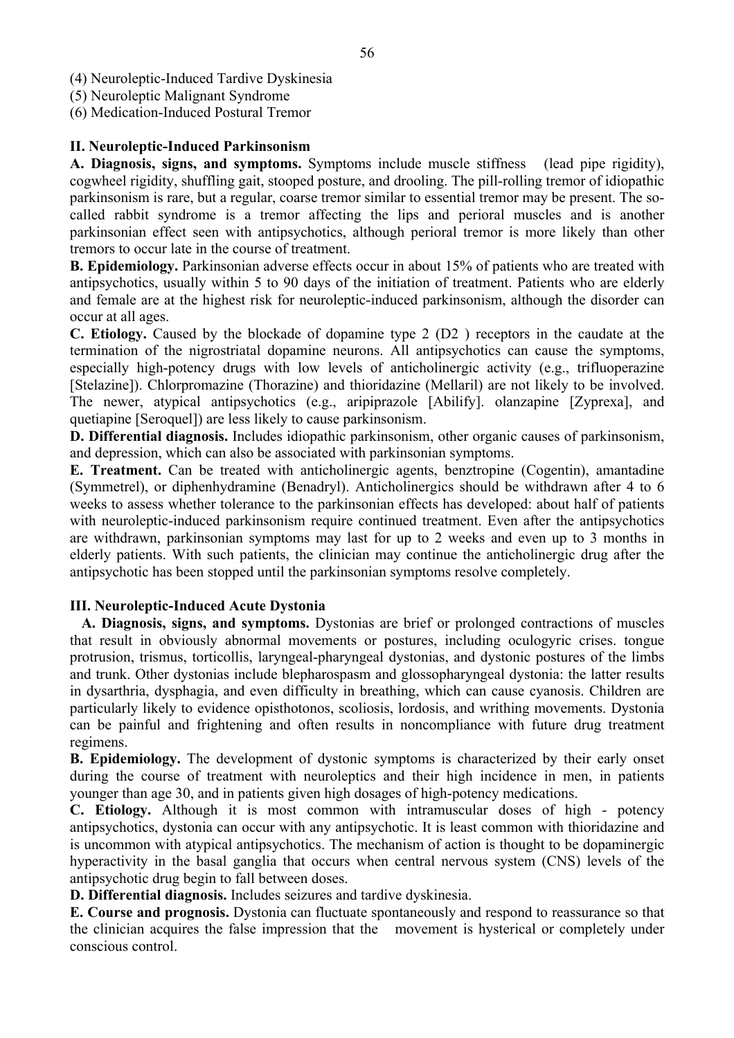(4) Neuroleptic-Induced Tardive Dyskinesia
(5) Neuroleptic Malignant Syndrome
(6) Medication-Induced Postural Tremor

## II. Neuroleptic-Induced Parkinsonism

**A. Diagnosis, signs, and symptoms.** Symptoms include muscle stiffness (lead pipe rigidity), cogwheel rigidity, shuffling gait, stooped posture, and drooling. The pill-rolling tremor of idiopathic parkinsonism is rare, but a regular, coarse tremor similar to essential tremor may be present. The so-called rabbit syndrome is a tremor affecting the lips and perioral muscles and is another parkinsonian effect seen with antipsychotics, although perioral tremor is more likely than other tremors to occur late in the course of treatment.

**B. Epidemiology.** Parkinsonian adverse effects occur in about 15% of patients who are treated with antipsychotics, usually within 5 to 90 days of the initiation of treatment. Patients who are elderly and female are at the highest risk for neuroleptic-induced parkinsonism, although the disorder can occur at all ages.

**C. Etiology.** Caused by the blockade of dopamine type 2 ($D_2$) receptors in the caudate at the termination of the nigrostriatal dopamine neurons. All antipsychotics can cause the symptoms, especially high-potency drugs with low levels of anticholinergic activity (e.g., trifluoperazine [Stelazine]). Chlorpromazine (Thorazine) and thioridazine (Mellaril) are not likely to be involved. The newer, atypical antipsychotics (e.g., aripiprazole [Abilify]. olanzapine [Zyprexa], and quetiapine [Seroquel]) are less likely to cause parkinsonism.

**D. Differential diagnosis.** Includes idiopathic parkinsonism, other organic causes of parkinsonism, and depression, which can also be associated with parkinsonian symptoms.

**E. Treatment.** Can be treated with anticholinergic agents, benztropine (Cogentin), amantadine (Symmetrel), or diphenhydramine (Benadryl). Anticholinergics should be withdrawn after 4 to 6 weeks to assess whether tolerance to the parkinsonian effects has developed: about half of patients with neuroleptic-induced parkinsonism require continued treatment. Even after the antipsychotics are withdrawn, parkinsonian symptoms may last for up to 2 weeks and even up to 3 months in elderly patients. With such patients, the clinician may continue the anticholinergic drug after the antipsychotic has been stopped until the parkinsonian symptoms resolve completely.

## III. Neuroleptic-Induced Acute Dystonia

**A. Diagnosis, signs, and symptoms.** Dystonias are brief or prolonged contractions of muscles that result in obviously abnormal movements or postures, including oculogyric crises. tongue protrusion, trismus, torticollis, laryngeal-pharyngeal dystonias, and dystonic postures of the limbs and trunk. Other dystonias include blepharospasm and glossopharyngeal dystonia: the latter results in dysarthria, dysphagia, and even difficulty in breathing, which can cause cyanosis. Children are particularly likely to evidence opisthotonos, scoliosis, lordosis, and writhing movements. Dystonia can be painful and frightening and often results in noncompliance with future drug treatment regimens.

**B. Epidemiology.** The development of dystonic symptoms is characterized by their early onset during the course of treatment with neuroleptics and their high incidence in men, in patients younger than age 30, and in patients given high dosages of high-potency medications.

**C. Etiology.** Although it is most common with intramuscular doses of high - potency antipsychotics, dystonia can occur with any antipsychotic. It is least common with thioridazine and is uncommon with atypical antipsychotics. The mechanism of action is thought to be dopaminergic hyperactivity in the basal ganglia that occurs when central nervous system (CNS) levels of the antipsychotic drug begin to fall between doses.

**D. Differential diagnosis.** Includes seizures and tardive dyskinesia.

**E. Course and prognosis.** Dystonia can fluctuate spontaneously and respond to reassurance so that the clinician acquires the false impression that the movement is hysterical or completely under conscious control.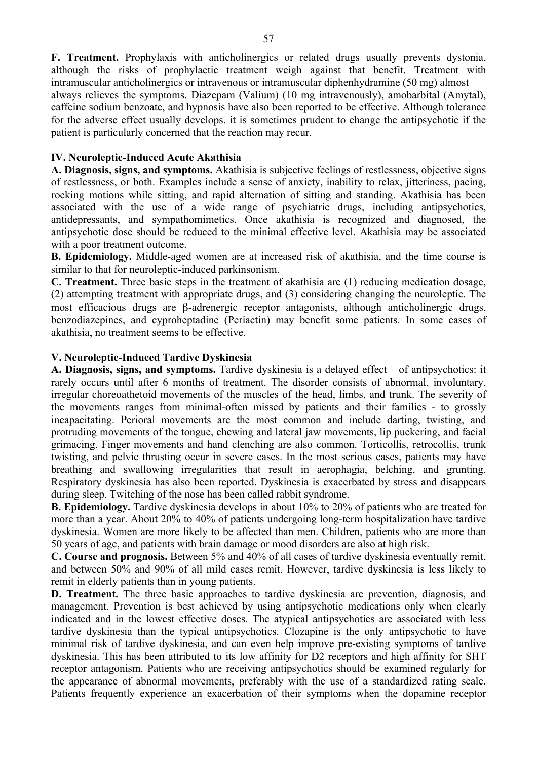**F. Treatment.** Prophylaxis with anticholinergics or related drugs usually prevents dystonia, although the risks of prophylactic treatment weigh against that benefit. Treatment with intramuscular anticholinergics or intravenous or intramuscular diphenhydramine (50 mg) almost always relieves the symptoms. Diazepam (Valium) (10 mg intravenously), amobarbital (Amytal), caffeine sodium benzoate, and hypnosis have also been reported to be effective. Although tolerance for the adverse effect usually develops. it is sometimes prudent to change the antipsychotic if the patient is particularly concerned that the reaction may recur.

**IV. Neuroleptic-Induced Acute Akathisia**

**A. Diagnosis, signs, and symptoms.** Akathisia is subjective feelings of restlessness, objective signs of restlessness, or both. Examples include a sense of anxiety, inability to relax, jitteriness, pacing, rocking motions while sitting, and rapid alternation of sitting and standing. Akathisia has been associated with the use of a wide range of psychiatric drugs, including antipsychotics, antidepressants, and sympathomimetics. Once akathisia is recognized and diagnosed, the antipsychotic dose should be reduced to the minimal effective level. Akathisia may be associated with a poor treatment outcome.

**B. Epidemiology.** Middle-aged women are at increased risk of akathisia, and the time course is similar to that for neuroleptic-induced parkinsonism.

**C. Treatment.** Three basic steps in the treatment of akathisia are (1) reducing medication dosage, (2) attempting treatment with appropriate drugs, and (3) considering changing the neuroleptic. The most efficacious drugs are β-adrenergic receptor antagonists, although anticholinergic drugs, benzodiazepines, and cyproheptadine (Periactin) may benefit some patients. In some cases of akathisia, no treatment seems to be effective.

**V. Neuroleptic-Induced Tardive Dyskinesia**

**A. Diagnosis, signs, and symptoms.** Tardive dyskinesia is a delayed effect of antipsychotics: it rarely occurs until after 6 months of treatment. The disorder consists of abnormal, involuntary, irregular choreoathetoid movements of the muscles of the head, limbs, and trunk. The severity of the movements ranges from minimal-often missed by patients and their families - to grossly incapacitating. Perioral movements are the most common and include darting, twisting, and protruding movements of the tongue, chewing and lateral jaw movements, lip puckering, and facial grimacing. Finger movements and hand clenching are also common. Torticollis, retrocollis, trunk twisting, and pelvic thrusting occur in severe cases. In the most serious cases, patients may have breathing and swallowing irregularities that result in aerophagia, belching, and grunting. Respiratory dyskinesia has also been reported. Dyskinesia is exacerbated by stress and disappears during sleep. Twitching of the nose has been called rabbit syndrome.

**B. Epidemiology.** Tardive dyskinesia develops in about 10% to 20% of patients who are treated for more than a year. About 20% to 40% of patients undergoing long-term hospitalization have tardive dyskinesia. Women are more likely to be affected than men. Children, patients who are more than 50 years of age, and patients with brain damage or mood disorders are also at high risk.

**C. Course and prognosis.** Between 5% and 40% of all cases of tardive dyskinesia eventually remit, and between 50% and 90% of all mild cases remit. However, tardive dyskinesia is less likely to remit in elderly patients than in young patients.

**D. Treatment.** The three basic approaches to tardive dyskinesia are prevention, diagnosis, and management. Prevention is best achieved by using antipsychotic medications only when clearly indicated and in the lowest effective doses. The atypical antipsychotics are associated with less tardive dyskinesia than the typical antipsychotics. Clozapine is the only antipsychotic to have minimal risk of tardive dyskinesia, and can even help improve pre-existing symptoms of tardive dyskinesia. This has been attributed to its low affinity for D2 receptors and high affinity for SHT receptor antagonism. Patients who are receiving antipsychotics should be examined regularly for the appearance of abnormal movements, preferably with the use of a standardized rating scale. Patients frequently experience an exacerbation of their symptoms when the dopamine receptor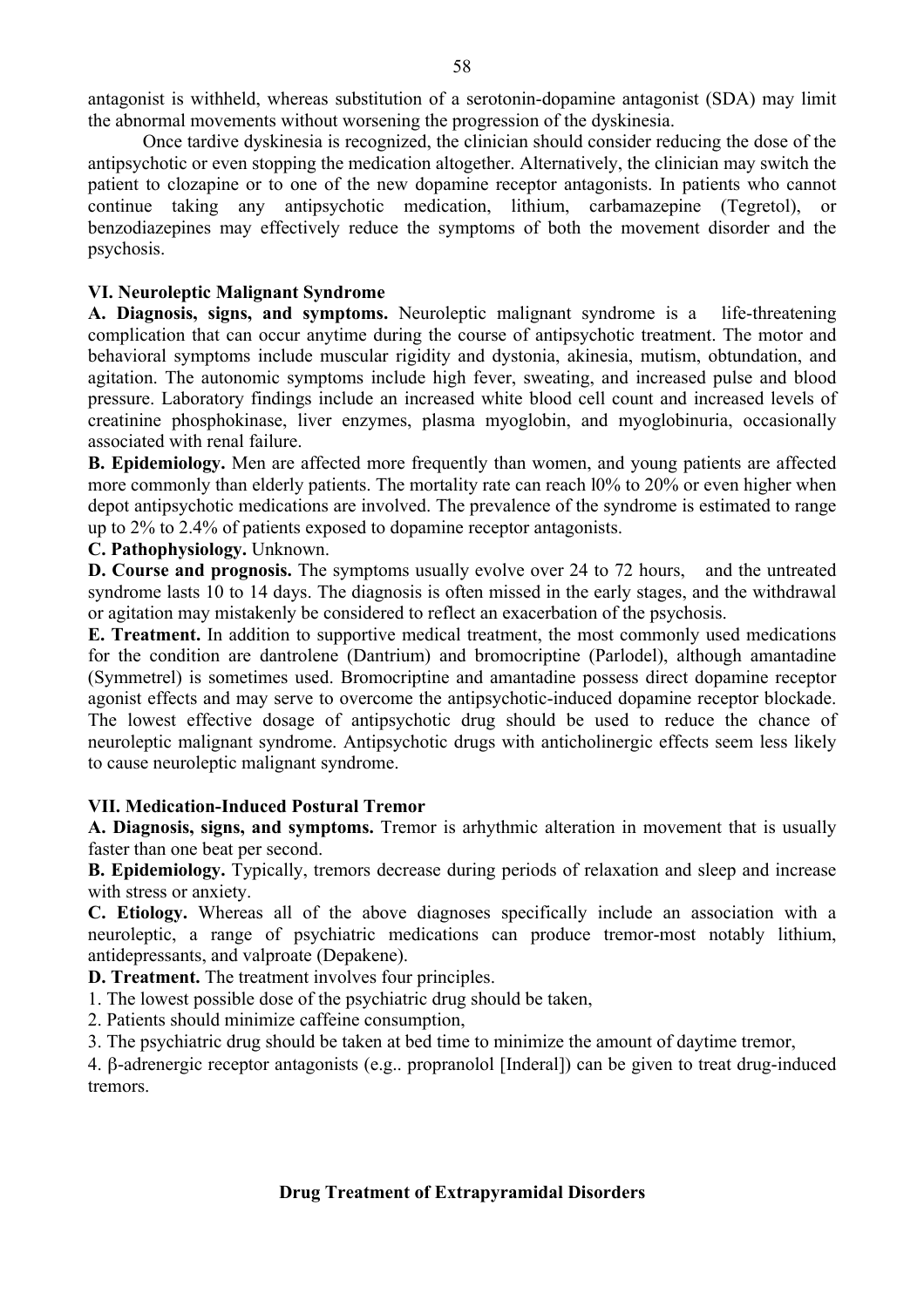antagonist is withheld, whereas substitution of a serotonin-dopamine antagonist (SDA) may limit the abnormal movements without worsening the progression of the dyskinesia.

Once tardive dyskinesia is recognized, the clinician should consider reducing the dose of the antipsychotic or even stopping the medication altogether. Alternatively, the clinician may switch the patient to clozapine or to one of the new dopamine receptor antagonists. In patients who cannot continue taking any antipsychotic medication, lithium, carbamazepine (Tegretol), or benzodiazepines may effectively reduce the symptoms of both the movement disorder and the psychosis.

### VI. Neuroleptic Malignant Syndrome

**A. Diagnosis, signs, and symptoms.** Neuroleptic malignant syndrome is a life-threatening complication that can occur anytime during the course of antipsychotic treatment. The motor and behavioral symptoms include muscular rigidity and dystonia, akinesia, mutism, obtundation, and agitation. The autonomic symptoms include high fever, sweating, and increased pulse and blood pressure. Laboratory findings include an increased white blood cell count and increased levels of creatinine phosphokinase, liver enzymes, plasma myoglobin, and myoglobinuria, occasionally associated with renal failure.

**B. Epidemiology.** Men are affected more frequently than women, and young patients are affected more commonly than elderly patients. The mortality rate can reach l0% to 20% or even higher when depot antipsychotic medications are involved. The prevalence of the syndrome is estimated to range up to 2% to 2.4% of patients exposed to dopamine receptor antagonists.

**C. Pathophysiology.** Unknown.

**D. Course and prognosis.** The symptoms usually evolve over 24 to 72 hours, and the untreated syndrome lasts 10 to 14 days. The diagnosis is often missed in the early stages, and the withdrawal or agitation may mistakenly be considered to reflect an exacerbation of the psychosis.

**E. Treatment.** In addition to supportive medical treatment, the most commonly used medications for the condition are dantrolene (Dantrium) and bromocriptine (Parlodel), although amantadine (Symmetrel) is sometimes used. Bromocriptine and amantadine possess direct dopamine receptor agonist effects and may serve to overcome the antipsychotic-induced dopamine receptor blockade. The lowest effective dosage of antipsychotic drug should be used to reduce the chance of neuroleptic malignant syndrome. Antipsychotic drugs with anticholinergic effects seem less likely to cause neuroleptic malignant syndrome.

### VII. Medication-Induced Postural Tremor

**A. Diagnosis, signs, and symptoms.** Tremor is arhythmic alteration in movement that is usually faster than one beat per second.

**B. Epidemiology.** Typically, tremors decrease during periods of relaxation and sleep and increase with stress or anxiety.

**C. Etiology.** Whereas all of the above diagnoses specifically include an association with a neuroleptic, a range of psychiatric medications can produce tremor-most notably lithium, antidepressants, and valproate (Depakene).

**D. Treatment.** The treatment involves four principles.

1. The lowest possible dose of the psychiatric drug should be taken,
2. Patients should minimize caffeine consumption,
3. The psychiatric drug should be taken at bed time to minimize the amount of daytime tremor,
4. β-adrenergic receptor antagonists (e.g.. propranolol [Inderal]) can be given to treat drug-induced tremors.

## Drug Treatment of Extrapyramidal Disorders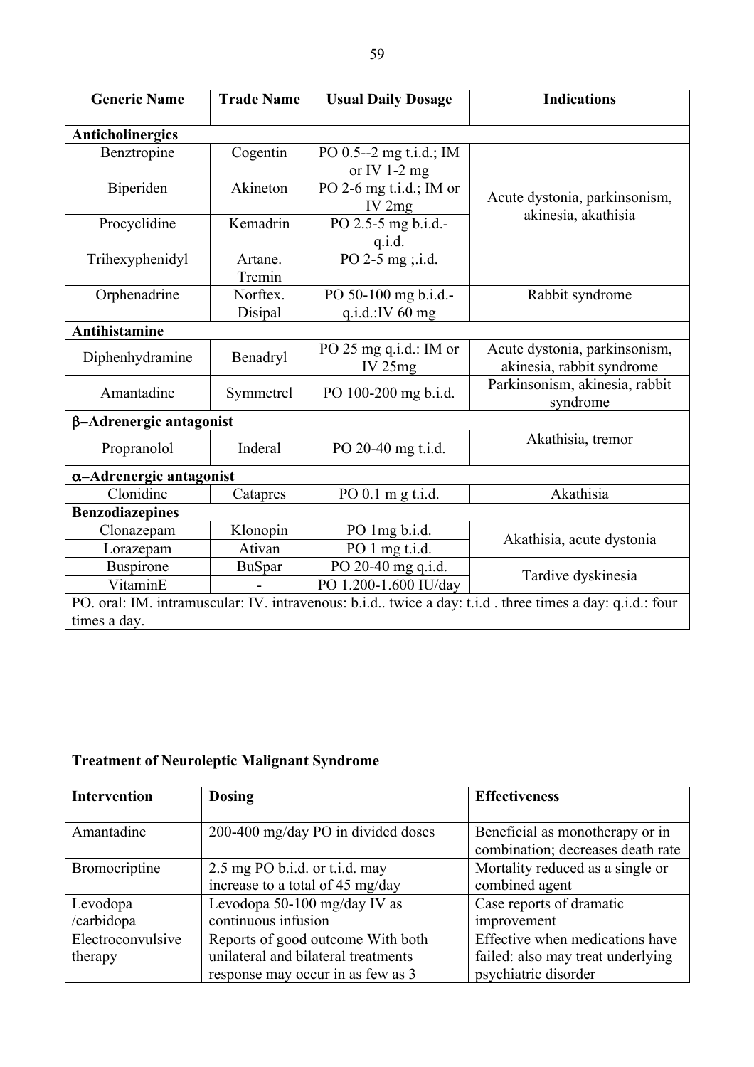| Generic Name | Trade Name | Usual Daily Dosage | Indications |
|---|---|---|---|
| **Anticholinergics** | | | |
| Benztropine | Cogentin | PO 0.5--2 mg t.i.d.; IM or IV 1-2 mg | Acute dystonia, parkinsonism, akinesia, akathisia |
| Biperiden | Akineton | PO 2-6 mg t.i.d.; IM or IV 2mg | |
| Procyclidine | Kemadrin | PO 2.5-5 mg b.i.d.-q.i.d. | |
| Trihexyphenidyl | Artane. Tremin | PO 2-5 mg ;.i.d. | |
| Orphenadrine | Norftex. Disipal | PO 50-100 mg b.i.d.-q.i.d.:IV 60 mg | Rabbit syndrome |
| **Antihistamine** | | | |
| Diphenhydramine | Benadryl | PO 25 mg q.i.d.: IM or IV 25mg | Acute dystonia, parkinsonism, akinesia, rabbit syndrome |
| Amantadine | Symmetrel | PO 100-200 mg b.i.d. | Parkinsonism, akinesia, rabbit syndrome |
| **β–Adrenergic antagonist** | | | |
| Propranolol | Inderal | PO 20-40 mg t.i.d. | Akathisia, tremor |
| **α–Adrenergic antagonist** | | | |
| Clonidine | Catapres | PO 0.1 m g t.i.d. | Akathisia |
| **Benzodiazepines** | | | |
| Clonazepam | Klonopin | PO 1mg b.i.d. | Akathisia, acute dystonia |
| Lorazepam | Ativan | PO 1 mg t.i.d. | |
| Buspirone | BuSpar | PO 20-40 mg q.i.d. | Tardive dyskinesia |
| VitaminE | - | PO 1.200-1.600 IU/day | |
| PO. oral: IM. intramuscular: IV. intravenous: b.i.d.. twice a day: t.i.d . three times a day: q.i.d.: four times a day. | | | |

**Treatment of Neuroleptic Malignant Syndrome**

| Intervention | Dosing | Effectiveness |
|---|---|---|
| Amantadine | 200-400 mg/day PO in divided doses | Beneficial as monotherapy or in combination; decreases death rate |
| Bromocriptine | 2.5 mg PO b.i.d. or t.i.d. may increase to a total of 45 mg/day | Mortality reduced as a single or combined agent |
| Levodopa /carbidopa | Levodopa 50-100 mg/day IV as continuous infusion | Case reports of dramatic improvement |
| Electroconvulsive therapy | Reports of good outcome With both unilateral and bilateral treatments response may occur in as few as 3 | Effective when medications have failed: also may treat underlying psychiatric disorder |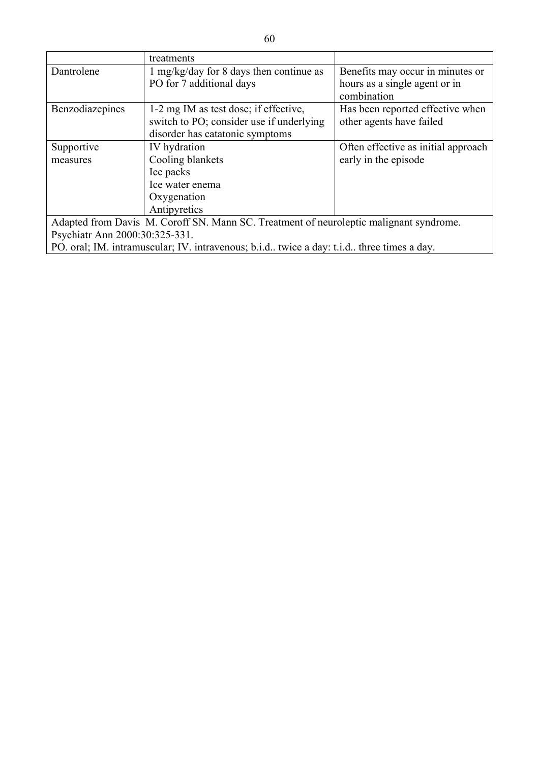| | | |
|---|---|---|
| | treatments | |
| Dantrolene | 1 mg/kg/day for 8 days then continue as PO for 7 additional days | Benefits may occur in minutes or hours as a single agent or in combination |
| Benzodiazepines | 1-2 mg IM as test dose; if effective, switch to PO; consider use if underlying disorder has catatonic symptoms | Has been reported effective when other agents have failed |
| Supportive measures | IV hydration<br>Cooling blankets<br>Ice packs<br>Ice water enema<br>Oxygenation<br>Antipyretics | Often effective as initial approach early in the episode |

Adapted from Davis M. Coroff SN. Mann SC. Treatment of neuroleptic malignant syndrome. Psychiatr Ann 2000:30:325-331.

PO. oral; IM. intramuscular; IV. intravenous; b.i.d.. twice a day: t.i.d.. three times a day.